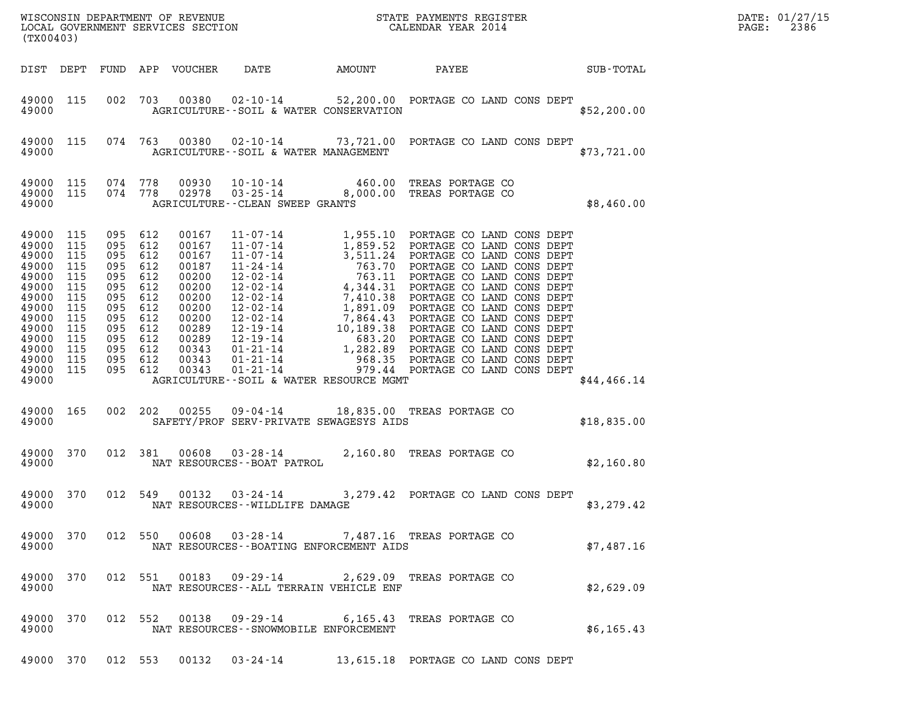WISCONSIN DEPARTMENT OF REVENUE
LOCAL GOVERNMENT SERVICES SECTION
(TX00403)

STATE PAYMENTS REGISTER
CALENDAR YEAR 2014

DATE: 01/27/15
PAGE: 2386

| DIST | DEPT | FUND | APP | VOUCHER | DATE | AMOUNT | PAYEE | SUB-TOTAL |
|---|---|---|---|---|---|---|---|---|
| 49000 | 115 | 002 | 703 | 00380 | 02-10-14 | 52,200.00 | PORTAGE CO LAND CONS DEPT | |
| 49000 | | | | | AGRICULTURE--SOIL & WATER CONSERVATION | | | $52,200.00 |
| 49000 | 115 | 074 | 763 | 00380 | 02-10-14 | 73,721.00 | PORTAGE CO LAND CONS DEPT | |
| 49000 | | | | | AGRICULTURE--SOIL & WATER MANAGEMENT | | | $73,721.00 |
| 49000 | 115 | 074 | 778 | 00930 | 10-10-14 | 460.00 | TREAS PORTAGE CO | |
| 49000 | 115 | 074 | 778 | 02978 | 03-25-14 | 8,000.00 | TREAS PORTAGE CO | |
| 49000 | | | | | AGRICULTURE--CLEAN SWEEP GRANTS | | | $8,460.00 |
| 49000 | 115 | 095 | 612 | 00167 | 11-07-14 | 1,955.10 | PORTAGE CO LAND CONS DEPT | |
| 49000 | 115 | 095 | 612 | 00167 | 11-07-14 | 1,859.52 | PORTAGE CO LAND CONS DEPT | |
| 49000 | 115 | 095 | 612 | 00167 | 11-07-14 | 3,511.24 | PORTAGE CO LAND CONS DEPT | |
| 49000 | 115 | 095 | 612 | 00187 | 11-24-14 | 763.70 | PORTAGE CO LAND CONS DEPT | |
| 49000 | 115 | 095 | 612 | 00200 | 12-02-14 | 763.11 | PORTAGE CO LAND CONS DEPT | |
| 49000 | 115 | 095 | 612 | 00200 | 12-02-14 | 4,344.31 | PORTAGE CO LAND CONS DEPT | |
| 49000 | 115 | 095 | 612 | 00200 | 12-02-14 | 7,410.38 | PORTAGE CO LAND CONS DEPT | |
| 49000 | 115 | 095 | 612 | 00200 | 12-02-14 | 1,891.09 | PORTAGE CO LAND CONS DEPT | |
| 49000 | 115 | 095 | 612 | 00200 | 12-02-14 | 7,864.43 | PORTAGE CO LAND CONS DEPT | |
| 49000 | 115 | 095 | 612 | 00289 | 12-19-14 | 10,189.38 | PORTAGE CO LAND CONS DEPT | |
| 49000 | 115 | 095 | 612 | 00289 | 12-19-14 | 683.20 | PORTAGE CO LAND CONS DEPT | |
| 49000 | 115 | 095 | 612 | 00343 | 01-21-14 | 1,282.89 | PORTAGE CO LAND CONS DEPT | |
| 49000 | 115 | 095 | 612 | 00343 | 01-21-14 | 968.35 | PORTAGE CO LAND CONS DEPT | |
| 49000 | 115 | 095 | 612 | 00343 | 01-21-14 | 979.44 | PORTAGE CO LAND CONS DEPT | |
| 49000 | | | | | AGRICULTURE--SOIL & WATER RESOURCE MGMT | | | $44,466.14 |
| 49000 | 165 | 002 | 202 | 00255 | 09-04-14 | 18,835.00 | TREAS PORTAGE CO | |
| 49000 | | | | | SAFETY/PROF SERV-PRIVATE SEWAGESYS AIDS | | | $18,835.00 |
| 49000 | 370 | 012 | 381 | 00608 | 03-28-14 | 2,160.80 | TREAS PORTAGE CO | |
| 49000 | | | | | NAT RESOURCES--BOAT PATROL | | | $2,160.80 |
| 49000 | 370 | 012 | 549 | 00132 | 03-24-14 | 3,279.42 | PORTAGE CO LAND CONS DEPT | |
| 49000 | | | | | NAT RESOURCES--WILDLIFE DAMAGE | | | $3,279.42 |
| 49000 | 370 | 012 | 550 | 00608 | 03-28-14 | 7,487.16 | TREAS PORTAGE CO | |
| 49000 | | | | | NAT RESOURCES--BOATING ENFORCEMENT AIDS | | | $7,487.16 |
| 49000 | 370 | 012 | 551 | 00183 | 09-29-14 | 2,629.09 | TREAS PORTAGE CO | |
| 49000 | | | | | NAT RESOURCES--ALL TERRAIN VEHICLE ENF | | | $2,629.09 |
| 49000 | 370 | 012 | 552 | 00138 | 09-29-14 | 6,165.43 | TREAS PORTAGE CO | |
| 49000 | | | | | NAT RESOURCES--SNOWMOBILE ENFORCEMENT | | | $6,165.43 |
| 49000 | 370 | 012 | 553 | 00132 | 03-24-14 | 13,615.18 | PORTAGE CO LAND CONS DEPT | |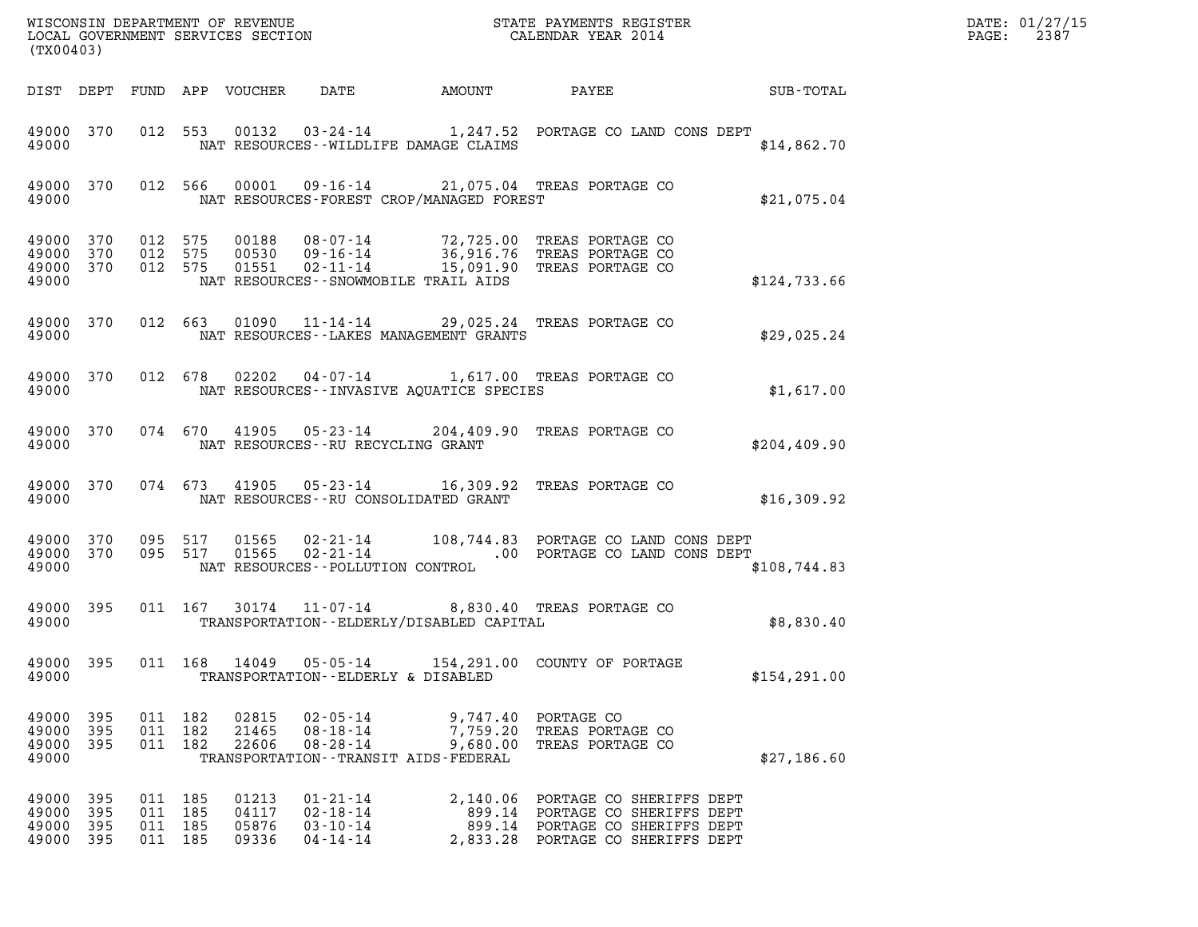WISCONSIN DEPARTMENT OF REVENUE
LOCAL GOVERNMENT SERVICES SECTION
(TX00403)

STATE PAYMENTS REGISTER
CALENDAR YEAR 2014

| DIST | DEPT | FUND | APP | VOUCHER | DATE | AMOUNT | PAYEE | SUB-TOTAL |
|---|---|---|---|---|---|---|---|---|
| 49000 | 370 | 012 | 553 | 00132 | 03-24-14 | 1,247.52 | PORTAGE CO LAND CONS DEPT | |
| 49000 | | | | | NAT RESOURCES--WILDLIFE DAMAGE CLAIMS | | | $14,862.70 |
| 49000 | 370 | 012 | 566 | 00001 | 09-16-14 | 21,075.04 | TREAS PORTAGE CO | |
| 49000 | | | | | NAT RESOURCES-FOREST CROP/MANAGED FOREST | | | $21,075.04 |
| 49000 | 370 | 012 | 575 | 00188 | 08-07-14 | 72,725.00 | TREAS PORTAGE CO | |
| 49000 | 370 | 012 | 575 | 00530 | 09-16-14 | 36,916.76 | TREAS PORTAGE CO | |
| 49000 | 370 | 012 | 575 | 01551 | 02-11-14 | 15,091.90 | TREAS PORTAGE CO | |
| 49000 | | | | | NAT RESOURCES--SNOWMOBILE TRAIL AIDS | | | $124,733.66 |
| 49000 | 370 | 012 | 663 | 01090 | 11-14-14 | 29,025.24 | TREAS PORTAGE CO | |
| 49000 | | | | | NAT RESOURCES--LAKES MANAGEMENT GRANTS | | | $29,025.24 |
| 49000 | 370 | 012 | 678 | 02202 | 04-07-14 | 1,617.00 | TREAS PORTAGE CO | |
| 49000 | | | | | NAT RESOURCES--INVASIVE AQUATICE SPECIES | | | $1,617.00 |
| 49000 | 370 | 074 | 670 | 41905 | 05-23-14 | 204,409.90 | TREAS PORTAGE CO | |
| 49000 | | | | | NAT RESOURCES--RU RECYCLING GRANT | | | $204,409.90 |
| 49000 | 370 | 074 | 673 | 41905 | 05-23-14 | 16,309.92 | TREAS PORTAGE CO | |
| 49000 | | | | | NAT RESOURCES--RU CONSOLIDATED GRANT | | | $16,309.92 |
| 49000 | 370 | 095 | 517 | 01565 | 02-21-14 | 108,744.83 | PORTAGE CO LAND CONS DEPT | |
| 49000 | 370 | 095 | 517 | 01565 | 02-21-14 | .00 | PORTAGE CO LAND CONS DEPT | |
| 49000 | | | | | NAT RESOURCES--POLLUTION CONTROL | | | $108,744.83 |
| 49000 | 395 | 011 | 167 | 30174 | 11-07-14 | 8,830.40 | TREAS PORTAGE CO | |
| 49000 | | | | | TRANSPORTATION--ELDERLY/DISABLED CAPITAL | | | $8,830.40 |
| 49000 | 395 | 011 | 168 | 14049 | 05-05-14 | 154,291.00 | COUNTY OF PORTAGE | |
| 49000 | | | | | TRANSPORTATION--ELDERLY & DISABLED | | | $154,291.00 |
| 49000 | 395 | 011 | 182 | 02815 | 02-05-14 | 9,747.40 | PORTAGE CO | |
| 49000 | 395 | 011 | 182 | 21465 | 08-18-14 | 7,759.20 | TREAS PORTAGE CO | |
| 49000 | 395 | 011 | 182 | 22606 | 08-28-14 | 9,680.00 | TREAS PORTAGE CO | |
| 49000 | | | | | TRANSPORTATION--TRANSIT AIDS-FEDERAL | | | $27,186.60 |
| 49000 | 395 | 011 | 185 | 01213 | 01-21-14 | 2,140.06 | PORTAGE CO SHERIFFS DEPT | |
| 49000 | 395 | 011 | 185 | 04117 | 02-18-14 | 899.14 | PORTAGE CO SHERIFFS DEPT | |
| 49000 | 395 | 011 | 185 | 05876 | 03-10-14 | 899.14 | PORTAGE CO SHERIFFS DEPT | |
| 49000 | 395 | 011 | 185 | 09336 | 04-14-14 | 2,833.28 | PORTAGE CO SHERIFFS DEPT | |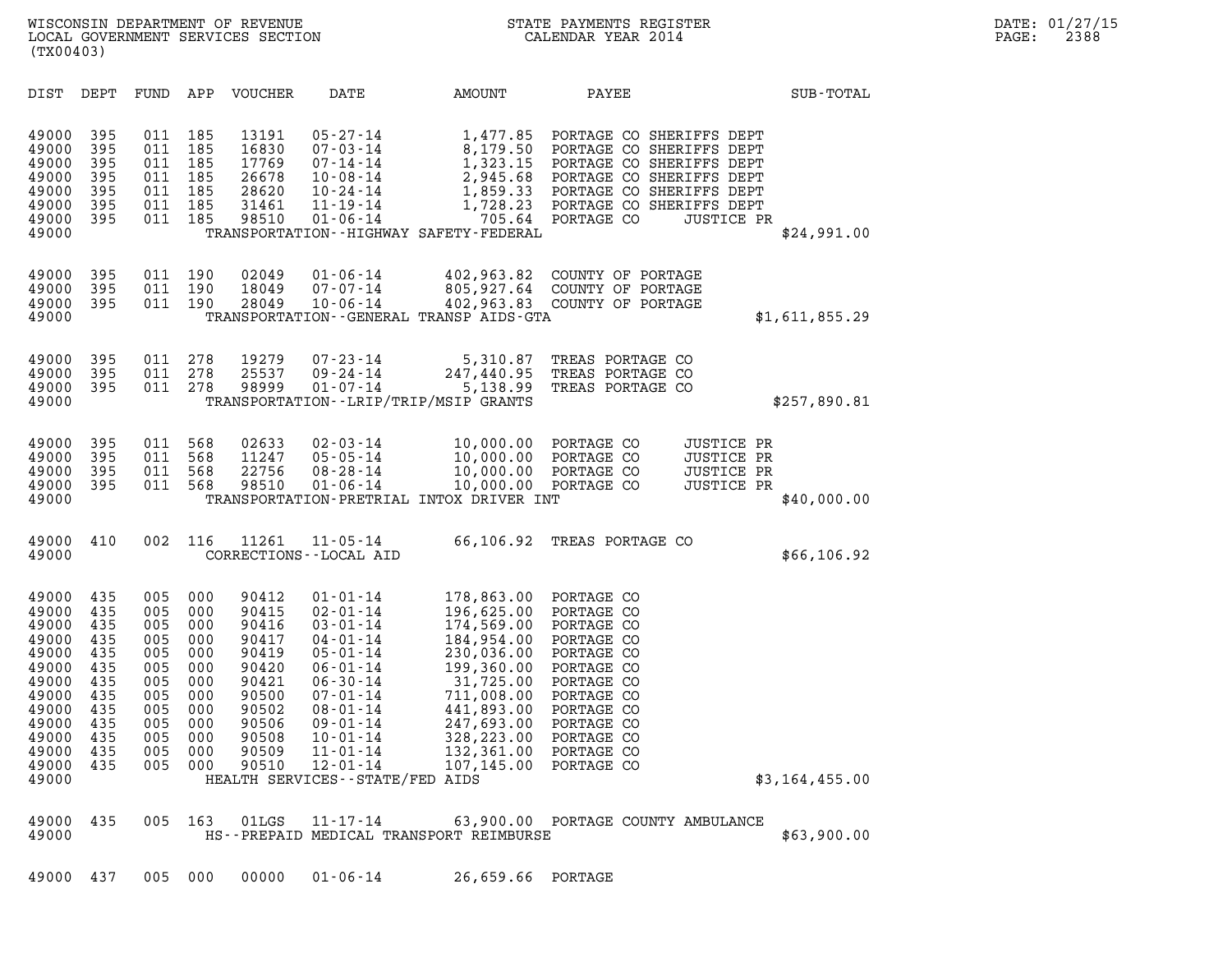WISCONSIN DEPARTMENT OF REVENUE
LOCAL GOVERNMENT SERVICES SECTION
(TX00403)

STATE PAYMENTS REGISTER
CALENDAR YEAR 2014

DATE: 01/27/15
PAGE: 2388

| DIST | DEPT | FUND | APP | VOUCHER | DATE | AMOUNT | PAYEE | SUB-TOTAL |
|---|---|---|---|---|---|---|---|---|
| 49000 | 395 | 011 | 185 | 13191 | 05-27-14 | 1,477.85 | PORTAGE CO SHERIFFS DEPT | |
| 49000 | 395 | 011 | 185 | 16830 | 07-03-14 | 8,179.50 | PORTAGE CO SHERIFFS DEPT | |
| 49000 | 395 | 011 | 185 | 17769 | 07-14-14 | 1,323.15 | PORTAGE CO SHERIFFS DEPT | |
| 49000 | 395 | 011 | 185 | 26678 | 10-08-14 | 2,945.68 | PORTAGE CO SHERIFFS DEPT | |
| 49000 | 395 | 011 | 185 | 28620 | 10-24-14 | 1,859.33 | PORTAGE CO SHERIFFS DEPT | |
| 49000 | 395 | 011 | 185 | 31461 | 11-19-14 | 1,728.23 | PORTAGE CO SHERIFFS DEPT | |
| 49000 | 395 | 011 | 185 | 98510 | 01-06-14 | 705.64 | PORTAGE CO JUSTICE PR | |
| 49000 | | | | | TRANSPORTATION--HIGHWAY SAFETY-FEDERAL | | | $24,991.00 |
| 49000 | 395 | 011 | 190 | 02049 | 01-06-14 | 402,963.82 | COUNTY OF PORTAGE | |
| 49000 | 395 | 011 | 190 | 18049 | 07-07-14 | 805,927.64 | COUNTY OF PORTAGE | |
| 49000 | 395 | 011 | 190 | 28049 | 10-06-14 | 402,963.83 | COUNTY OF PORTAGE | |
| 49000 | | | | | TRANSPORTATION--GENERAL TRANSP AIDS-GTA | | | $1,611,855.29 |
| 49000 | 395 | 011 | 278 | 19279 | 07-23-14 | 5,310.87 | TREAS PORTAGE CO | |
| 49000 | 395 | 011 | 278 | 25537 | 09-24-14 | 247,440.95 | TREAS PORTAGE CO | |
| 49000 | 395 | 011 | 278 | 98999 | 01-07-14 | 5,138.99 | TREAS PORTAGE CO | |
| 49000 | | | | | TRANSPORTATION--LRIP/TRIP/MSIP GRANTS | | | $257,890.81 |
| 49000 | 395 | 011 | 568 | 02633 | 02-03-14 | 10,000.00 | PORTAGE CO JUSTICE PR | |
| 49000 | 395 | 011 | 568 | 11247 | 05-05-14 | 10,000.00 | PORTAGE CO JUSTICE PR | |
| 49000 | 395 | 011 | 568 | 22756 | 08-28-14 | 10,000.00 | PORTAGE CO JUSTICE PR | |
| 49000 | 395 | 011 | 568 | 98510 | 01-06-14 | 10,000.00 | PORTAGE CO JUSTICE PR | |
| 49000 | | | | | TRANSPORTATION-PRETRIAL INTOX DRIVER INT | | | $40,000.00 |
| 49000 | 410 | 002 | 116 | 11261 | 11-05-14 | 66,106.92 | TREAS PORTAGE CO | |
| 49000 | | | | | CORRECTIONS--LOCAL AID | | | $66,106.92 |
| 49000 | 435 | 005 | 000 | 90412 | 01-01-14 | 178,863.00 | PORTAGE CO | |
| 49000 | 435 | 005 | 000 | 90415 | 02-01-14 | 196,625.00 | PORTAGE CO | |
| 49000 | 435 | 005 | 000 | 90416 | 03-01-14 | 174,569.00 | PORTAGE CO | |
| 49000 | 435 | 005 | 000 | 90417 | 04-01-14 | 184,954.00 | PORTAGE CO | |
| 49000 | 435 | 005 | 000 | 90419 | 05-01-14 | 230,036.00 | PORTAGE CO | |
| 49000 | 435 | 005 | 000 | 90420 | 06-01-14 | 199,360.00 | PORTAGE CO | |
| 49000 | 435 | 005 | 000 | 90421 | 06-30-14 | 31,725.00 | PORTAGE CO | |
| 49000 | 435 | 005 | 000 | 90500 | 07-01-14 | 711,008.00 | PORTAGE CO | |
| 49000 | 435 | 005 | 000 | 90502 | 08-01-14 | 441,893.00 | PORTAGE CO | |
| 49000 | 435 | 005 | 000 | 90506 | 09-01-14 | 247,693.00 | PORTAGE CO | |
| 49000 | 435 | 005 | 000 | 90508 | 10-01-14 | 328,223.00 | PORTAGE CO | |
| 49000 | 435 | 005 | 000 | 90509 | 11-01-14 | 132,361.00 | PORTAGE CO | |
| 49000 | 435 | 005 | 000 | 90510 | 12-01-14 | 107,145.00 | PORTAGE CO | |
| 49000 | | | | | HEALTH SERVICES--STATE/FED AIDS | | | $3,164,455.00 |
| 49000 | 435 | 005 | 163 | 01LGS | 11-17-14 | 63,900.00 | PORTAGE COUNTY AMBULANCE | |
| 49000 | | | | | HS--PREPAID MEDICAL TRANSPORT REIMBURSE | | | $63,900.00 |
| 49000 | 437 | 005 | 000 | 00000 | 01-06-14 | 26,659.66 | PORTAGE | |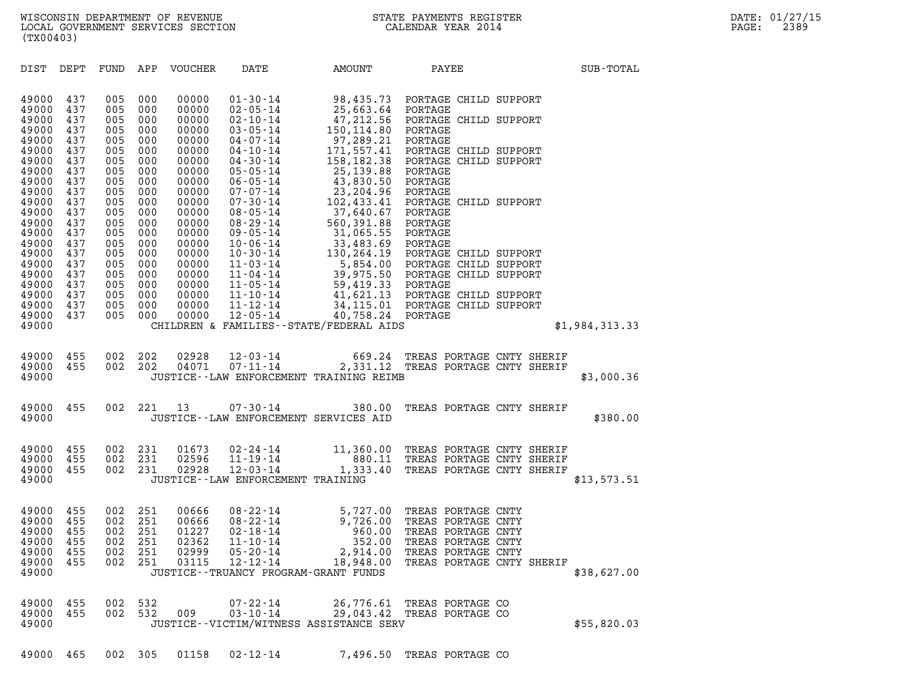WISCONSIN DEPARTMENT OF REVENUE
LOCAL GOVERNMENT SERVICES SECTION
(TX00403)

STATE PAYMENTS REGISTER
CALENDAR YEAR 2014

DATE: 01/27/15
PAGE: 2389

| DIST | DEPT | FUND | APP | VOUCHER | DATE | AMOUNT | PAYEE | SUB-TOTAL |
|---|---|---|---|---|---|---|---|---|
| 49000 | 437 | 005 | 000 | 00000 | 01-30-14 | 98,435.73 | PORTAGE CHILD SUPPORT | |
| 49000 | 437 | 005 | 000 | 00000 | 02-05-14 | 25,663.64 | PORTAGE | |
| 49000 | 437 | 005 | 000 | 00000 | 02-10-14 | 47,212.56 | PORTAGE CHILD SUPPORT | |
| 49000 | 437 | 005 | 000 | 00000 | 03-05-14 | 150,114.80 | PORTAGE | |
| 49000 | 437 | 005 | 000 | 00000 | 04-07-14 | 97,289.21 | PORTAGE | |
| 49000 | 437 | 005 | 000 | 00000 | 04-10-14 | 171,557.41 | PORTAGE CHILD SUPPORT | |
| 49000 | 437 | 005 | 000 | 00000 | 04-30-14 | 158,182.38 | PORTAGE CHILD SUPPORT | |
| 49000 | 437 | 005 | 000 | 00000 | 05-05-14 | 25,139.88 | PORTAGE | |
| 49000 | 437 | 005 | 000 | 00000 | 06-05-14 | 43,830.50 | PORTAGE | |
| 49000 | 437 | 005 | 000 | 00000 | 07-07-14 | 23,204.96 | PORTAGE | |
| 49000 | 437 | 005 | 000 | 00000 | 07-30-14 | 102,433.41 | PORTAGE CHILD SUPPORT | |
| 49000 | 437 | 005 | 000 | 00000 | 08-05-14 | 37,640.67 | PORTAGE | |
| 49000 | 437 | 005 | 000 | 00000 | 08-29-14 | 560,391.88 | PORTAGE | |
| 49000 | 437 | 005 | 000 | 00000 | 09-05-14 | 31,065.55 | PORTAGE | |
| 49000 | 437 | 005 | 000 | 00000 | 10-06-14 | 33,483.69 | PORTAGE | |
| 49000 | 437 | 005 | 000 | 00000 | 10-30-14 | 130,264.19 | PORTAGE CHILD SUPPORT | |
| 49000 | 437 | 005 | 000 | 00000 | 11-03-14 | 5,854.00 | PORTAGE CHILD SUPPORT | |
| 49000 | 437 | 005 | 000 | 00000 | 11-04-14 | 39,975.50 | PORTAGE CHILD SUPPORT | |
| 49000 | 437 | 005 | 000 | 00000 | 11-05-14 | 59,419.33 | PORTAGE | |
| 49000 | 437 | 005 | 000 | 00000 | 11-10-14 | 41,621.13 | PORTAGE CHILD SUPPORT | |
| 49000 | 437 | 005 | 000 | 00000 | 11-12-14 | 34,115.01 | PORTAGE CHILD SUPPORT | |
| 49000 | 437 | 005 | 000 | 00000 | 12-05-14 | 40,758.24 | PORTAGE | |
| 49000 | | | | | CHILDREN & FAMILIES--STATE/FEDERAL AIDS | | | $1,984,313.33 |
| 49000 | 455 | 002 | 202 | 02928 | 12-03-14 | 669.24 | TREAS PORTAGE CNTY SHERIF | |
| 49000 | 455 | 002 | 202 | 04071 | 07-11-14 | 2,331.12 | TREAS PORTAGE CNTY SHERIF | |
| 49000 | | | | | JUSTICE--LAW ENFORCEMENT TRAINING REIMB | | | $3,000.36 |
| 49000 | 455 | 002 | 221 | 13 | 07-30-14 | 380.00 | TREAS PORTAGE CNTY SHERIF | |
| 49000 | | | | | JUSTICE--LAW ENFORCEMENT SERVICES AID | | | $380.00 |
| 49000 | 455 | 002 | 231 | 01673 | 02-24-14 | 11,360.00 | TREAS PORTAGE CNTY SHERIF | |
| 49000 | 455 | 002 | 231 | 02596 | 11-19-14 | 880.11 | TREAS PORTAGE CNTY SHERIF | |
| 49000 | 455 | 002 | 231 | 02928 | 12-03-14 | 1,333.40 | TREAS PORTAGE CNTY SHERIF | |
| 49000 | | | | | JUSTICE--LAW ENFORCEMENT TRAINING | | | $13,573.51 |
| 49000 | 455 | 002 | 251 | 00666 | 08-22-14 | 5,727.00 | TREAS PORTAGE CNTY | |
| 49000 | 455 | 002 | 251 | 00666 | 08-22-14 | 9,726.00 | TREAS PORTAGE CNTY | |
| 49000 | 455 | 002 | 251 | 01227 | 02-18-14 | 960.00 | TREAS PORTAGE CNTY | |
| 49000 | 455 | 002 | 251 | 02362 | 11-10-14 | 352.00 | TREAS PORTAGE CNTY | |
| 49000 | 455 | 002 | 251 | 02999 | 05-20-14 | 2,914.00 | TREAS PORTAGE CNTY | |
| 49000 | 455 | 002 | 251 | 03115 | 12-12-14 | 18,948.00 | TREAS PORTAGE CNTY SHERIF | |
| 49000 | | | | | JUSTICE--TRUANCY PROGRAM-GRANT FUNDS | | | $38,627.00 |
| 49000 | 455 | 002 | 532 | | 07-22-14 | 26,776.61 | TREAS PORTAGE CO | |
| 49000 | 455 | 002 | 532 | 009 | 03-10-14 | 29,043.42 | TREAS PORTAGE CO | |
| 49000 | | | | | JUSTICE--VICTIM/WITNESS ASSISTANCE SERV | | | $55,820.03 |
| 49000 | 465 | 002 | 305 | 01158 | 02-12-14 | 7,496.50 | TREAS PORTAGE CO | |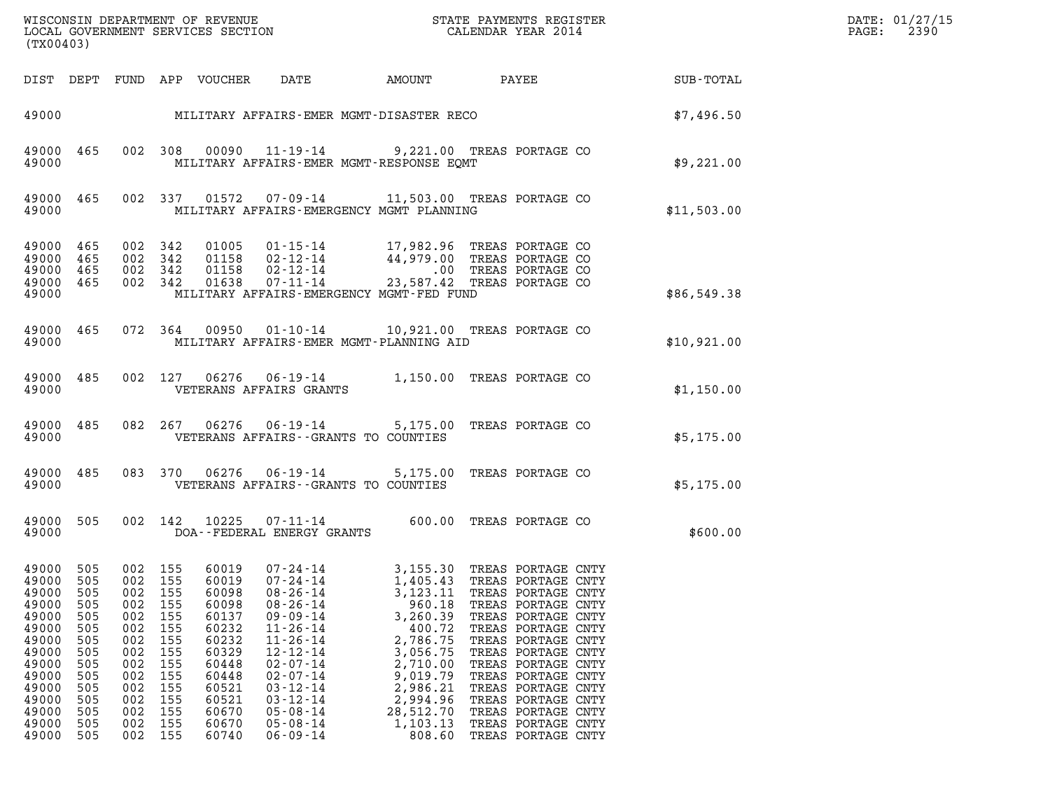WISCONSIN DEPARTMENT OF REVENUE
LOCAL GOVERNMENT SERVICES SECTION
(TX00403)

STATE PAYMENTS REGISTER
CALENDAR YEAR 2014

DATE: 01/27/15
PAGE: 2390

| DIST | DEPT | FUND | APP | VOUCHER | DATE | AMOUNT | PAYEE | SUB-TOTAL |
|---|---|---|---|---|---|---|---|---|
| 49000 | | | | | MILITARY AFFAIRS-EMER MGMT-DISASTER RECO | | | $7,496.50 |
| 49000 | 465 | 002 | 308 | 00090 | 11-19-14 | 9,221.00 | TREAS PORTAGE CO | |
| 49000 | | | | | MILITARY AFFAIRS-EMER MGMT-RESPONSE EQMT | | | $9,221.00 |
| 49000 | 465 | 002 | 337 | 01572 | 07-09-14 | 11,503.00 | TREAS PORTAGE CO | |
| 49000 | | | | | MILITARY AFFAIRS-EMERGENCY MGMT PLANNING | | | $11,503.00 |
| 49000 | 465 | 002 | 342 | 01005 | 01-15-14 | 17,982.96 | TREAS PORTAGE CO | |
| 49000 | 465 | 002 | 342 | 01158 | 02-12-14 | 44,979.00 | TREAS PORTAGE CO | |
| 49000 | 465 | 002 | 342 | 01158 | 02-12-14 | .00 | TREAS PORTAGE CO | |
| 49000 | 465 | 002 | 342 | 01638 | 07-11-14 | 23,587.42 | TREAS PORTAGE CO | |
| 49000 | | | | | MILITARY AFFAIRS-EMERGENCY MGMT-FED FUND | | | $86,549.38 |
| 49000 | 465 | 072 | 364 | 00950 | 01-10-14 | 10,921.00 | TREAS PORTAGE CO | |
| 49000 | | | | | MILITARY AFFAIRS-EMER MGMT-PLANNING AID | | | $10,921.00 |
| 49000 | 485 | 002 | 127 | 06276 | 06-19-14 | 1,150.00 | TREAS PORTAGE CO | |
| 49000 | | | | | VETERANS AFFAIRS GRANTS | | | $1,150.00 |
| 49000 | 485 | 082 | 267 | 06276 | 06-19-14 | 5,175.00 | TREAS PORTAGE CO | |
| 49000 | | | | | VETERANS AFFAIRS--GRANTS TO COUNTIES | | | $5,175.00 |
| 49000 | 485 | 083 | 370 | 06276 | 06-19-14 | 5,175.00 | TREAS PORTAGE CO | |
| 49000 | | | | | VETERANS AFFAIRS--GRANTS TO COUNTIES | | | $5,175.00 |
| 49000 | 505 | 002 | 142 | 10225 | 07-11-14 | 600.00 | TREAS PORTAGE CO | |
| 49000 | | | | | DOA--FEDERAL ENERGY GRANTS | | | $600.00 |
| 49000 | 505 | 002 | 155 | 60019 | 07-24-14 | 3,155.30 | TREAS PORTAGE CNTY | |
| 49000 | 505 | 002 | 155 | 60019 | 07-24-14 | 1,405.43 | TREAS PORTAGE CNTY | |
| 49000 | 505 | 002 | 155 | 60098 | 08-26-14 | 3,123.11 | TREAS PORTAGE CNTY | |
| 49000 | 505 | 002 | 155 | 60098 | 08-26-14 | 960.18 | TREAS PORTAGE CNTY | |
| 49000 | 505 | 002 | 155 | 60137 | 09-09-14 | 3,260.39 | TREAS PORTAGE CNTY | |
| 49000 | 505 | 002 | 155 | 60232 | 11-26-14 | 400.72 | TREAS PORTAGE CNTY | |
| 49000 | 505 | 002 | 155 | 60232 | 11-26-14 | 2,786.75 | TREAS PORTAGE CNTY | |
| 49000 | 505 | 002 | 155 | 60329 | 12-12-14 | 3,056.75 | TREAS PORTAGE CNTY | |
| 49000 | 505 | 002 | 155 | 60448 | 02-07-14 | 2,710.00 | TREAS PORTAGE CNTY | |
| 49000 | 505 | 002 | 155 | 60448 | 02-07-14 | 9,019.79 | TREAS PORTAGE CNTY | |
| 49000 | 505 | 002 | 155 | 60521 | 03-12-14 | 2,986.21 | TREAS PORTAGE CNTY | |
| 49000 | 505 | 002 | 155 | 60521 | 03-12-14 | 2,994.96 | TREAS PORTAGE CNTY | |
| 49000 | 505 | 002 | 155 | 60670 | 05-08-14 | 28,512.70 | TREAS PORTAGE CNTY | |
| 49000 | 505 | 002 | 155 | 60670 | 05-08-14 | 1,103.13 | TREAS PORTAGE CNTY | |
| 49000 | 505 | 002 | 155 | 60740 | 06-09-14 | 808.60 | TREAS PORTAGE CNTY | |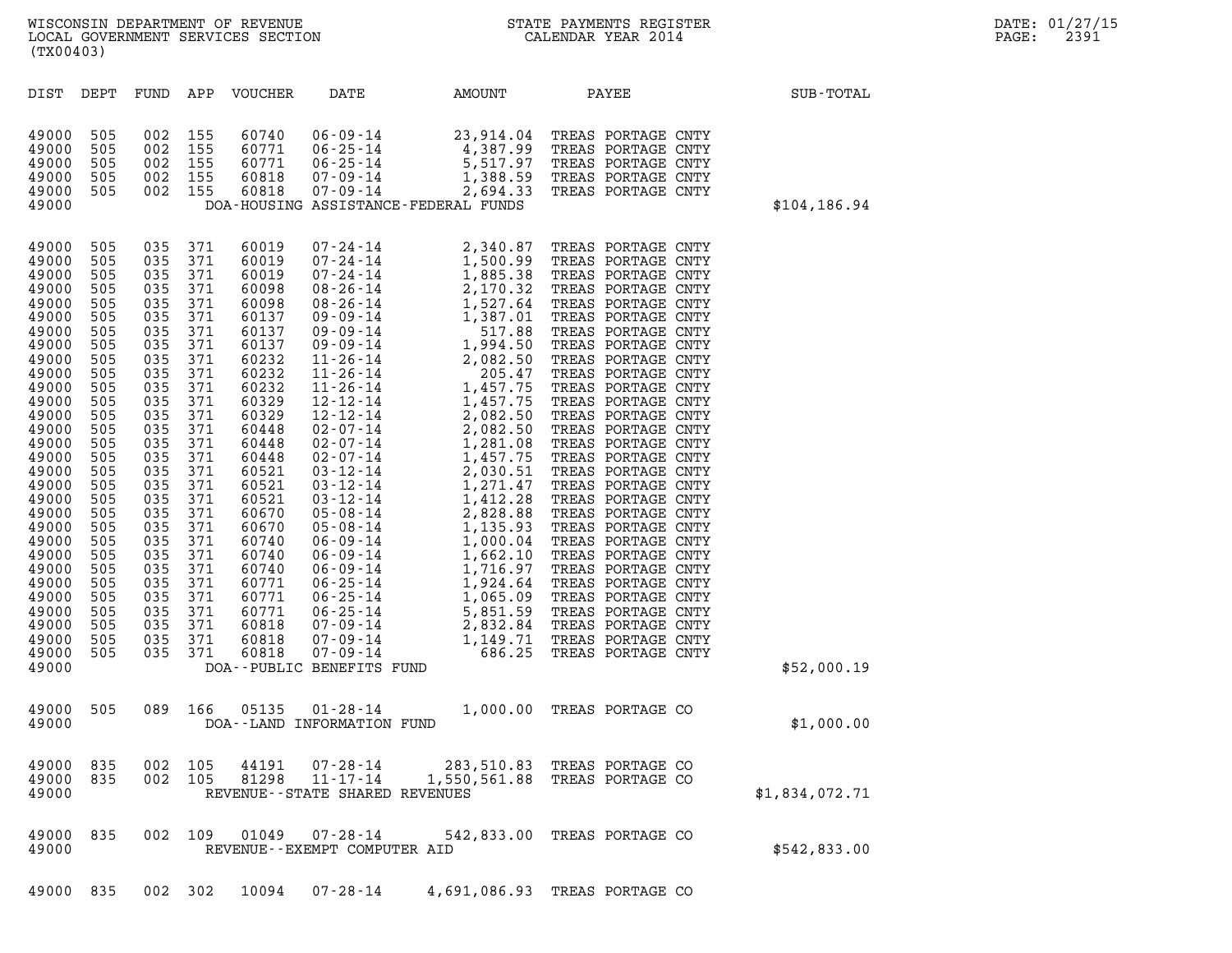| DIST | DEPT | FUND | APP | VOUCHER | DATE | AMOUNT | PAYEE | SUB-TOTAL |
|---|---|---|---|---|---|---|---|---|
| 49000 | 505 | 002 | 155 | 60740 | 06-09-14 | 23,914.04 | TREAS PORTAGE CNTY | |
| 49000 | 505 | 002 | 155 | 60771 | 06-25-14 | 4,387.99 | TREAS PORTAGE CNTY | |
| 49000 | 505 | 002 | 155 | 60771 | 06-25-14 | 5,517.97 | TREAS PORTAGE CNTY | |
| 49000 | 505 | 002 | 155 | 60818 | 07-09-14 | 1,388.59 | TREAS PORTAGE CNTY | |
| 49000 | 505 | 002 | 155 | 60818 | 07-09-14 | 2,694.33 | TREAS PORTAGE CNTY | |
| 49000 | | | | DOA-HOUSING ASSISTANCE-FEDERAL FUNDS | | | | $104,186.94 |
| 49000 | 505 | 035 | 371 | 60019 | 07-24-14 | 2,340.87 | TREAS PORTAGE CNTY | |
| 49000 | 505 | 035 | 371 | 60019 | 07-24-14 | 1,500.99 | TREAS PORTAGE CNTY | |
| 49000 | 505 | 035 | 371 | 60019 | 07-24-14 | 1,885.38 | TREAS PORTAGE CNTY | |
| 49000 | 505 | 035 | 371 | 60098 | 08-26-14 | 2,170.32 | TREAS PORTAGE CNTY | |
| 49000 | 505 | 035 | 371 | 60098 | 08-26-14 | 1,527.64 | TREAS PORTAGE CNTY | |
| 49000 | 505 | 035 | 371 | 60137 | 09-09-14 | 1,387.01 | TREAS PORTAGE CNTY | |
| 49000 | 505 | 035 | 371 | 60137 | 09-09-14 | 517.88 | TREAS PORTAGE CNTY | |
| 49000 | 505 | 035 | 371 | 60137 | 09-09-14 | 1,994.50 | TREAS PORTAGE CNTY | |
| 49000 | 505 | 035 | 371 | 60232 | 11-26-14 | 2,082.50 | TREAS PORTAGE CNTY | |
| 49000 | 505 | 035 | 371 | 60232 | 11-26-14 | 205.47 | TREAS PORTAGE CNTY | |
| 49000 | 505 | 035 | 371 | 60232 | 11-26-14 | 1,457.75 | TREAS PORTAGE CNTY | |
| 49000 | 505 | 035 | 371 | 60329 | 12-12-14 | 1,457.75 | TREAS PORTAGE CNTY | |
| 49000 | 505 | 035 | 371 | 60329 | 12-12-14 | 2,082.50 | TREAS PORTAGE CNTY | |
| 49000 | 505 | 035 | 371 | 60448 | 02-07-14 | 2,082.50 | TREAS PORTAGE CNTY | |
| 49000 | 505 | 035 | 371 | 60448 | 02-07-14 | 1,281.08 | TREAS PORTAGE CNTY | |
| 49000 | 505 | 035 | 371 | 60448 | 02-07-14 | 1,457.75 | TREAS PORTAGE CNTY | |
| 49000 | 505 | 035 | 371 | 60521 | 03-12-14 | 2,030.51 | TREAS PORTAGE CNTY | |
| 49000 | 505 | 035 | 371 | 60521 | 03-12-14 | 1,271.47 | TREAS PORTAGE CNTY | |
| 49000 | 505 | 035 | 371 | 60521 | 03-12-14 | 1,412.28 | TREAS PORTAGE CNTY | |
| 49000 | 505 | 035 | 371 | 60670 | 05-08-14 | 2,828.88 | TREAS PORTAGE CNTY | |
| 49000 | 505 | 035 | 371 | 60670 | 05-08-14 | 1,135.93 | TREAS PORTAGE CNTY | |
| 49000 | 505 | 035 | 371 | 60740 | 06-09-14 | 1,000.04 | TREAS PORTAGE CNTY | |
| 49000 | 505 | 035 | 371 | 60740 | 06-09-14 | 1,662.10 | TREAS PORTAGE CNTY | |
| 49000 | 505 | 035 | 371 | 60740 | 06-09-14 | 1,716.97 | TREAS PORTAGE CNTY | |
| 49000 | 505 | 035 | 371 | 60771 | 06-25-14 | 1,924.64 | TREAS PORTAGE CNTY | |
| 49000 | 505 | 035 | 371 | 60771 | 06-25-14 | 1,065.09 | TREAS PORTAGE CNTY | |
| 49000 | 505 | 035 | 371 | 60771 | 06-25-14 | 5,851.59 | TREAS PORTAGE CNTY | |
| 49000 | 505 | 035 | 371 | 60818 | 07-09-14 | 2,832.84 | TREAS PORTAGE CNTY | |
| 49000 | 505 | 035 | 371 | 60818 | 07-09-14 | 1,149.71 | TREAS PORTAGE CNTY | |
| 49000 | 505 | 035 | 371 | 60818 | 07-09-14 | 686.25 | TREAS PORTAGE CNTY | |
| 49000 | | | | DOA--PUBLIC BENEFITS FUND | | | | $52,000.19 |
| 49000 | 505 | 089 | 166 | 05135 | 01-28-14 | 1,000.00 | TREAS PORTAGE CO | |
| 49000 | | | | DOA--LAND INFORMATION FUND | | | | $1,000.00 |
| 49000 | 835 | 002 | 105 | 44191 | 07-28-14 | 283,510.83 | TREAS PORTAGE CO | |
| 49000 | 835 | 002 | 105 | 81298 | 11-17-14 | 1,550,561.88 | TREAS PORTAGE CO | |
| 49000 | | | | REVENUE--STATE SHARED REVENUES | | | | $1,834,072.71 |
| 49000 | 835 | 002 | 109 | 01049 | 07-28-14 | 542,833.00 | TREAS PORTAGE CO | |
| 49000 | | | | REVENUE--EXEMPT COMPUTER AID | | | | $542,833.00 |
| 49000 | 835 | 002 | 302 | 10094 | 07-28-14 | 4,691,086.93 | TREAS PORTAGE CO | |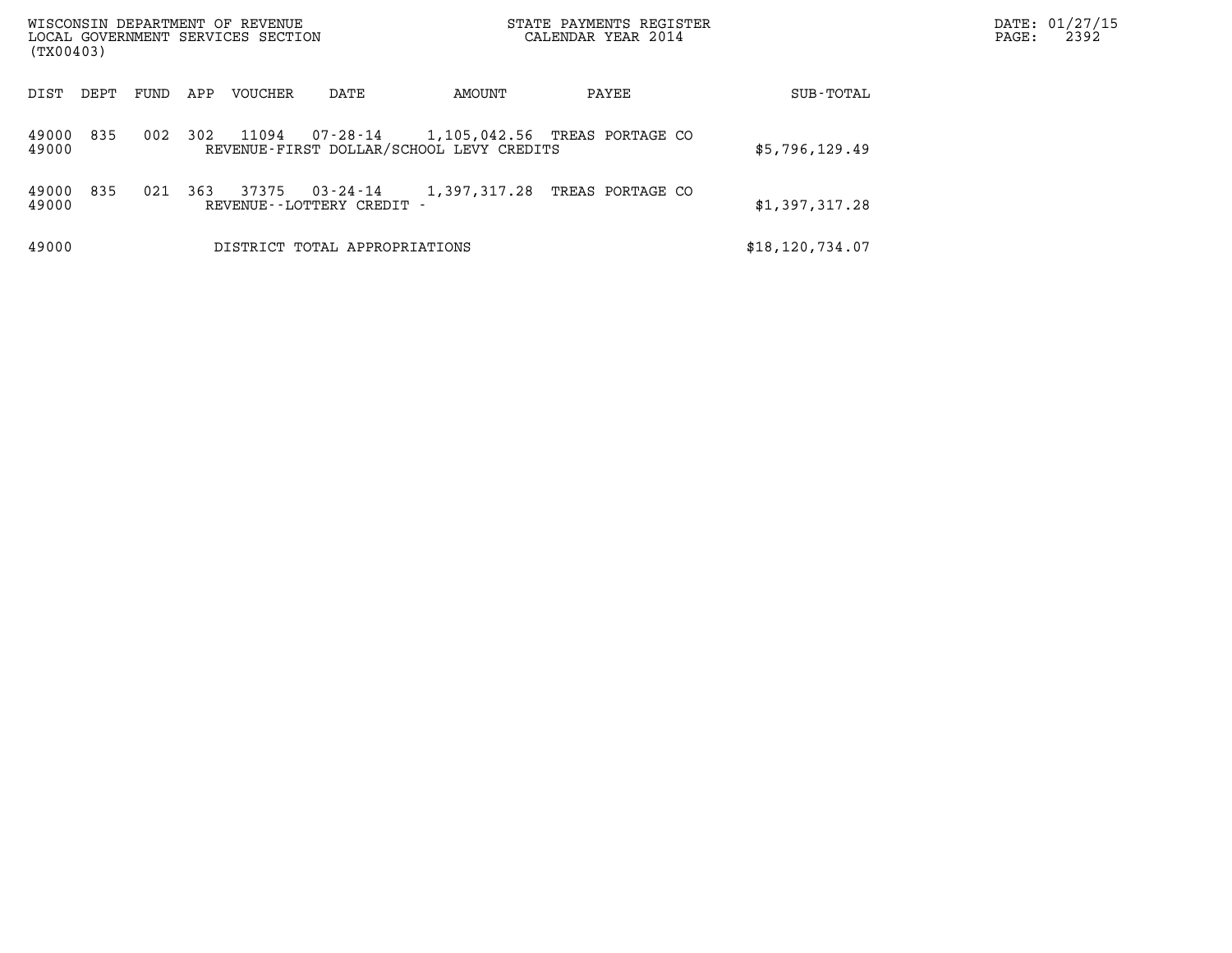WISCONSIN DEPARTMENT OF REVENUE
LOCAL GOVERNMENT SERVICES SECTION
(TX00403)

STATE PAYMENTS REGISTER
CALENDAR YEAR 2014

| DIST | DEPT | FUND | APP | VOUCHER | DATE | AMOUNT | PAYEE | SUB-TOTAL |
|---|---|---|---|---|---|---|---|---|
| 49000 | 835 | 002 | 302 | 11094 | 07-28-14 | 1,105,042.56 | TREAS PORTAGE CO | |
| 49000 | | | | REVENUE-FIRST DOLLAR/SCHOOL LEVY CREDITS | | | | $5,796,129.49 |
| 49000 | 835 | 021 | 363 | 37375 | 03-24-14 | 1,397,317.28 | TREAS PORTAGE CO | |
| 49000 | | | | REVENUE--LOTTERY CREDIT - | | | | $1,397,317.28 |
| 49000 | | | | DISTRICT TOTAL APPROPRIATIONS | | | | $18,120,734.07 |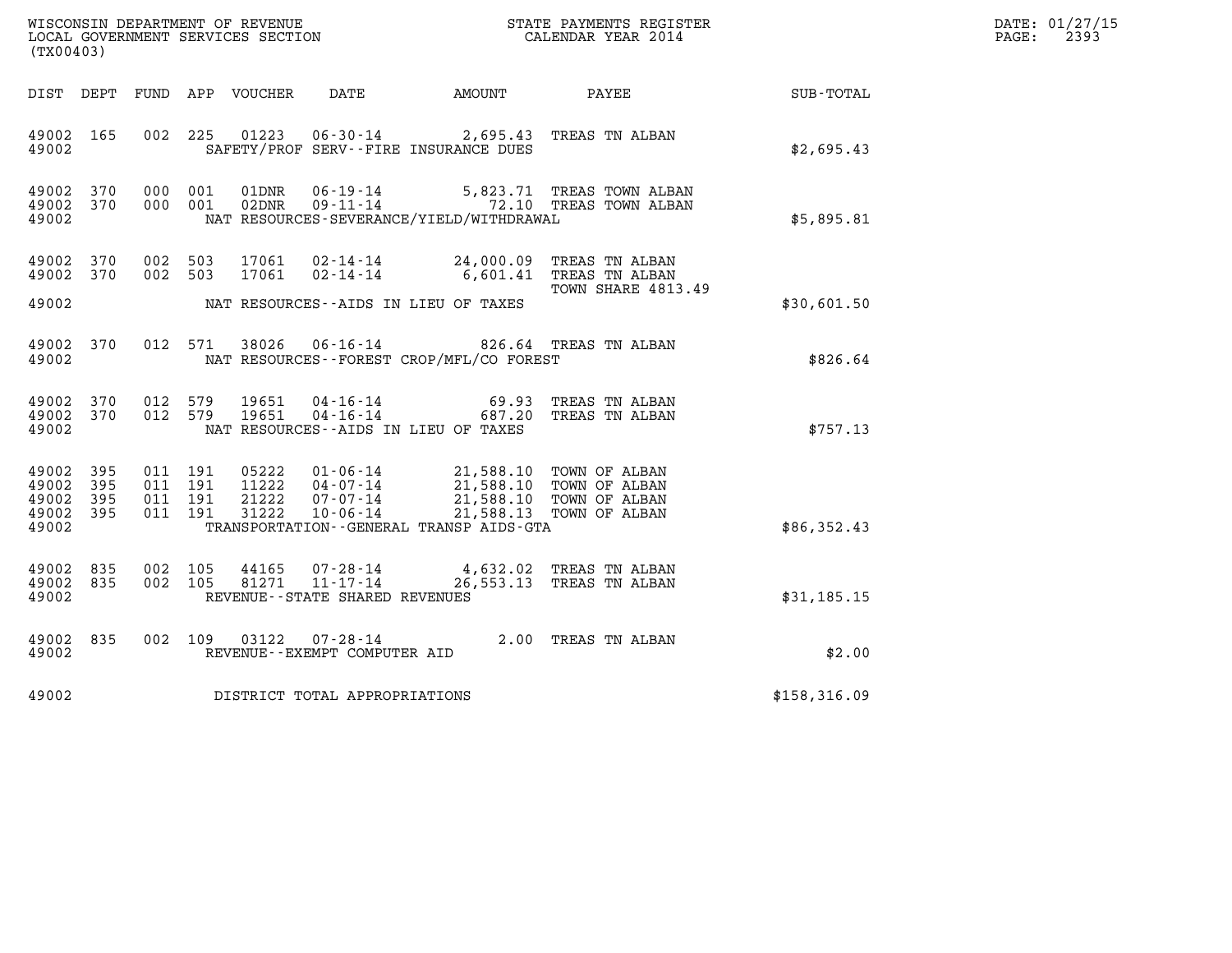WISCONSIN DEPARTMENT OF REVENUE
LOCAL GOVERNMENT SERVICES SECTION
(TX00403)

STATE PAYMENTS REGISTER
CALENDAR YEAR 2014

DATE: 01/27/15
PAGE: 2393

| DIST | DEPT | FUND | APP | VOUCHER | DATE | AMOUNT | PAYEE | SUB-TOTAL |
|---|---|---|---|---|---|---|---|---|
| 49002 | 165 | 002 | 225 | 01223 | 06-30-14 | 2,695.43 | TREAS TN ALBAN | |
| 49002 | | | | | SAFETY/PROF SERV--FIRE INSURANCE DUES | | | $2,695.43 |
| 49002 | 370 | 000 | 001 | 01DNR | 06-19-14 | 5,823.71 | TREAS TOWN ALBAN | |
| 49002 | 370 | 000 | 001 | 02DNR | 09-11-14 | 72.10 | TREAS TOWN ALBAN | |
| 49002 | | | | | NAT RESOURCES-SEVERANCE/YIELD/WITHDRAWAL | | | $5,895.81 |
| 49002 | 370 | 002 | 503 | 17061 | 02-14-14 | 24,000.09 | TREAS TN ALBAN | |
| 49002 | 370 | 002 | 503 | 17061 | 02-14-14 | 6,601.41 | TREAS TN ALBAN<br>TOWN SHARE 4813.49 | |
| 49002 | | | | | NAT RESOURCES--AIDS IN LIEU OF TAXES | | | $30,601.50 |
| 49002 | 370 | 012 | 571 | 38026 | 06-16-14 | 826.64 | TREAS TN ALBAN | |
| 49002 | | | | | NAT RESOURCES--FOREST CROP/MFL/CO FOREST | | | $826.64 |
| 49002 | 370 | 012 | 579 | 19651 | 04-16-14 | 69.93 | TREAS TN ALBAN | |
| 49002 | 370 | 012 | 579 | 19651 | 04-16-14 | 687.20 | TREAS TN ALBAN | |
| 49002 | | | | | NAT RESOURCES--AIDS IN LIEU OF TAXES | | | $757.13 |
| 49002 | 395 | 011 | 191 | 05222 | 01-06-14 | 21,588.10 | TOWN OF ALBAN | |
| 49002 | 395 | 011 | 191 | 11222 | 04-07-14 | 21,588.10 | TOWN OF ALBAN | |
| 49002 | 395 | 011 | 191 | 21222 | 07-07-14 | 21,588.10 | TOWN OF ALBAN | |
| 49002 | 395 | 011 | 191 | 31222 | 10-06-14 | 21,588.13 | TOWN OF ALBAN | |
| 49002 | | | | | TRANSPORTATION--GENERAL TRANSP AIDS-GTA | | | $86,352.43 |
| 49002 | 835 | 002 | 105 | 44165 | 07-28-14 | 4,632.02 | TREAS TN ALBAN | |
| 49002 | 835 | 002 | 105 | 81271 | 11-17-14 | 26,553.13 | TREAS TN ALBAN | |
| 49002 | | | | | REVENUE--STATE SHARED REVENUES | | | $31,185.15 |
| 49002 | 835 | 002 | 109 | 03122 | 07-28-14 | 2.00 | TREAS TN ALBAN | |
| 49002 | | | | | REVENUE--EXEMPT COMPUTER AID | | | $2.00 |
| 49002 | | | | | DISTRICT TOTAL APPROPRIATIONS | | | $158,316.09 |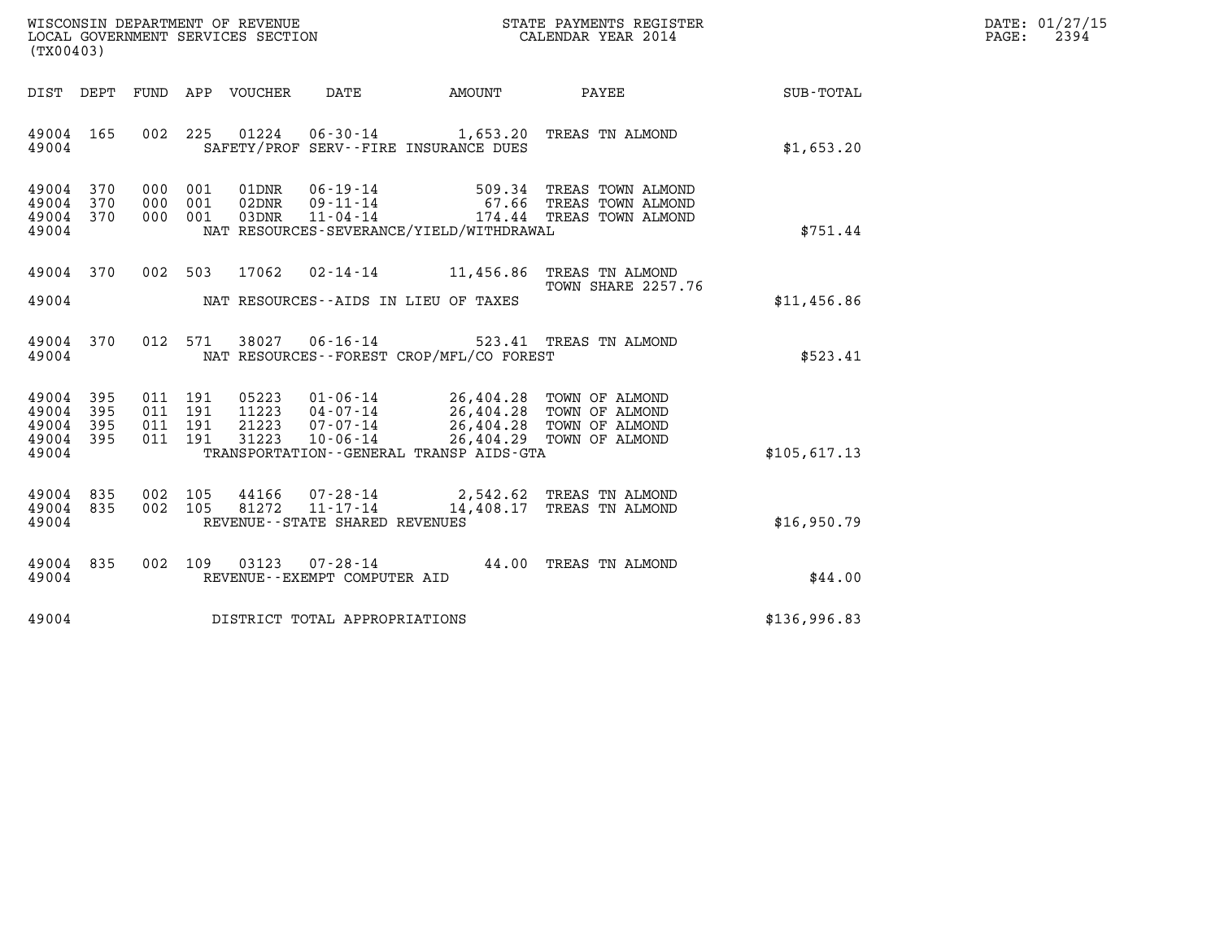WISCONSIN DEPARTMENT OF REVENUE
LOCAL GOVERNMENT SERVICES SECTION
(TX00403)

STATE PAYMENTS REGISTER
CALENDAR YEAR 2014

DATE: 01/27/15
PAGE: 2394

| DIST | DEPT | FUND | APP | VOUCHER | DATE | AMOUNT | PAYEE | SUB-TOTAL |
|---|---|---|---|---|---|---|---|---|
| 49004 | 165 | 002 | 225 | 01224 | 06-30-14 | 1,653.20 | TREAS TN ALMOND | |
| 49004 | | | | SAFETY/PROF SERV--FIRE INSURANCE DUES | | | | $1,653.20 |
| 49004 | 370 | 000 | 001 | 01DNR | 06-19-14 | 509.34 | TREAS TOWN ALMOND | |
| 49004 | 370 | 000 | 001 | 02DNR | 09-11-14 | 67.66 | TREAS TOWN ALMOND | |
| 49004 | 370 | 000 | 001 | 03DNR | 11-04-14 | 174.44 | TREAS TOWN ALMOND | |
| 49004 | | | | NAT RESOURCES-SEVERANCE/YIELD/WITHDRAWAL | | | | $751.44 |
| 49004 | 370 | 002 | 503 | 17062 | 02-14-14 | 11,456.86 | TREAS TN ALMOND TOWN SHARE 2257.76 | |
| 49004 | | | | NAT RESOURCES--AIDS IN LIEU OF TAXES | | | | $11,456.86 |
| 49004 | 370 | 012 | 571 | 38027 | 06-16-14 | 523.41 | TREAS TN ALMOND | |
| 49004 | | | | NAT RESOURCES--FOREST CROP/MFL/CO FOREST | | | | $523.41 |
| 49004 | 395 | 011 | 191 | 05223 | 01-06-14 | 26,404.28 | TOWN OF ALMOND | |
| 49004 | 395 | 011 | 191 | 11223 | 04-07-14 | 26,404.28 | TOWN OF ALMOND | |
| 49004 | 395 | 011 | 191 | 21223 | 07-07-14 | 26,404.28 | TOWN OF ALMOND | |
| 49004 | 395 | 011 | 191 | 31223 | 10-06-14 | 26,404.29 | TOWN OF ALMOND | |
| 49004 | | | | TRANSPORTATION--GENERAL TRANSP AIDS-GTA | | | | $105,617.13 |
| 49004 | 835 | 002 | 105 | 44166 | 07-28-14 | 2,542.62 | TREAS TN ALMOND | |
| 49004 | 835 | 002 | 105 | 81272 | 11-17-14 | 14,408.17 | TREAS TN ALMOND | |
| 49004 | | | | REVENUE--STATE SHARED REVENUES | | | | $16,950.79 |
| 49004 | 835 | 002 | 109 | 03123 | 07-28-14 | 44.00 | TREAS TN ALMOND | |
| 49004 | | | | REVENUE--EXEMPT COMPUTER AID | | | | $44.00 |
| 49004 | | | | DISTRICT TOTAL APPROPRIATIONS | | | | $136,996.83 |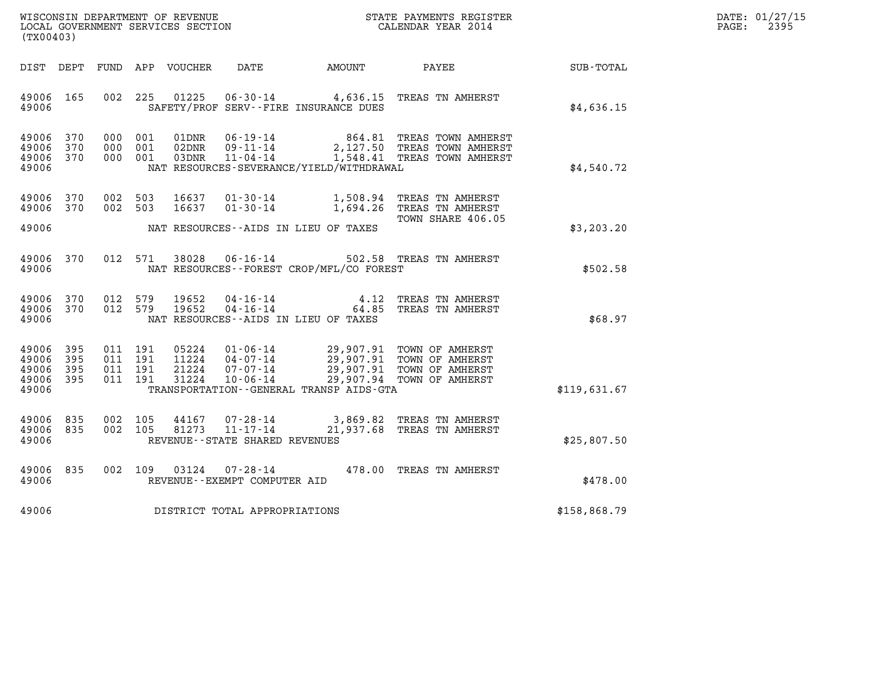WISCONSIN DEPARTMENT OF REVENUE
LOCAL GOVERNMENT SERVICES SECTION
(TX00403)

STATE PAYMENTS REGISTER
CALENDAR YEAR 2014

DATE: 01/27/15
PAGE: 2395

| DIST | DEPT | FUND | APP | VOUCHER | DATE | AMOUNT | PAYEE | SUB-TOTAL |
|---|---|---|---|---|---|---|---|---|
| 49006 | 165 | 002 | 225 | 01225 | 06-30-14 | 4,636.15 | TREAS TN AMHERST | |
| 49006 | | | | | SAFETY/PROF SERV--FIRE INSURANCE DUES | | | $4,636.15 |
| 49006 | 370 | 000 | 001 | 01DNR | 06-19-14 | 864.81 | TREAS TOWN AMHERST | |
| 49006 | 370 | 000 | 001 | 02DNR | 09-11-14 | 2,127.50 | TREAS TOWN AMHERST | |
| 49006 | 370 | 000 | 001 | 03DNR | 11-04-14 | 1,548.41 | TREAS TOWN AMHERST | |
| 49006 | | | | | NAT RESOURCES-SEVERANCE/YIELD/WITHDRAWAL | | | $4,540.72 |
| 49006 | 370 | 002 | 503 | 16637 | 01-30-14 | 1,508.94 | TREAS TN AMHERST | |
| 49006 | 370 | 002 | 503 | 16637 | 01-30-14 | 1,694.26 | TREAS TN AMHERST TOWN SHARE 406.05 | |
| 49006 | | | | | NAT RESOURCES--AIDS IN LIEU OF TAXES | | | $3,203.20 |
| 49006 | 370 | 012 | 571 | 38028 | 06-16-14 | 502.58 | TREAS TN AMHERST | |
| 49006 | | | | | NAT RESOURCES--FOREST CROP/MFL/CO FOREST | | | $502.58 |
| 49006 | 370 | 012 | 579 | 19652 | 04-16-14 | 4.12 | TREAS TN AMHERST | |
| 49006 | 370 | 012 | 579 | 19652 | 04-16-14 | 64.85 | TREAS TN AMHERST | |
| 49006 | | | | | NAT RESOURCES--AIDS IN LIEU OF TAXES | | | $68.97 |
| 49006 | 395 | 011 | 191 | 05224 | 01-06-14 | 29,907.91 | TOWN OF AMHERST | |
| 49006 | 395 | 011 | 191 | 11224 | 04-07-14 | 29,907.91 | TOWN OF AMHERST | |
| 49006 | 395 | 011 | 191 | 21224 | 07-07-14 | 29,907.91 | TOWN OF AMHERST | |
| 49006 | 395 | 011 | 191 | 31224 | 10-06-14 | 29,907.94 | TOWN OF AMHERST | |
| 49006 | | | | | TRANSPORTATION--GENERAL TRANSP AIDS-GTA | | | $119,631.67 |
| 49006 | 835 | 002 | 105 | 44167 | 07-28-14 | 3,869.82 | TREAS TN AMHERST | |
| 49006 | 835 | 002 | 105 | 81273 | 11-17-14 | 21,937.68 | TREAS TN AMHERST | |
| 49006 | | | | | REVENUE--STATE SHARED REVENUES | | | $25,807.50 |
| 49006 | 835 | 002 | 109 | 03124 | 07-28-14 | 478.00 | TREAS TN AMHERST | |
| 49006 | | | | | REVENUE--EXEMPT COMPUTER AID | | | $478.00 |
| 49006 | | | | | DISTRICT TOTAL APPROPRIATIONS | | | $158,868.79 |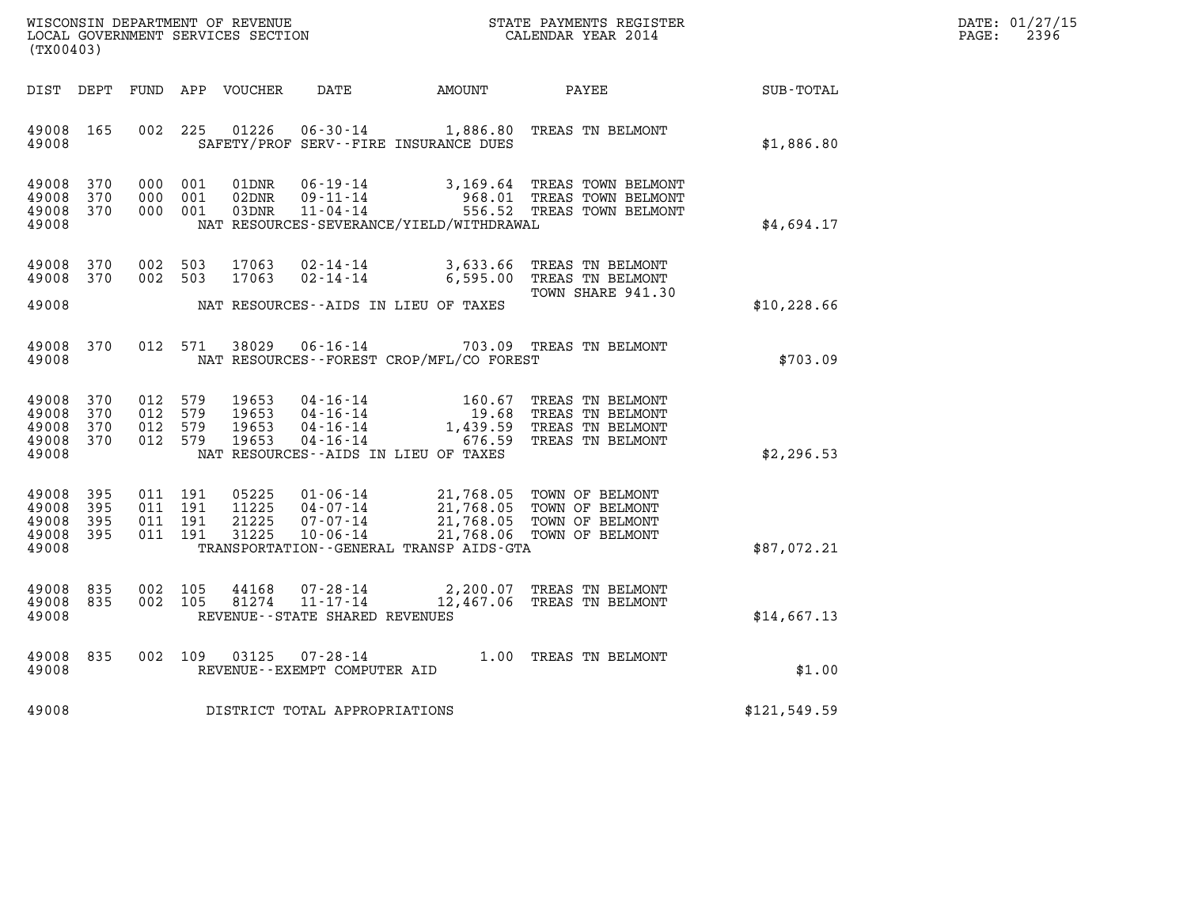WISCONSIN DEPARTMENT OF REVENUE
LOCAL GOVERNMENT SERVICES SECTION
(TX00403)

STATE PAYMENTS REGISTER
CALENDAR YEAR 2014

DATE: 01/27/15
PAGE: 2396

| DIST | DEPT | FUND | APP | VOUCHER | DATE | AMOUNT | PAYEE | SUB-TOTAL |
|---|---|---|---|---|---|---|---|---|
| 49008 | 165 | 002 | 225 | 01226 | 06-30-14 | 1,886.80 | TREAS TN BELMONT | |
| 49008 | | | | | SAFETY/PROF SERV--FIRE INSURANCE DUES | | | $1,886.80 |
| 49008 | 370 | 000 | 001 | 01DNR | 06-19-14 | 3,169.64 | TREAS TOWN BELMONT | |
| 49008 | 370 | 000 | 001 | 02DNR | 09-11-14 | 968.01 | TREAS TOWN BELMONT | |
| 49008 | 370 | 000 | 001 | 03DNR | 11-04-14 | 556.52 | TREAS TOWN BELMONT | |
| 49008 | | | | | NAT RESOURCES-SEVERANCE/YIELD/WITHDRAWAL | | | $4,694.17 |
| 49008 | 370 | 002 | 503 | 17063 | 02-14-14 | 3,633.66 | TREAS TN BELMONT | |
| 49008 | 370 | 002 | 503 | 17063 | 02-14-14 | 6,595.00 | TREAS TN BELMONT TOWN SHARE 941.30 | |
| 49008 | | | | | NAT RESOURCES--AIDS IN LIEU OF TAXES | | | $10,228.66 |
| 49008 | 370 | 012 | 571 | 38029 | 06-16-14 | 703.09 | TREAS TN BELMONT | |
| 49008 | | | | | NAT RESOURCES--FOREST CROP/MFL/CO FOREST | | | $703.09 |
| 49008 | 370 | 012 | 579 | 19653 | 04-16-14 | 160.67 | TREAS TN BELMONT | |
| 49008 | 370 | 012 | 579 | 19653 | 04-16-14 | 19.68 | TREAS TN BELMONT | |
| 49008 | 370 | 012 | 579 | 19653 | 04-16-14 | 1,439.59 | TREAS TN BELMONT | |
| 49008 | 370 | 012 | 579 | 19653 | 04-16-14 | 676.59 | TREAS TN BELMONT | |
| 49008 | | | | | NAT RESOURCES--AIDS IN LIEU OF TAXES | | | $2,296.53 |
| 49008 | 395 | 011 | 191 | 05225 | 01-06-14 | 21,768.05 | TOWN OF BELMONT | |
| 49008 | 395 | 011 | 191 | 11225 | 04-07-14 | 21,768.05 | TOWN OF BELMONT | |
| 49008 | 395 | 011 | 191 | 21225 | 07-07-14 | 21,768.05 | TOWN OF BELMONT | |
| 49008 | 395 | 011 | 191 | 31225 | 10-06-14 | 21,768.06 | TOWN OF BELMONT | |
| 49008 | | | | | TRANSPORTATION--GENERAL TRANSP AIDS-GTA | | | $87,072.21 |
| 49008 | 835 | 002 | 105 | 44168 | 07-28-14 | 2,200.07 | TREAS TN BELMONT | |
| 49008 | 835 | 002 | 105 | 81274 | 11-17-14 | 12,467.06 | TREAS TN BELMONT | |
| 49008 | | | | | REVENUE--STATE SHARED REVENUES | | | $14,667.13 |
| 49008 | 835 | 002 | 109 | 03125 | 07-28-14 | 1.00 | TREAS TN BELMONT | |
| 49008 | | | | | REVENUE--EXEMPT COMPUTER AID | | | $1.00 |
| 49008 | | | | | DISTRICT TOTAL APPROPRIATIONS | | | $121,549.59 |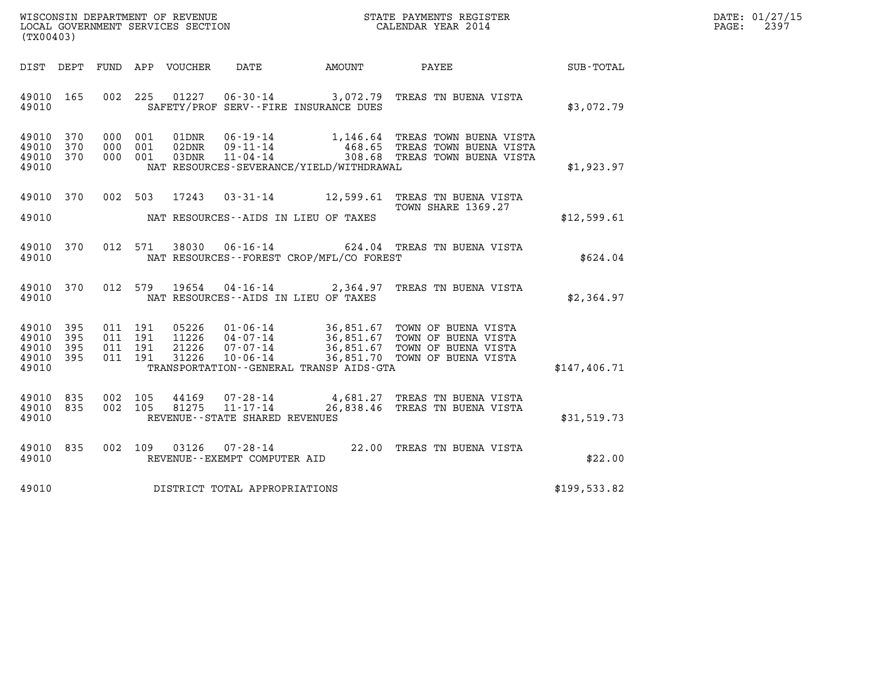WISCONSIN DEPARTMENT OF REVENUE
LOCAL GOVERNMENT SERVICES SECTION
(TX00403)

STATE PAYMENTS REGISTER
CALENDAR YEAR 2014

DATE: 01/27/15
PAGE: 2397

| DIST | DEPT | FUND | APP | VOUCHER | DATE | AMOUNT | PAYEE | SUB-TOTAL |
|---|---|---|---|---|---|---|---|---|
| 49010 | 165 | 002 | 225 | 01227 | 06-30-14 | 3,072.79 | TREAS TN BUENA VISTA | |
| 49010 | | | | | SAFETY/PROF SERV--FIRE INSURANCE DUES | | | $3,072.79 |
| 49010 | 370 | 000 | 001 | 01DNR | 06-19-14 | 1,146.64 | TREAS TOWN BUENA VISTA | |
| 49010 | 370 | 000 | 001 | 02DNR | 09-11-14 | 468.65 | TREAS TOWN BUENA VISTA | |
| 49010 | 370 | 000 | 001 | 03DNR | 11-04-14 | 308.68 | TREAS TOWN BUENA VISTA | |
| 49010 | | | | | NAT RESOURCES-SEVERANCE/YIELD/WITHDRAWAL | | | $1,923.97 |
| 49010 | 370 | 002 | 503 | 17243 | 03-31-14 | 12,599.61 | TREAS TN BUENA VISTA TOWN SHARE 1369.27 | |
| 49010 | | | | | NAT RESOURCES--AIDS IN LIEU OF TAXES | | | $12,599.61 |
| 49010 | 370 | 012 | 571 | 38030 | 06-16-14 | 624.04 | TREAS TN BUENA VISTA | |
| 49010 | | | | | NAT RESOURCES--FOREST CROP/MFL/CO FOREST | | | $624.04 |
| 49010 | 370 | 012 | 579 | 19654 | 04-16-14 | 2,364.97 | TREAS TN BUENA VISTA | |
| 49010 | | | | | NAT RESOURCES--AIDS IN LIEU OF TAXES | | | $2,364.97 |
| 49010 | 395 | 011 | 191 | 05226 | 01-06-14 | 36,851.67 | TOWN OF BUENA VISTA | |
| 49010 | 395 | 011 | 191 | 11226 | 04-07-14 | 36,851.67 | TOWN OF BUENA VISTA | |
| 49010 | 395 | 011 | 191 | 21226 | 07-07-14 | 36,851.67 | TOWN OF BUENA VISTA | |
| 49010 | 395 | 011 | 191 | 31226 | 10-06-14 | 36,851.70 | TOWN OF BUENA VISTA | |
| 49010 | | | | | TRANSPORTATION--GENERAL TRANSP AIDS-GTA | | | $147,406.71 |
| 49010 | 835 | 002 | 105 | 44169 | 07-28-14 | 4,681.27 | TREAS TN BUENA VISTA | |
| 49010 | 835 | 002 | 105 | 81275 | 11-17-14 | 26,838.46 | TREAS TN BUENA VISTA | |
| 49010 | | | | | REVENUE--STATE SHARED REVENUES | | | $31,519.73 |
| 49010 | 835 | 002 | 109 | 03126 | 07-28-14 | 22.00 | TREAS TN BUENA VISTA | |
| 49010 | | | | | REVENUE--EXEMPT COMPUTER AID | | | $22.00 |
| 49010 | | | | | DISTRICT TOTAL APPROPRIATIONS | | | $199,533.82 |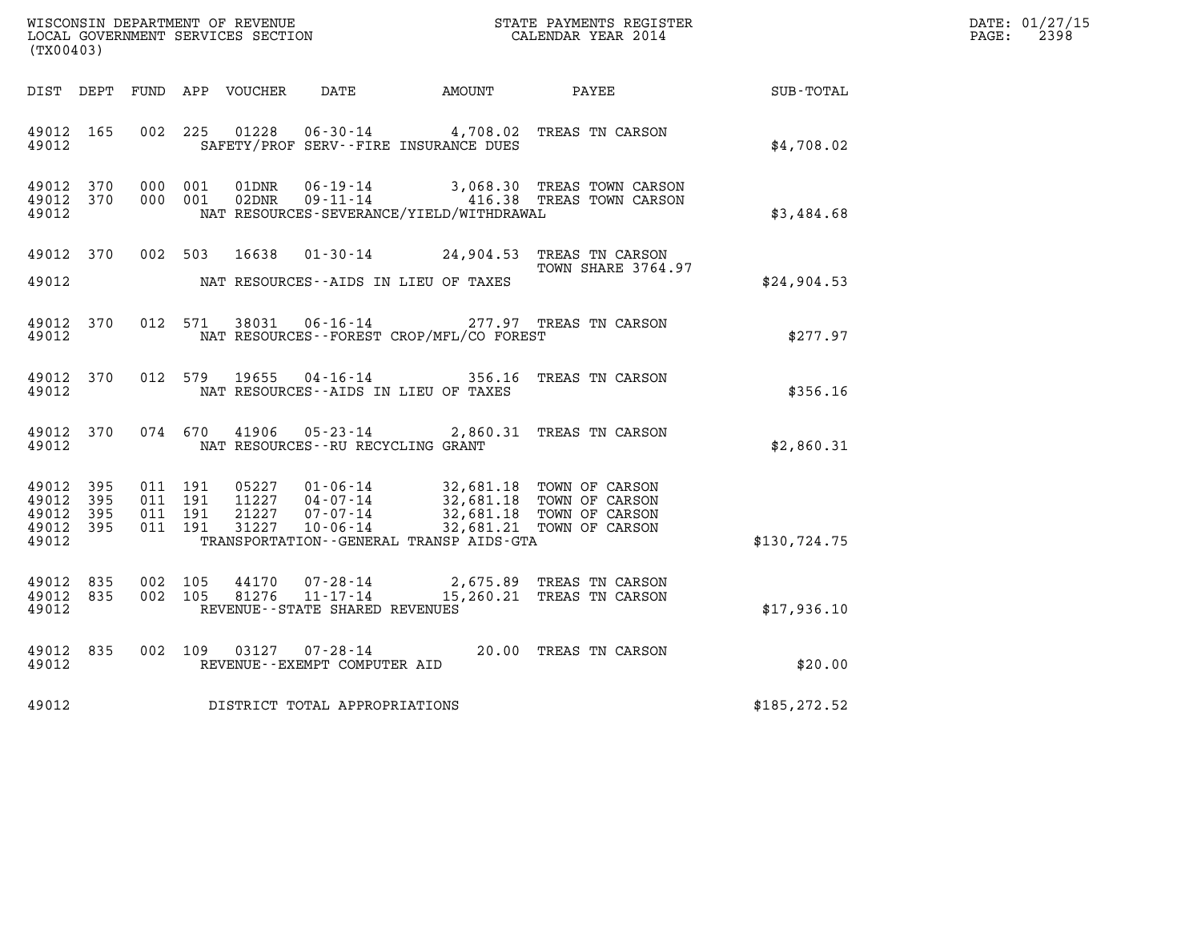WISCONSIN DEPARTMENT OF REVENUE
LOCAL GOVERNMENT SERVICES SECTION
(TX00403)

STATE PAYMENTS REGISTER
CALENDAR YEAR 2014

DATE: 01/27/15
PAGE: 2398

| DIST | DEPT | FUND | APP | VOUCHER | DATE | AMOUNT | PAYEE | SUB-TOTAL |
|---|---|---|---|---|---|---|---|---|
| 49012 | 165 | 002 | 225 | 01228 | 06-30-14 | 4,708.02 | TREAS TN CARSON | |
| 49012 | | | | | SAFETY/PROF SERV--FIRE INSURANCE DUES | | | $4,708.02 |
| 49012 | 370 | 000 | 001 | 01DNR | 06-19-14 | 3,068.30 | TREAS TOWN CARSON | |
| 49012 | 370 | 000 | 001 | 02DNR | 09-11-14 | 416.38 | TREAS TOWN CARSON | |
| 49012 | | | | | NAT RESOURCES-SEVERANCE/YIELD/WITHDRAWAL | | | $3,484.68 |
| 49012 | 370 | 002 | 503 | 16638 | 01-30-14 | 24,904.53 | TREAS TN CARSON TOWN SHARE 3764.97 | |
| 49012 | | | | | NAT RESOURCES--AIDS IN LIEU OF TAXES | | | $24,904.53 |
| 49012 | 370 | 012 | 571 | 38031 | 06-16-14 | 277.97 | TREAS TN CARSON | |
| 49012 | | | | | NAT RESOURCES--FOREST CROP/MFL/CO FOREST | | | $277.97 |
| 49012 | 370 | 012 | 579 | 19655 | 04-16-14 | 356.16 | TREAS TN CARSON | |
| 49012 | | | | | NAT RESOURCES--AIDS IN LIEU OF TAXES | | | $356.16 |
| 49012 | 370 | 074 | 670 | 41906 | 05-23-14 | 2,860.31 | TREAS TN CARSON | |
| 49012 | | | | | NAT RESOURCES--RU RECYCLING GRANT | | | $2,860.31 |
| 49012 | 395 | 011 | 191 | 05227 | 01-06-14 | 32,681.18 | TOWN OF CARSON | |
| 49012 | 395 | 011 | 191 | 11227 | 04-07-14 | 32,681.18 | TOWN OF CARSON | |
| 49012 | 395 | 011 | 191 | 21227 | 07-07-14 | 32,681.18 | TOWN OF CARSON | |
| 49012 | 395 | 011 | 191 | 31227 | 10-06-14 | 32,681.21 | TOWN OF CARSON | |
| 49012 | | | | | TRANSPORTATION--GENERAL TRANSP AIDS-GTA | | | $130,724.75 |
| 49012 | 835 | 002 | 105 | 44170 | 07-28-14 | 2,675.89 | TREAS TN CARSON | |
| 49012 | 835 | 002 | 105 | 81276 | 11-17-14 | 15,260.21 | TREAS TN CARSON | |
| 49012 | | | | | REVENUE--STATE SHARED REVENUES | | | $17,936.10 |
| 49012 | 835 | 002 | 109 | 03127 | 07-28-14 | 20.00 | TREAS TN CARSON | |
| 49012 | | | | | REVENUE--EXEMPT COMPUTER AID | | | $20.00 |
| 49012 | | | | | DISTRICT TOTAL APPROPRIATIONS | | | $185,272.52 |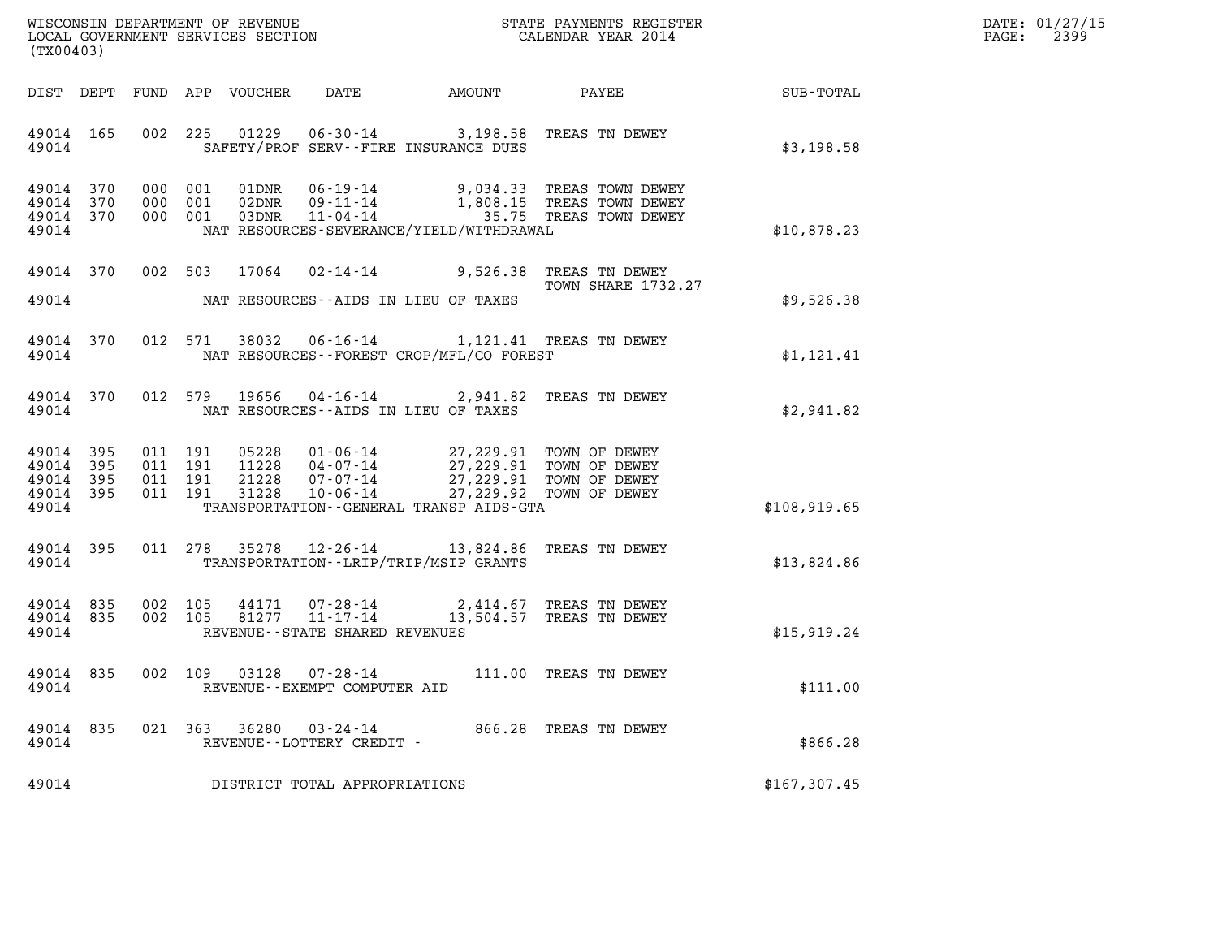WISCONSIN DEPARTMENT OF REVENUE
LOCAL GOVERNMENT SERVICES SECTION
(TX00403)

STATE PAYMENTS REGISTER
CALENDAR YEAR 2014

DATE: 01/27/15
PAGE: 2399

| DIST | DEPT | FUND | APP | VOUCHER | DATE | AMOUNT | PAYEE | SUB-TOTAL |
|---|---|---|---|---|---|---|---|---|
| 49014 | 165 | 002 | 225 | 01229 | 06-30-14 | 3,198.58 | TREAS TN DEWEY | |
| 49014 | | | | | SAFETY/PROF SERV--FIRE INSURANCE DUES | | | $3,198.58 |
| 49014 | 370 | 000 | 001 | 01DNR | 06-19-14 | 9,034.33 | TREAS TOWN DEWEY | |
| 49014 | 370 | 000 | 001 | 02DNR | 09-11-14 | 1,808.15 | TREAS TOWN DEWEY | |
| 49014 | 370 | 000 | 001 | 03DNR | 11-04-14 | 35.75 | TREAS TOWN DEWEY | |
| 49014 | | | | | NAT RESOURCES-SEVERANCE/YIELD/WITHDRAWAL | | | $10,878.23 |
| 49014 | 370 | 002 | 503 | 17064 | 02-14-14 | 9,526.38 | TREAS TN DEWEY TOWN SHARE 1732.27 | |
| 49014 | | | | | NAT RESOURCES--AIDS IN LIEU OF TAXES | | | $9,526.38 |
| 49014 | 370 | 012 | 571 | 38032 | 06-16-14 | 1,121.41 | TREAS TN DEWEY | |
| 49014 | | | | | NAT RESOURCES--FOREST CROP/MFL/CO FOREST | | | $1,121.41 |
| 49014 | 370 | 012 | 579 | 19656 | 04-16-14 | 2,941.82 | TREAS TN DEWEY | |
| 49014 | | | | | NAT RESOURCES--AIDS IN LIEU OF TAXES | | | $2,941.82 |
| 49014 | 395 | 011 | 191 | 05228 | 01-06-14 | 27,229.91 | TOWN OF DEWEY | |
| 49014 | 395 | 011 | 191 | 11228 | 04-07-14 | 27,229.91 | TOWN OF DEWEY | |
| 49014 | 395 | 011 | 191 | 21228 | 07-07-14 | 27,229.91 | TOWN OF DEWEY | |
| 49014 | 395 | 011 | 191 | 31228 | 10-06-14 | 27,229.92 | TOWN OF DEWEY | |
| 49014 | | | | | TRANSPORTATION--GENERAL TRANSP AIDS-GTA | | | $108,919.65 |
| 49014 | 395 | 011 | 278 | 35278 | 12-26-14 | 13,824.86 | TREAS TN DEWEY | |
| 49014 | | | | | TRANSPORTATION--LRIP/TRIP/MSIP GRANTS | | | $13,824.86 |
| 49014 | 835 | 002 | 105 | 44171 | 07-28-14 | 2,414.67 | TREAS TN DEWEY | |
| 49014 | 835 | 002 | 105 | 81277 | 11-17-14 | 13,504.57 | TREAS TN DEWEY | |
| 49014 | | | | | REVENUE--STATE SHARED REVENUES | | | $15,919.24 |
| 49014 | 835 | 002 | 109 | 03128 | 07-28-14 | 111.00 | TREAS TN DEWEY | |
| 49014 | | | | | REVENUE--EXEMPT COMPUTER AID | | | $111.00 |
| 49014 | 835 | 021 | 363 | 36280 | 03-24-14 | 866.28 | TREAS TN DEWEY | |
| 49014 | | | | | REVENUE--LOTTERY CREDIT - | | | $866.28 |
| 49014 | | | | | DISTRICT TOTAL APPROPRIATIONS | | | $167,307.45 |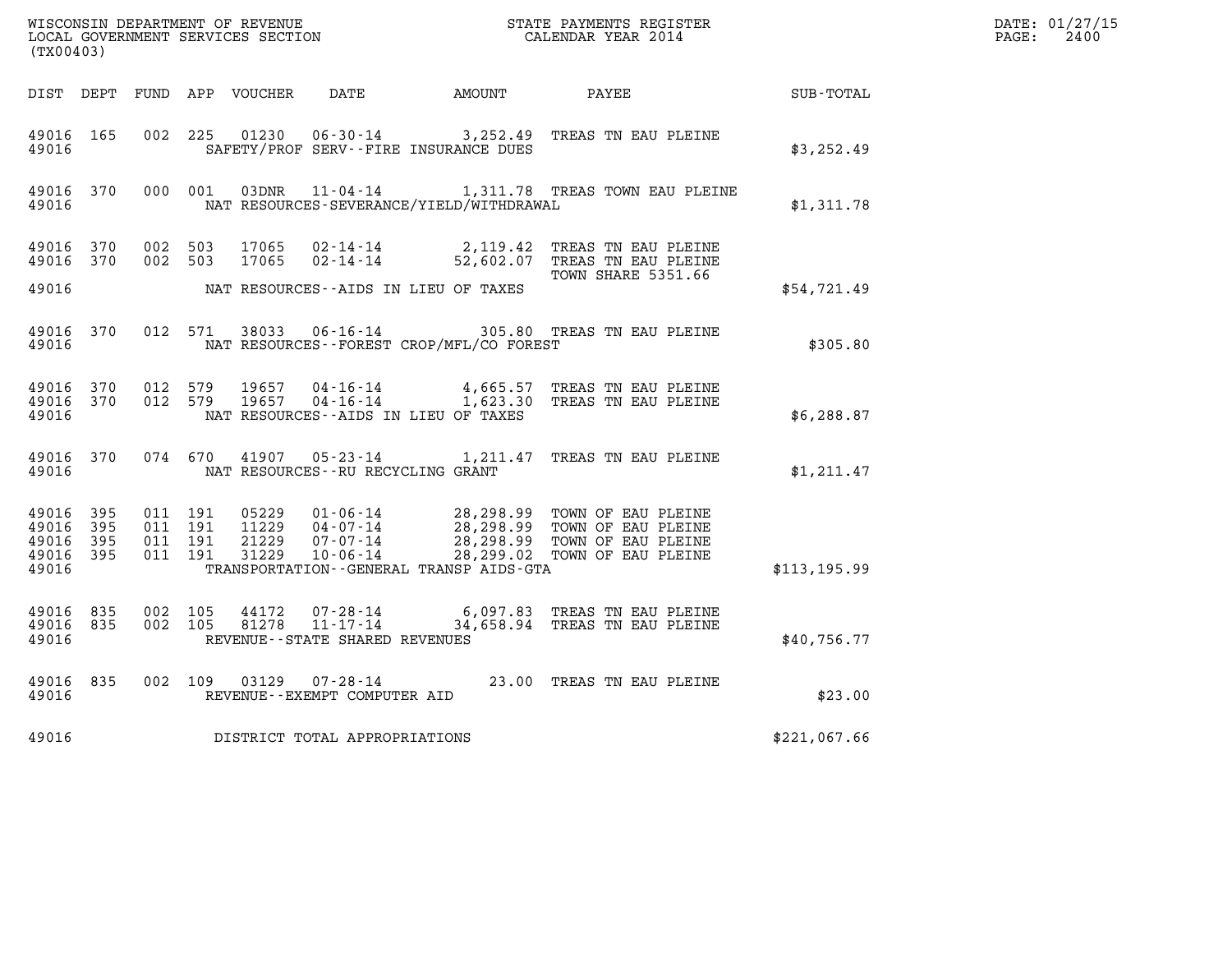WISCONSIN DEPARTMENT OF REVENUE
LOCAL GOVERNMENT SERVICES SECTION
(TX00403)

STATE PAYMENTS REGISTER
CALENDAR YEAR 2014

DATE: 01/27/15

| DIST | DEPT | FUND | APP | VOUCHER | DATE | AMOUNT | PAYEE | SUB-TOTAL |
|---|---|---|---|---|---|---|---|---|
| 49016 | 165 | 002 | 225 | 01230 | 06-30-14 | 3,252.49 | TREAS TN EAU PLEINE | |
| 49016 | | | | | SAFETY/PROF SERV--FIRE INSURANCE DUES | | | $3,252.49 |
| 49016 | 370 | 000 | 001 | 03DNR | 11-04-14 | 1,311.78 | TREAS TOWN EAU PLEINE | |
| 49016 | | | | | NAT RESOURCES-SEVERANCE/YIELD/WITHDRAWAL | | | $1,311.78 |
| 49016 | 370 | 002 | 503 | 17065 | 02-14-14 | 2,119.42 | TREAS TN EAU PLEINE | |
| 49016 | 370 | 002 | 503 | 17065 | 02-14-14 | 52,602.07 | TREAS TN EAU PLEINE TOWN SHARE 5351.66 | |
| 49016 | | | | | NAT RESOURCES--AIDS IN LIEU OF TAXES | | | $54,721.49 |
| 49016 | 370 | 012 | 571 | 38033 | 06-16-14 | 305.80 | TREAS TN EAU PLEINE | |
| 49016 | | | | | NAT RESOURCES--FOREST CROP/MFL/CO FOREST | | | $305.80 |
| 49016 | 370 | 012 | 579 | 19657 | 04-16-14 | 4,665.57 | TREAS TN EAU PLEINE | |
| 49016 | 370 | 012 | 579 | 19657 | 04-16-14 | 1,623.30 | TREAS TN EAU PLEINE | |
| 49016 | | | | | NAT RESOURCES--AIDS IN LIEU OF TAXES | | | $6,288.87 |
| 49016 | 370 | 074 | 670 | 41907 | 05-23-14 | 1,211.47 | TREAS TN EAU PLEINE | |
| 49016 | | | | | NAT RESOURCES--RU RECYCLING GRANT | | | $1,211.47 |
| 49016 | 395 | 011 | 191 | 05229 | 01-06-14 | 28,298.99 | TOWN OF EAU PLEINE | |
| 49016 | 395 | 011 | 191 | 11229 | 04-07-14 | 28,298.99 | TOWN OF EAU PLEINE | |
| 49016 | 395 | 011 | 191 | 21229 | 07-07-14 | 28,298.99 | TOWN OF EAU PLEINE | |
| 49016 | 395 | 011 | 191 | 31229 | 10-06-14 | 28,299.02 | TOWN OF EAU PLEINE | |
| 49016 | | | | | TRANSPORTATION--GENERAL TRANSP AIDS-GTA | | | $113,195.99 |
| 49016 | 835 | 002 | 105 | 44172 | 07-28-14 | 6,097.83 | TREAS TN EAU PLEINE | |
| 49016 | 835 | 002 | 105 | 81278 | 11-17-14 | 34,658.94 | TREAS TN EAU PLEINE | |
| 49016 | | | | | REVENUE--STATE SHARED REVENUES | | | $40,756.77 |
| 49016 | 835 | 002 | 109 | 03129 | 07-28-14 | 23.00 | TREAS TN EAU PLEINE | |
| 49016 | | | | | REVENUE--EXEMPT COMPUTER AID | | | $23.00 |
| 49016 | | | | | DISTRICT TOTAL APPROPRIATIONS | | | $221,067.66 |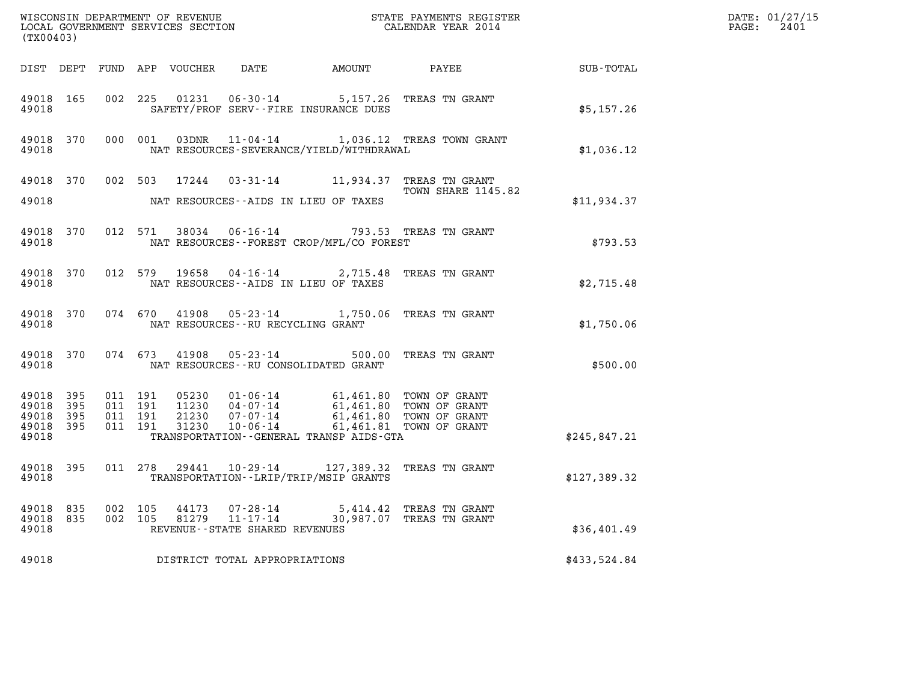WISCONSIN DEPARTMENT OF REVENUE
LOCAL GOVERNMENT SERVICES SECTION
(TX00403)

STATE PAYMENTS REGISTER
CALENDAR YEAR 2014

DATE: 01/27/15
PAGE: 2401

| DIST | DEPT | FUND | APP | VOUCHER | DATE | AMOUNT | PAYEE | SUB-TOTAL |
|---|---|---|---|---|---|---|---|---|
| 49018 | 165 | 002 | 225 | 01231 | 06-30-14 | 5,157.26 | TREAS TN GRANT | |
| 49018 | | | | | SAFETY/PROF SERV--FIRE INSURANCE DUES | | | $5,157.26 |
| 49018 | 370 | 000 | 001 | 03DNR | 11-04-14 | 1,036.12 | TREAS TOWN GRANT | |
| 49018 | | | | | NAT RESOURCES-SEVERANCE/YIELD/WITHDRAWAL | | | $1,036.12 |
| 49018 | 370 | 002 | 503 | 17244 | 03-31-14 | 11,934.37 | TREAS TN GRANT TOWN SHARE 1145.82 | |
| 49018 | | | | | NAT RESOURCES--AIDS IN LIEU OF TAXES | | | $11,934.37 |
| 49018 | 370 | 012 | 571 | 38034 | 06-16-14 | 793.53 | TREAS TN GRANT | |
| 49018 | | | | | NAT RESOURCES--FOREST CROP/MFL/CO FOREST | | | $793.53 |
| 49018 | 370 | 012 | 579 | 19658 | 04-16-14 | 2,715.48 | TREAS TN GRANT | |
| 49018 | | | | | NAT RESOURCES--AIDS IN LIEU OF TAXES | | | $2,715.48 |
| 49018 | 370 | 074 | 670 | 41908 | 05-23-14 | 1,750.06 | TREAS TN GRANT | |
| 49018 | | | | | NAT RESOURCES--RU RECYCLING GRANT | | | $1,750.06 |
| 49018 | 370 | 074 | 673 | 41908 | 05-23-14 | 500.00 | TREAS TN GRANT | |
| 49018 | | | | | NAT RESOURCES--RU CONSOLIDATED GRANT | | | $500.00 |
| 49018 | 395 | 011 | 191 | 05230 | 01-06-14 | 61,461.80 | TOWN OF GRANT | |
| 49018 | 395 | 011 | 191 | 11230 | 04-07-14 | 61,461.80 | TOWN OF GRANT | |
| 49018 | 395 | 011 | 191 | 21230 | 07-07-14 | 61,461.80 | TOWN OF GRANT | |
| 49018 | 395 | 011 | 191 | 31230 | 10-06-14 | 61,461.81 | TOWN OF GRANT | |
| 49018 | | | | | TRANSPORTATION--GENERAL TRANSP AIDS-GTA | | | $245,847.21 |
| 49018 | 395 | 011 | 278 | 29441 | 10-29-14 | 127,389.32 | TREAS TN GRANT | |
| 49018 | | | | | TRANSPORTATION--LRIP/TRIP/MSIP GRANTS | | | $127,389.32 |
| 49018 | 835 | 002 | 105 | 44173 | 07-28-14 | 5,414.42 | TREAS TN GRANT | |
| 49018 | 835 | 002 | 105 | 81279 | 11-17-14 | 30,987.07 | TREAS TN GRANT | |
| 49018 | | | | | REVENUE--STATE SHARED REVENUES | | | $36,401.49 |
| 49018 | | | | | DISTRICT TOTAL APPROPRIATIONS | | | $433,524.84 |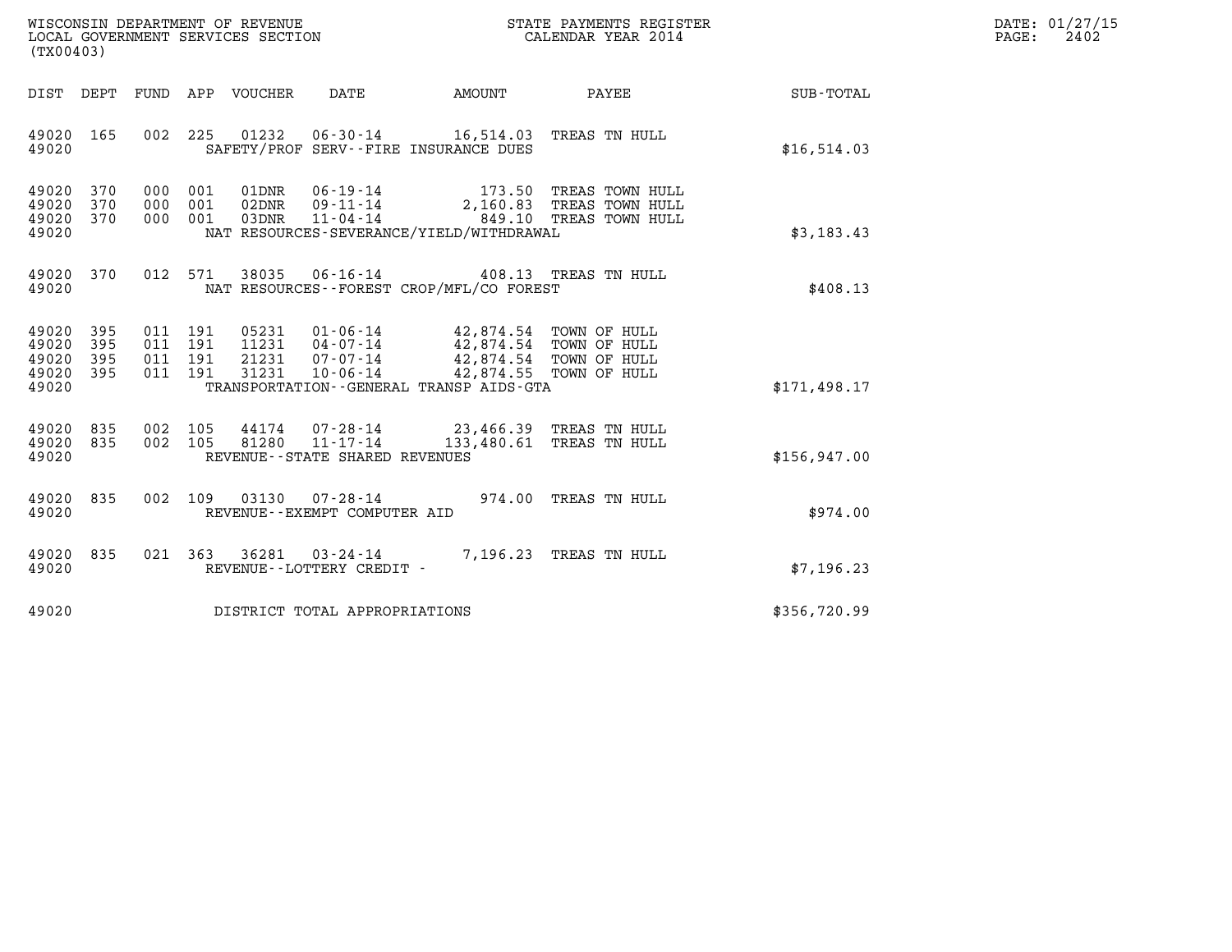WISCONSIN DEPARTMENT OF REVENUE
LOCAL GOVERNMENT SERVICES SECTION
(TX00403)

STATE PAYMENTS REGISTER
CALENDAR YEAR 2014

DATE: 01/27/15
PAGE: 2402

| DIST | DEPT | FUND | APP | VOUCHER | DATE | AMOUNT | PAYEE | SUB-TOTAL |
|---|---|---|---|---|---|---|---|---|
| 49020 | 165 | 002 | 225 | 01232 | 06-30-14 | 16,514.03 | TREAS TN HULL | |
| 49020 | | | | | SAFETY/PROF SERV--FIRE INSURANCE DUES | | | $16,514.03 |
| 49020 | 370 | 000 | 001 | 01DNR | 06-19-14 | 173.50 | TREAS TOWN HULL | |
| 49020 | 370 | 000 | 001 | 02DNR | 09-11-14 | 2,160.83 | TREAS TOWN HULL | |
| 49020 | 370 | 000 | 001 | 03DNR | 11-04-14 | 849.10 | TREAS TOWN HULL | |
| 49020 | | | | | NAT RESOURCES-SEVERANCE/YIELD/WITHDRAWAL | | | $3,183.43 |
| 49020 | 370 | 012 | 571 | 38035 | 06-16-14 | 408.13 | TREAS TN HULL | |
| 49020 | | | | | NAT RESOURCES--FOREST CROP/MFL/CO FOREST | | | $408.13 |
| 49020 | 395 | 011 | 191 | 05231 | 01-06-14 | 42,874.54 | TOWN OF HULL | |
| 49020 | 395 | 011 | 191 | 11231 | 04-07-14 | 42,874.54 | TOWN OF HULL | |
| 49020 | 395 | 011 | 191 | 21231 | 07-07-14 | 42,874.54 | TOWN OF HULL | |
| 49020 | 395 | 011 | 191 | 31231 | 10-06-14 | 42,874.55 | TOWN OF HULL | |
| 49020 | | | | | TRANSPORTATION--GENERAL TRANSP AIDS-GTA | | | $171,498.17 |
| 49020 | 835 | 002 | 105 | 44174 | 07-28-14 | 23,466.39 | TREAS TN HULL | |
| 49020 | 835 | 002 | 105 | 81280 | 11-17-14 | 133,480.61 | TREAS TN HULL | |
| 49020 | | | | | REVENUE--STATE SHARED REVENUES | | | $156,947.00 |
| 49020 | 835 | 002 | 109 | 03130 | 07-28-14 | 974.00 | TREAS TN HULL | |
| 49020 | | | | | REVENUE--EXEMPT COMPUTER AID | | | $974.00 |
| 49020 | 835 | 021 | 363 | 36281 | 03-24-14 | 7,196.23 | TREAS TN HULL | |
| 49020 | | | | | REVENUE--LOTTERY CREDIT - | | | $7,196.23 |
| 49020 | | | | | DISTRICT TOTAL APPROPRIATIONS | | | $356,720.99 |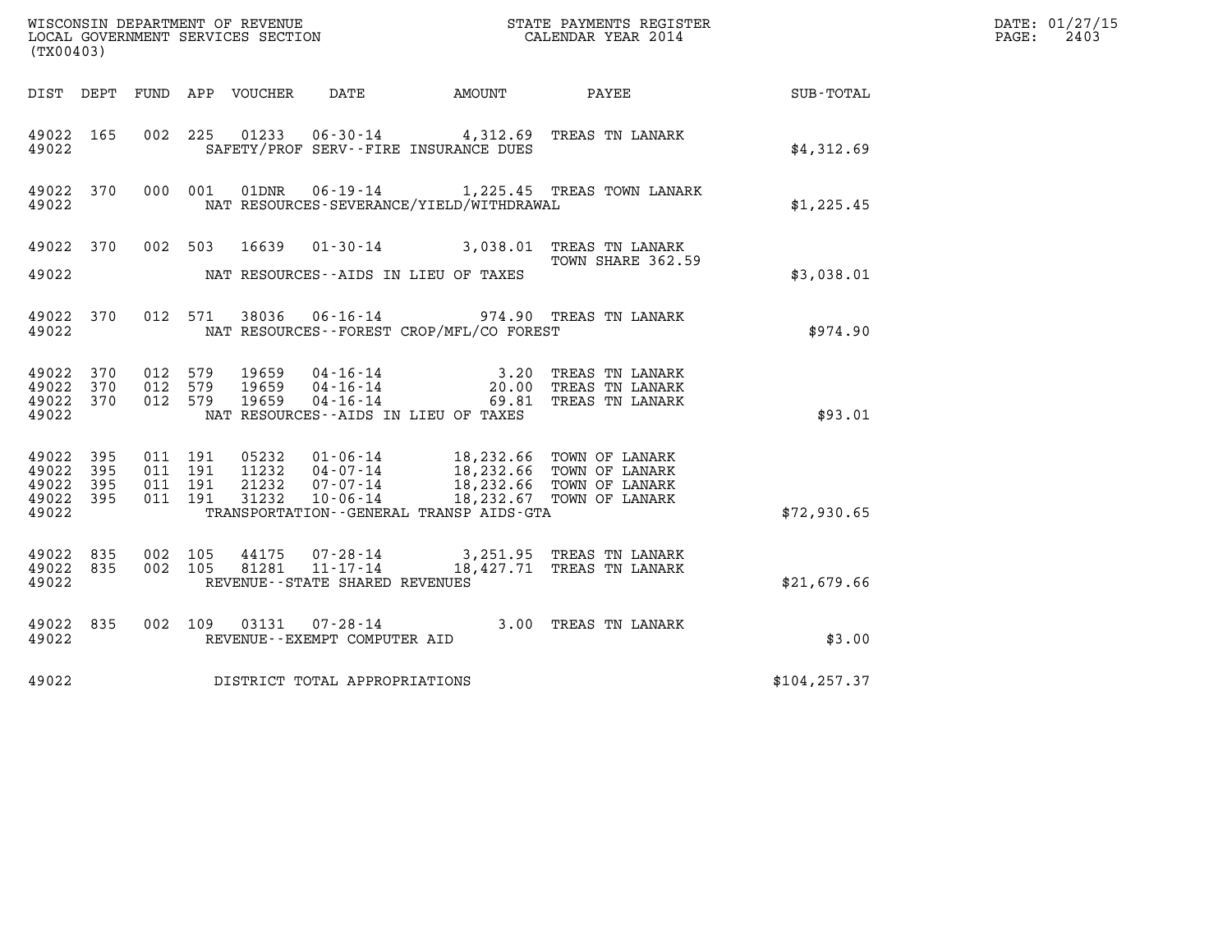WISCONSIN DEPARTMENT OF REVENUE
LOCAL GOVERNMENT SERVICES SECTION
(TX00403)

STATE PAYMENTS REGISTER
CALENDAR YEAR 2014

DATE: 01/27/15
PAGE: 2403

| DIST | DEPT | FUND | APP | VOUCHER | DATE | AMOUNT | PAYEE | SUB-TOTAL |
|---|---|---|---|---|---|---|---|---|
| 49022 | 165 | 002 | 225 | 01233 | 06-30-14 | 4,312.69 | TREAS TN LANARK | |
| 49022 | | | | SAFETY/PROF SERV--FIRE INSURANCE DUES | | | | $4,312.69 |
| 49022 | 370 | 000 | 001 | 01DNR | 06-19-14 | 1,225.45 | TREAS TOWN LANARK | |
| 49022 | | | | NAT RESOURCES-SEVERANCE/YIELD/WITHDRAWAL | | | | $1,225.45 |
| 49022 | 370 | 002 | 503 | 16639 | 01-30-14 | 3,038.01 | TREAS TN LANARK TOWN SHARE 362.59 | |
| 49022 | | | | NAT RESOURCES--AIDS IN LIEU OF TAXES | | | | $3,038.01 |
| 49022 | 370 | 012 | 571 | 38036 | 06-16-14 | 974.90 | TREAS TN LANARK | |
| 49022 | | | | NAT RESOURCES--FOREST CROP/MFL/CO FOREST | | | | $974.90 |
| 49022 | 370 | 012 | 579 | 19659 | 04-16-14 | 3.20 | TREAS TN LANARK | |
| 49022 | 370 | 012 | 579 | 19659 | 04-16-14 | 20.00 | TREAS TN LANARK | |
| 49022 | 370 | 012 | 579 | 19659 | 04-16-14 | 69.81 | TREAS TN LANARK | |
| 49022 | | | | NAT RESOURCES--AIDS IN LIEU OF TAXES | | | | $93.01 |
| 49022 | 395 | 011 | 191 | 05232 | 01-06-14 | 18,232.66 | TOWN OF LANARK | |
| 49022 | 395 | 011 | 191 | 11232 | 04-07-14 | 18,232.66 | TOWN OF LANARK | |
| 49022 | 395 | 011 | 191 | 21232 | 07-07-14 | 18,232.66 | TOWN OF LANARK | |
| 49022 | 395 | 011 | 191 | 31232 | 10-06-14 | 18,232.67 | TOWN OF LANARK | |
| 49022 | | | | TRANSPORTATION--GENERAL TRANSP AIDS-GTA | | | | $72,930.65 |
| 49022 | 835 | 002 | 105 | 44175 | 07-28-14 | 3,251.95 | TREAS TN LANARK | |
| 49022 | 835 | 002 | 105 | 81281 | 11-17-14 | 18,427.71 | TREAS TN LANARK | |
| 49022 | | | | REVENUE--STATE SHARED REVENUES | | | | $21,679.66 |
| 49022 | 835 | 002 | 109 | 03131 | 07-28-14 | 3.00 | TREAS TN LANARK | |
| 49022 | | | | REVENUE--EXEMPT COMPUTER AID | | | | $3.00 |
| 49022 | | | | DISTRICT TOTAL APPROPRIATIONS | | | | $104,257.37 |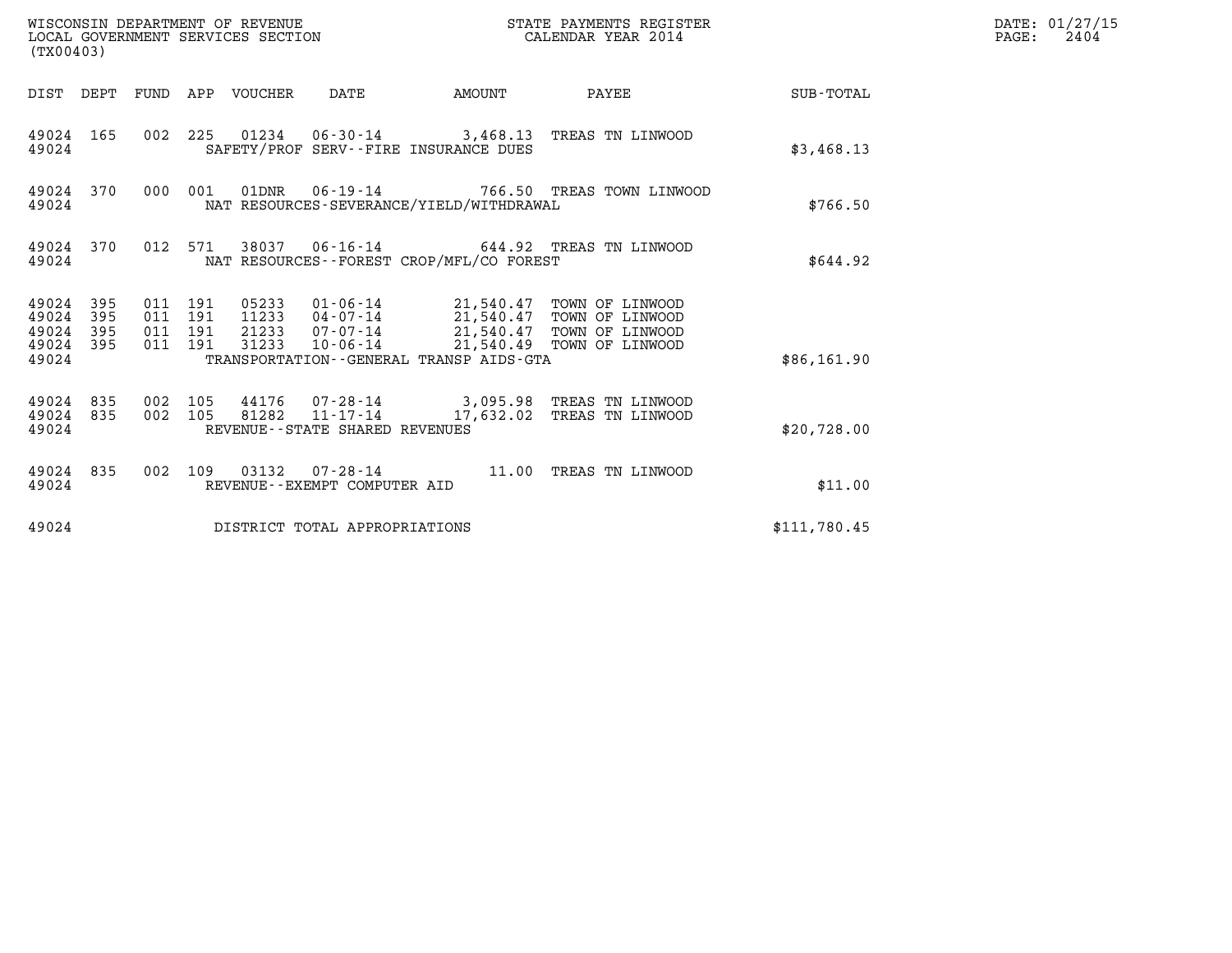WISCONSIN DEPARTMENT OF REVENUE
LOCAL GOVERNMENT SERVICES SECTION
(TX00403)

STATE PAYMENTS REGISTER
CALENDAR YEAR 2014

DATE: 01/27/15
PAGE: 2404

| DIST | DEPT | FUND | APP | VOUCHER | DATE | AMOUNT | PAYEE | SUB-TOTAL |
|---|---|---|---|---|---|---|---|---|
| 49024 | 165 | 002 | 225 | 01234 | 06-30-14 | 3,468.13 | TREAS TN LINWOOD | |
| 49024 | | | | SAFETY/PROF SERV--FIRE INSURANCE DUES | | | | $3,468.13 |
| 49024 | 370 | 000 | 001 | 01DNR | 06-19-14 | 766.50 | TREAS TOWN LINWOOD | |
| 49024 | | | | NAT RESOURCES-SEVERANCE/YIELD/WITHDRAWAL | | | | $766.50 |
| 49024 | 370 | 012 | 571 | 38037 | 06-16-14 | 644.92 | TREAS TN LINWOOD | |
| 49024 | | | | NAT RESOURCES--FOREST CROP/MFL/CO FOREST | | | | $644.92 |
| 49024 | 395 | 011 | 191 | 05233 | 01-06-14 | 21,540.47 | TOWN OF LINWOOD | |
| 49024 | 395 | 011 | 191 | 11233 | 04-07-14 | 21,540.47 | TOWN OF LINWOOD | |
| 49024 | 395 | 011 | 191 | 21233 | 07-07-14 | 21,540.47 | TOWN OF LINWOOD | |
| 49024 | 395 | 011 | 191 | 31233 | 10-06-14 | 21,540.49 | TOWN OF LINWOOD | |
| 49024 | | | | TRANSPORTATION--GENERAL TRANSP AIDS-GTA | | | | $86,161.90 |
| 49024 | 835 | 002 | 105 | 44176 | 07-28-14 | 3,095.98 | TREAS TN LINWOOD | |
| 49024 | 835 | 002 | 105 | 81282 | 11-17-14 | 17,632.02 | TREAS TN LINWOOD | |
| 49024 | | | | REVENUE--STATE SHARED REVENUES | | | | $20,728.00 |
| 49024 | 835 | 002 | 109 | 03132 | 07-28-14 | 11.00 | TREAS TN LINWOOD | |
| 49024 | | | | REVENUE--EXEMPT COMPUTER AID | | | | $11.00 |
| 49024 | | | | DISTRICT TOTAL APPROPRIATIONS | | | | $111,780.45 |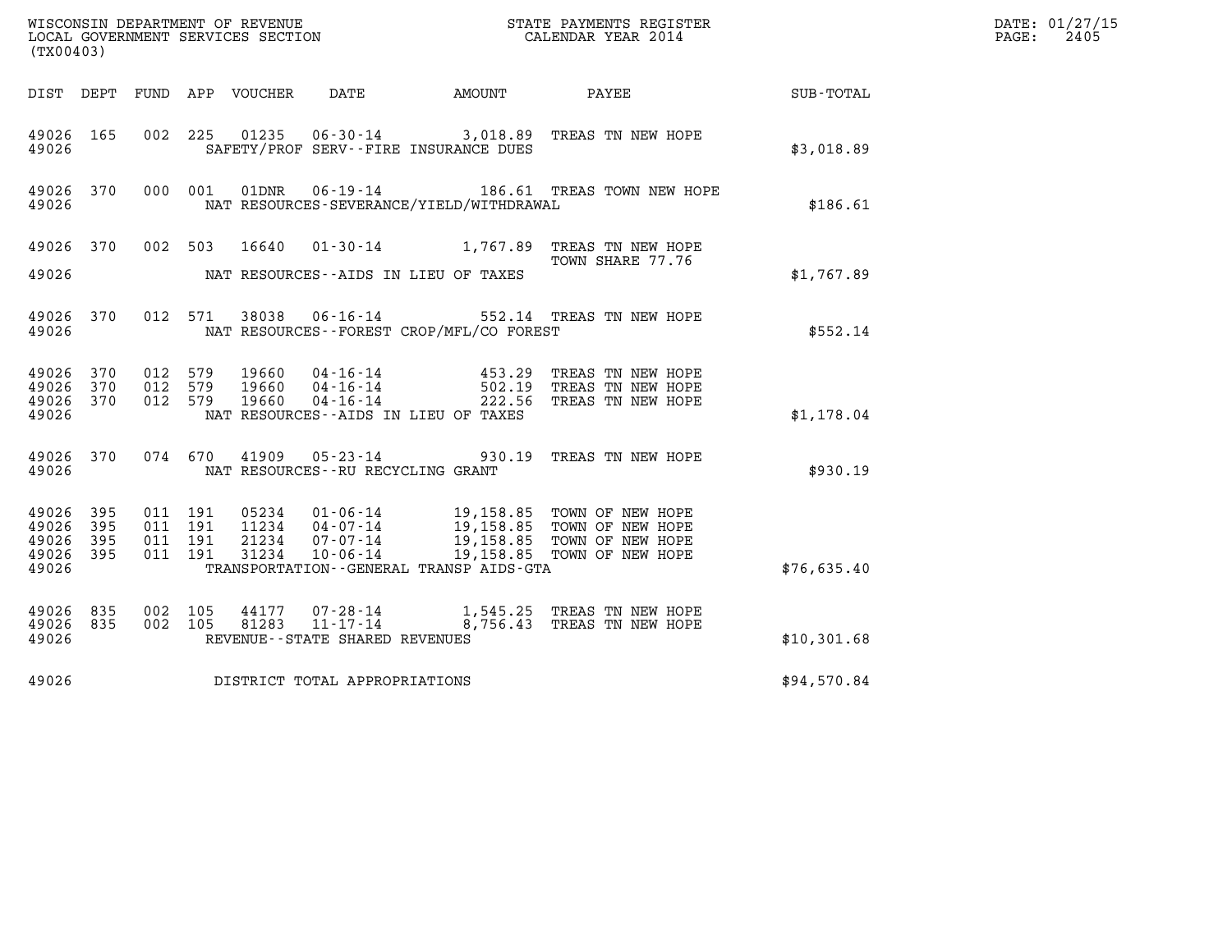WISCONSIN DEPARTMENT OF REVENUE
LOCAL GOVERNMENT SERVICES SECTION
(TX00403)

STATE PAYMENTS REGISTER
CALENDAR YEAR 2014

DATE: 01/27/15
PAGE: 2405

| DIST | DEPT | FUND | APP | VOUCHER | DATE | AMOUNT | PAYEE | SUB-TOTAL |
|---|---|---|---|---|---|---|---|---|
| 49026 | 165 | 002 | 225 | 01235 | 06-30-14 | 3,018.89 | TREAS TN NEW HOPE | |
| 49026 | | | | | SAFETY/PROF SERV--FIRE INSURANCE DUES | | | $3,018.89 |
| 49026 | 370 | 000 | 001 | 01DNR | 06-19-14 | 186.61 | TREAS TOWN NEW HOPE | |
| 49026 | | | | | NAT RESOURCES-SEVERANCE/YIELD/WITHDRAWAL | | | $186.61 |
| 49026 | 370 | 002 | 503 | 16640 | 01-30-14 | 1,767.89 | TREAS TN NEW HOPE TOWN SHARE 77.76 | |
| 49026 | | | | | NAT RESOURCES--AIDS IN LIEU OF TAXES | | | $1,767.89 |
| 49026 | 370 | 012 | 571 | 38038 | 06-16-14 | 552.14 | TREAS TN NEW HOPE | |
| 49026 | | | | | NAT RESOURCES--FOREST CROP/MFL/CO FOREST | | | $552.14 |
| 49026 | 370 | 012 | 579 | 19660 | 04-16-14 | 453.29 | TREAS TN NEW HOPE | |
| 49026 | 370 | 012 | 579 | 19660 | 04-16-14 | 502.19 | TREAS TN NEW HOPE | |
| 49026 | 370 | 012 | 579 | 19660 | 04-16-14 | 222.56 | TREAS TN NEW HOPE | |
| 49026 | | | | | NAT RESOURCES--AIDS IN LIEU OF TAXES | | | $1,178.04 |
| 49026 | 370 | 074 | 670 | 41909 | 05-23-14 | 930.19 | TREAS TN NEW HOPE | |
| 49026 | | | | | NAT RESOURCES--RU RECYCLING GRANT | | | $930.19 |
| 49026 | 395 | 011 | 191 | 05234 | 01-06-14 | 19,158.85 | TOWN OF NEW HOPE | |
| 49026 | 395 | 011 | 191 | 11234 | 04-07-14 | 19,158.85 | TOWN OF NEW HOPE | |
| 49026 | 395 | 011 | 191 | 21234 | 07-07-14 | 19,158.85 | TOWN OF NEW HOPE | |
| 49026 | 395 | 011 | 191 | 31234 | 10-06-14 | 19,158.85 | TOWN OF NEW HOPE | |
| 49026 | | | | | TRANSPORTATION--GENERAL TRANSP AIDS-GTA | | | $76,635.40 |
| 49026 | 835 | 002 | 105 | 44177 | 07-28-14 | 1,545.25 | TREAS TN NEW HOPE | |
| 49026 | 835 | 002 | 105 | 81283 | 11-17-14 | 8,756.43 | TREAS TN NEW HOPE | |
| 49026 | | | | | REVENUE--STATE SHARED REVENUES | | | $10,301.68 |
| 49026 | | | | | DISTRICT TOTAL APPROPRIATIONS | | | $94,570.84 |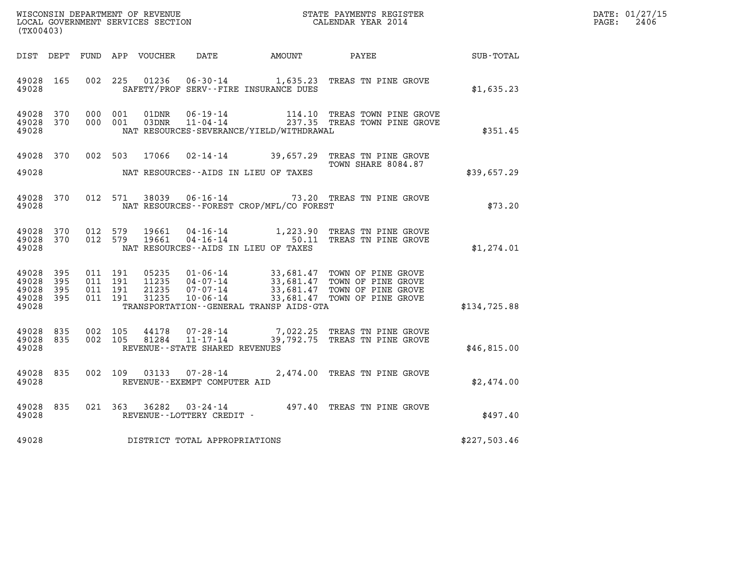WISCONSIN DEPARTMENT OF REVENUE
LOCAL GOVERNMENT SERVICES SECTION
(TX00403)

STATE PAYMENTS REGISTER
CALENDAR YEAR 2014

| DIST | DEPT | FUND | APP | VOUCHER | DATE | AMOUNT | PAYEE | SUB-TOTAL |
|---|---|---|---|---|---|---|---|---|
| 49028 | 165 | 002 | 225 | 01236 | 06-30-14 | 1,635.23 | TREAS TN PINE GROVE | |
| 49028 | | | | | SAFETY/PROF SERV--FIRE INSURANCE DUES | | | $1,635.23 |
| 49028 | 370 | 000 | 001 | 01DNR | 06-19-14 | 114.10 | TREAS TOWN PINE GROVE | |
| 49028 | 370 | 000 | 001 | 03DNR | 11-04-14 | 237.35 | TREAS TOWN PINE GROVE | |
| 49028 | | | | | NAT RESOURCES-SEVERANCE/YIELD/WITHDRAWAL | | | $351.45 |
| 49028 | 370 | 002 | 503 | 17066 | 02-14-14 | 39,657.29 | TREAS TN PINE GROVE TOWN SHARE 8084.87 | |
| 49028 | | | | | NAT RESOURCES--AIDS IN LIEU OF TAXES | | | $39,657.29 |
| 49028 | 370 | 012 | 571 | 38039 | 06-16-14 | 73.20 | TREAS TN PINE GROVE | |
| 49028 | | | | | NAT RESOURCES--FOREST CROP/MFL/CO FOREST | | | $73.20 |
| 49028 | 370 | 012 | 579 | 19661 | 04-16-14 | 1,223.90 | TREAS TN PINE GROVE | |
| 49028 | 370 | 012 | 579 | 19661 | 04-16-14 | 50.11 | TREAS TN PINE GROVE | |
| 49028 | | | | | NAT RESOURCES--AIDS IN LIEU OF TAXES | | | $1,274.01 |
| 49028 | 395 | 011 | 191 | 05235 | 01-06-14 | 33,681.47 | TOWN OF PINE GROVE | |
| 49028 | 395 | 011 | 191 | 11235 | 04-07-14 | 33,681.47 | TOWN OF PINE GROVE | |
| 49028 | 395 | 011 | 191 | 21235 | 07-07-14 | 33,681.47 | TOWN OF PINE GROVE | |
| 49028 | 395 | 011 | 191 | 31235 | 10-06-14 | 33,681.47 | TOWN OF PINE GROVE | |
| 49028 | | | | | TRANSPORTATION--GENERAL TRANSP AIDS-GTA | | | $134,725.88 |
| 49028 | 835 | 002 | 105 | 44178 | 07-28-14 | 7,022.25 | TREAS TN PINE GROVE | |
| 49028 | 835 | 002 | 105 | 81284 | 11-17-14 | 39,792.75 | TREAS TN PINE GROVE | |
| 49028 | | | | | REVENUE--STATE SHARED REVENUES | | | $46,815.00 |
| 49028 | 835 | 002 | 109 | 03133 | 07-28-14 | 2,474.00 | TREAS TN PINE GROVE | |
| 49028 | | | | | REVENUE--EXEMPT COMPUTER AID | | | $2,474.00 |
| 49028 | 835 | 021 | 363 | 36282 | 03-24-14 | 497.40 | TREAS TN PINE GROVE | |
| 49028 | | | | | REVENUE--LOTTERY CREDIT - | | | $497.40 |
| 49028 | | | | | DISTRICT TOTAL APPROPRIATIONS | | | $227,503.46 |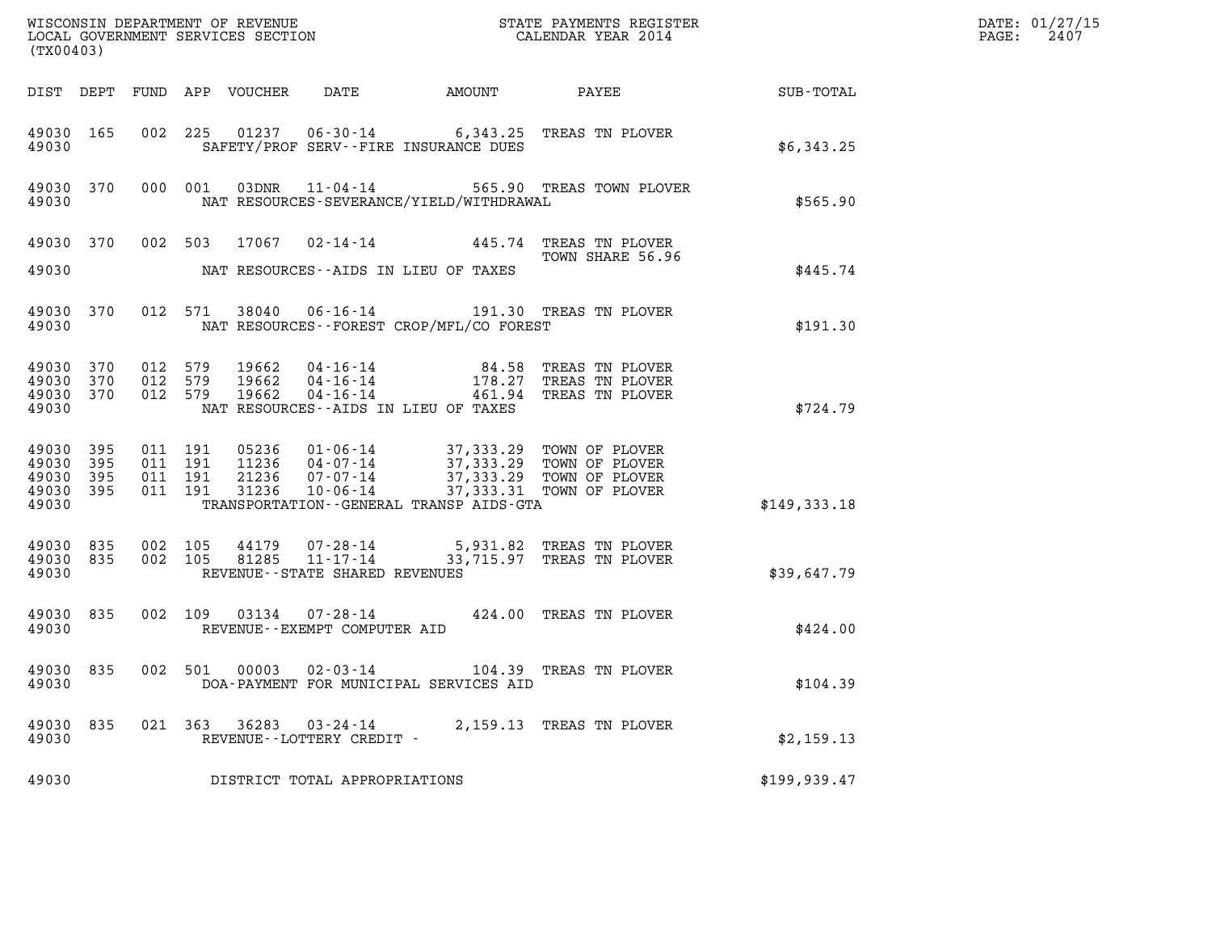WISCONSIN DEPARTMENT OF REVENUE
LOCAL GOVERNMENT SERVICES SECTION
(TX00403)

STATE PAYMENTS REGISTER
CALENDAR YEAR 2014

DATE: 01/27/15
PAGE: 2407

| DIST | DEPT | FUND | APP | VOUCHER | DATE | AMOUNT | PAYEE | SUB-TOTAL |
|---|---|---|---|---|---|---|---|---|
| 49030 | 165 | 002 | 225 | 01237 | 06-30-14 | 6,343.25 | TREAS TN PLOVER | |
| 49030 | | | | SAFETY/PROF SERV--FIRE INSURANCE DUES | | | | $6,343.25 |
| 49030 | 370 | 000 | 001 | 03DNR | 11-04-14 | 565.90 | TREAS TOWN PLOVER | |
| 49030 | | | | NAT RESOURCES-SEVERANCE/YIELD/WITHDRAWAL | | | | $565.90 |
| 49030 | 370 | 002 | 503 | 17067 | 02-14-14 | 445.74 | TREAS TN PLOVER TOWN SHARE 56.96 | |
| 49030 | | | | NAT RESOURCES--AIDS IN LIEU OF TAXES | | | | $445.74 |
| 49030 | 370 | 012 | 571 | 38040 | 06-16-14 | 191.30 | TREAS TN PLOVER | |
| 49030 | | | | NAT RESOURCES--FOREST CROP/MFL/CO FOREST | | | | $191.30 |
| 49030 | 370 | 012 | 579 | 19662 | 04-16-14 | 84.58 | TREAS TN PLOVER | |
| 49030 | 370 | 012 | 579 | 19662 | 04-16-14 | 178.27 | TREAS TN PLOVER | |
| 49030 | 370 | 012 | 579 | 19662 | 04-16-14 | 461.94 | TREAS TN PLOVER | |
| 49030 | | | | NAT RESOURCES--AIDS IN LIEU OF TAXES | | | | $724.79 |
| 49030 | 395 | 011 | 191 | 05236 | 01-06-14 | 37,333.29 | TOWN OF PLOVER | |
| 49030 | 395 | 011 | 191 | 11236 | 04-07-14 | 37,333.29 | TOWN OF PLOVER | |
| 49030 | 395 | 011 | 191 | 21236 | 07-07-14 | 37,333.29 | TOWN OF PLOVER | |
| 49030 | 395 | 011 | 191 | 31236 | 10-06-14 | 37,333.31 | TOWN OF PLOVER | |
| 49030 | | | | TRANSPORTATION--GENERAL TRANSP AIDS-GTA | | | | $149,333.18 |
| 49030 | 835 | 002 | 105 | 44179 | 07-28-14 | 5,931.82 | TREAS TN PLOVER | |
| 49030 | 835 | 002 | 105 | 81285 | 11-17-14 | 33,715.97 | TREAS TN PLOVER | |
| 49030 | | | | REVENUE--STATE SHARED REVENUES | | | | $39,647.79 |
| 49030 | 835 | 002 | 109 | 03134 | 07-28-14 | 424.00 | TREAS TN PLOVER | |
| 49030 | | | | REVENUE--EXEMPT COMPUTER AID | | | | $424.00 |
| 49030 | 835 | 002 | 501 | 00003 | 02-03-14 | 104.39 | TREAS TN PLOVER | |
| 49030 | | | | DOA-PAYMENT FOR MUNICIPAL SERVICES AID | | | | $104.39 |
| 49030 | 835 | 021 | 363 | 36283 | 03-24-14 | 2,159.13 | TREAS TN PLOVER | |
| 49030 | | | | REVENUE--LOTTERY CREDIT - | | | | $2,159.13 |
| 49030 | | | | DISTRICT TOTAL APPROPRIATIONS | | | | $199,939.47 |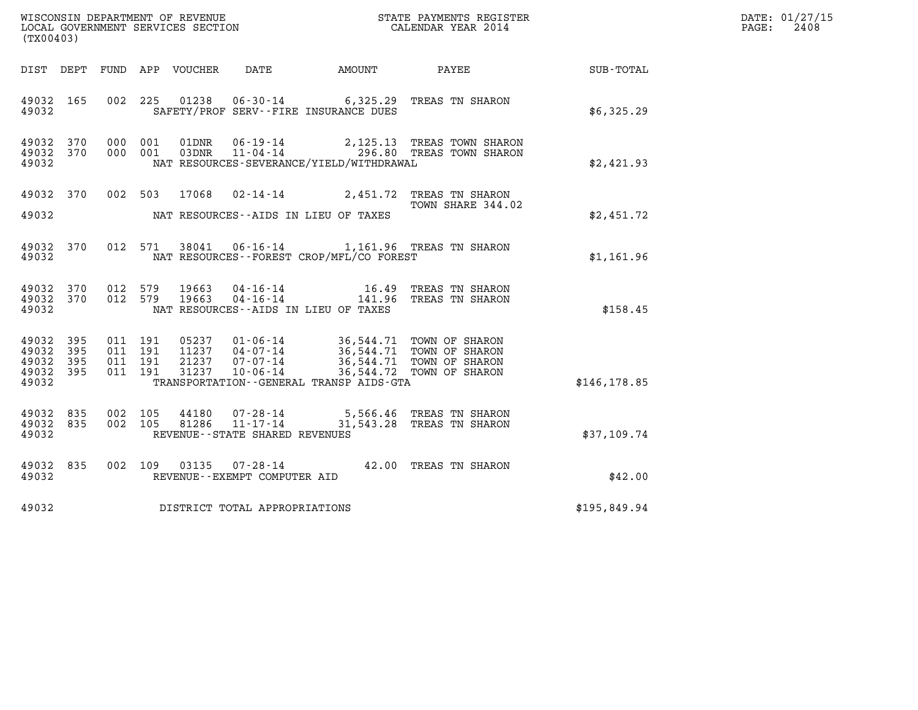WISCONSIN DEPARTMENT OF REVENUE
LOCAL GOVERNMENT SERVICES SECTION
(TX00403)

STATE PAYMENTS REGISTER
CALENDAR YEAR 2014

DATE: 01/27/15
PAGE: 2408

| DIST | DEPT | FUND | APP | VOUCHER | DATE | AMOUNT | PAYEE | SUB-TOTAL |
|---|---|---|---|---|---|---|---|---|
| 49032 | 165 | 002 | 225 | 01238 | 06-30-14 | 6,325.29 | TREAS TN SHARON | |
| 49032 | | | | | SAFETY/PROF SERV--FIRE INSURANCE DUES | | | $6,325.29 |
| 49032 | 370 | 000 | 001 | 01DNR | 06-19-14 | 2,125.13 | TREAS TOWN SHARON | |
| 49032 | 370 | 000 | 001 | 03DNR | 11-04-14 | 296.80 | TREAS TOWN SHARON | |
| 49032 | | | | | NAT RESOURCES-SEVERANCE/YIELD/WITHDRAWAL | | | $2,421.93 |
| 49032 | 370 | 002 | 503 | 17068 | 02-14-14 | 2,451.72 | TREAS TN SHARON TOWN SHARE 344.02 | |
| 49032 | | | | | NAT RESOURCES--AIDS IN LIEU OF TAXES | | | $2,451.72 |
| 49032 | 370 | 012 | 571 | 38041 | 06-16-14 | 1,161.96 | TREAS TN SHARON | |
| 49032 | | | | | NAT RESOURCES--FOREST CROP/MFL/CO FOREST | | | $1,161.96 |
| 49032 | 370 | 012 | 579 | 19663 | 04-16-14 | 16.49 | TREAS TN SHARON | |
| 49032 | 370 | 012 | 579 | 19663 | 04-16-14 | 141.96 | TREAS TN SHARON | |
| 49032 | | | | | NAT RESOURCES--AIDS IN LIEU OF TAXES | | | $158.45 |
| 49032 | 395 | 011 | 191 | 05237 | 01-06-14 | 36,544.71 | TOWN OF SHARON | |
| 49032 | 395 | 011 | 191 | 11237 | 04-07-14 | 36,544.71 | TOWN OF SHARON | |
| 49032 | 395 | 011 | 191 | 21237 | 07-07-14 | 36,544.71 | TOWN OF SHARON | |
| 49032 | 395 | 011 | 191 | 31237 | 10-06-14 | 36,544.72 | TOWN OF SHARON | |
| 49032 | | | | | TRANSPORTATION--GENERAL TRANSP AIDS-GTA | | | $146,178.85 |
| 49032 | 835 | 002 | 105 | 44180 | 07-28-14 | 5,566.46 | TREAS TN SHARON | |
| 49032 | 835 | 002 | 105 | 81286 | 11-17-14 | 31,543.28 | TREAS TN SHARON | |
| 49032 | | | | | REVENUE--STATE SHARED REVENUES | | | $37,109.74 |
| 49032 | 835 | 002 | 109 | 03135 | 07-28-14 | 42.00 | TREAS TN SHARON | |
| 49032 | | | | | REVENUE--EXEMPT COMPUTER AID | | | $42.00 |
| 49032 | | | | | DISTRICT TOTAL APPROPRIATIONS | | | $195,849.94 |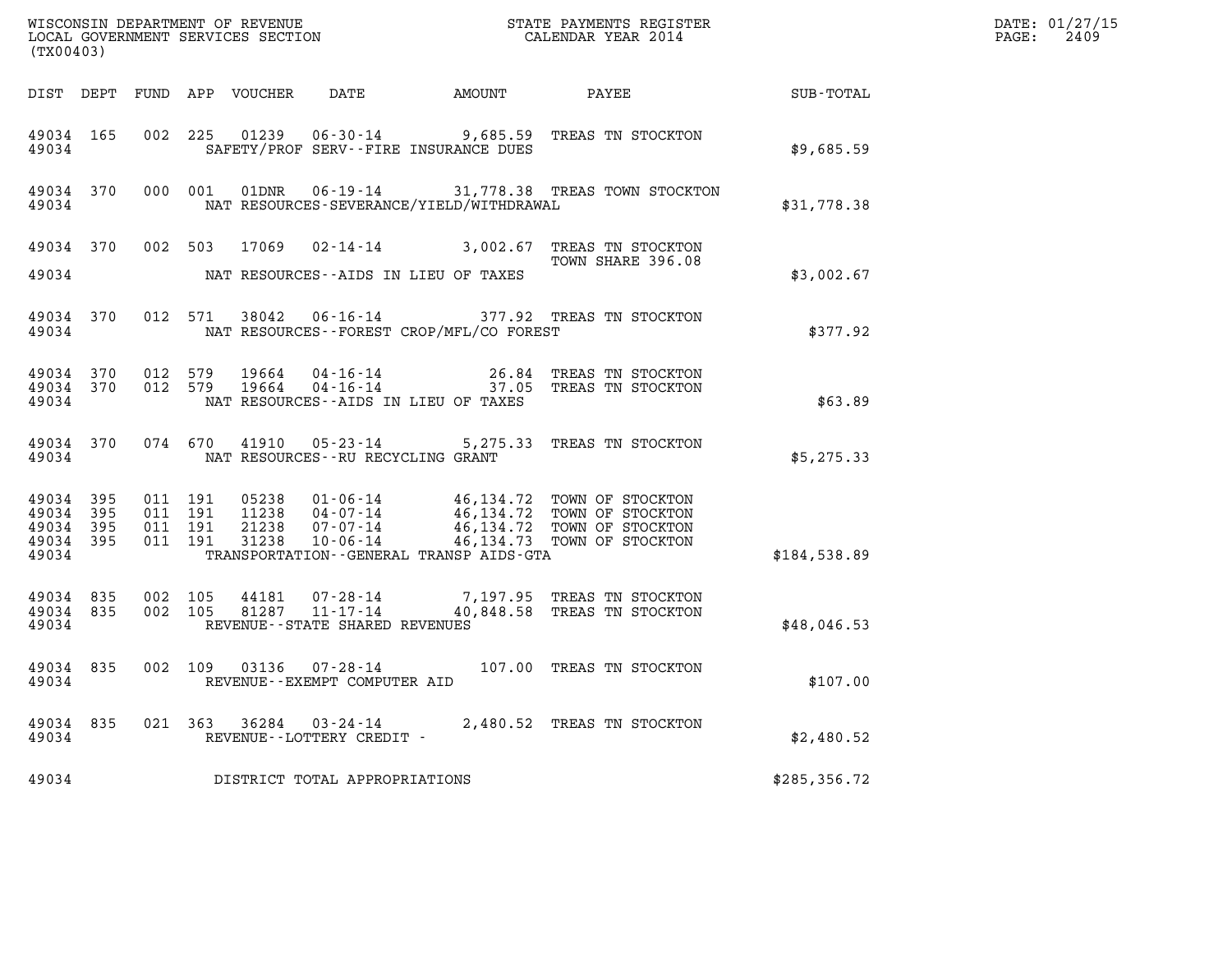WISCONSIN DEPARTMENT OF REVENUE
LOCAL GOVERNMENT SERVICES SECTION
(TX00403)

STATE PAYMENTS REGISTER
CALENDAR YEAR 2014

DATE: 01/27/15
PAGE: 2409

| DIST | DEPT | FUND | APP | VOUCHER | DATE | AMOUNT | PAYEE | SUB-TOTAL |
|---|---|---|---|---|---|---|---|---|
| 49034 | 165 | 002 | 225 | 01239 | 06-30-14 | 9,685.59 | TREAS TN STOCKTON | |
| 49034 | | | | | SAFETY/PROF SERV--FIRE INSURANCE DUES | | | $9,685.59 |
| 49034 | 370 | 000 | 001 | 01DNR | 06-19-14 | 31,778.38 | TREAS TOWN STOCKTON | |
| 49034 | | | | | NAT RESOURCES-SEVERANCE/YIELD/WITHDRAWAL | | | $31,778.38 |
| 49034 | 370 | 002 | 503 | 17069 | 02-14-14 | 3,002.67 | TREAS TN STOCKTON TOWN SHARE 396.08 | |
| 49034 | | | | | NAT RESOURCES--AIDS IN LIEU OF TAXES | | | $3,002.67 |
| 49034 | 370 | 012 | 571 | 38042 | 06-16-14 | 377.92 | TREAS TN STOCKTON | |
| 49034 | | | | | NAT RESOURCES--FOREST CROP/MFL/CO FOREST | | | $377.92 |
| 49034 | 370 | 012 | 579 | 19664 | 04-16-14 | 26.84 | TREAS TN STOCKTON | |
| 49034 | 370 | 012 | 579 | 19664 | 04-16-14 | 37.05 | TREAS TN STOCKTON | |
| 49034 | | | | | NAT RESOURCES--AIDS IN LIEU OF TAXES | | | $63.89 |
| 49034 | 370 | 074 | 670 | 41910 | 05-23-14 | 5,275.33 | TREAS TN STOCKTON | |
| 49034 | | | | | NAT RESOURCES--RU RECYCLING GRANT | | | $5,275.33 |
| 49034 | 395 | 011 | 191 | 05238 | 01-06-14 | 46,134.72 | TOWN OF STOCKTON | |
| 49034 | 395 | 011 | 191 | 11238 | 04-07-14 | 46,134.72 | TOWN OF STOCKTON | |
| 49034 | 395 | 011 | 191 | 21238 | 07-07-14 | 46,134.72 | TOWN OF STOCKTON | |
| 49034 | 395 | 011 | 191 | 31238 | 10-06-14 | 46,134.73 | TOWN OF STOCKTON | |
| 49034 | | | | | TRANSPORTATION--GENERAL TRANSP AIDS-GTA | | | $184,538.89 |
| 49034 | 835 | 002 | 105 | 44181 | 07-28-14 | 7,197.95 | TREAS TN STOCKTON | |
| 49034 | 835 | 002 | 105 | 81287 | 11-17-14 | 40,848.58 | TREAS TN STOCKTON | |
| 49034 | | | | | REVENUE--STATE SHARED REVENUES | | | $48,046.53 |
| 49034 | 835 | 002 | 109 | 03136 | 07-28-14 | 107.00 | TREAS TN STOCKTON | |
| 49034 | | | | | REVENUE--EXEMPT COMPUTER AID | | | $107.00 |
| 49034 | 835 | 021 | 363 | 36284 | 03-24-14 | 2,480.52 | TREAS TN STOCKTON | |
| 49034 | | | | | REVENUE--LOTTERY CREDIT - | | | $2,480.52 |
| 49034 | | | | | DISTRICT TOTAL APPROPRIATIONS | | | $285,356.72 |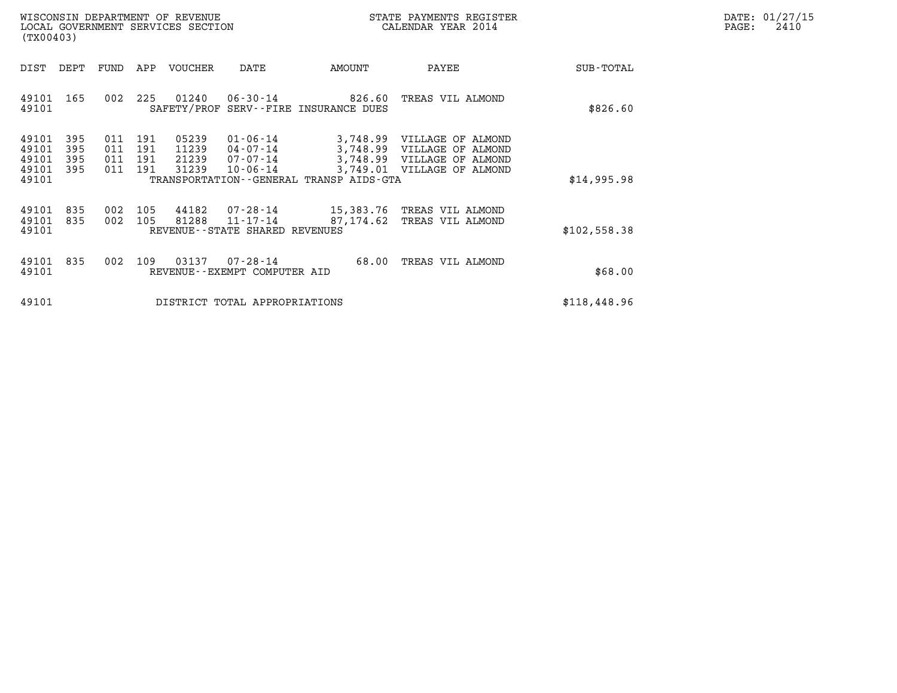WISCONSIN DEPARTMENT OF REVENUE
LOCAL GOVERNMENT SERVICES SECTION
(TX00403)

STATE PAYMENTS REGISTER
CALENDAR YEAR 2014

DATE: 01/27/15
PAGE: 2410

| DIST | DEPT | FUND | APP | VOUCHER | DATE | AMOUNT | PAYEE | SUB-TOTAL |
|---|---|---|---|---|---|---|---|---|
| 49101 | 165 | 002 | 225 | 01240 | 06-30-14 | 826.60 | TREAS VIL ALMOND | |
| 49101 | | | | SAFETY/PROF SERV--FIRE INSURANCE DUES | | | | $826.60 |
| 49101 | 395 | 011 | 191 | 05239 | 01-06-14 | 3,748.99 | VILLAGE OF ALMOND | |
| 49101 | 395 | 011 | 191 | 11239 | 04-07-14 | 3,748.99 | VILLAGE OF ALMOND | |
| 49101 | 395 | 011 | 191 | 21239 | 07-07-14 | 3,748.99 | VILLAGE OF ALMOND | |
| 49101 | 395 | 011 | 191 | 31239 | 10-06-14 | 3,749.01 | VILLAGE OF ALMOND | |
| 49101 | | | | TRANSPORTATION--GENERAL TRANSP AIDS-GTA | | | | $14,995.98 |
| 49101 | 835 | 002 | 105 | 44182 | 07-28-14 | 15,383.76 | TREAS VIL ALMOND | |
| 49101 | 835 | 002 | 105 | 81288 | 11-17-14 | 87,174.62 | TREAS VIL ALMOND | |
| 49101 | | | | REVENUE--STATE SHARED REVENUES | | | | $102,558.38 |
| 49101 | 835 | 002 | 109 | 03137 | 07-28-14 | 68.00 | TREAS VIL ALMOND | |
| 49101 | | | | REVENUE--EXEMPT COMPUTER AID | | | | $68.00 |
| 49101 | | | | DISTRICT TOTAL APPROPRIATIONS | | | | $118,448.96 |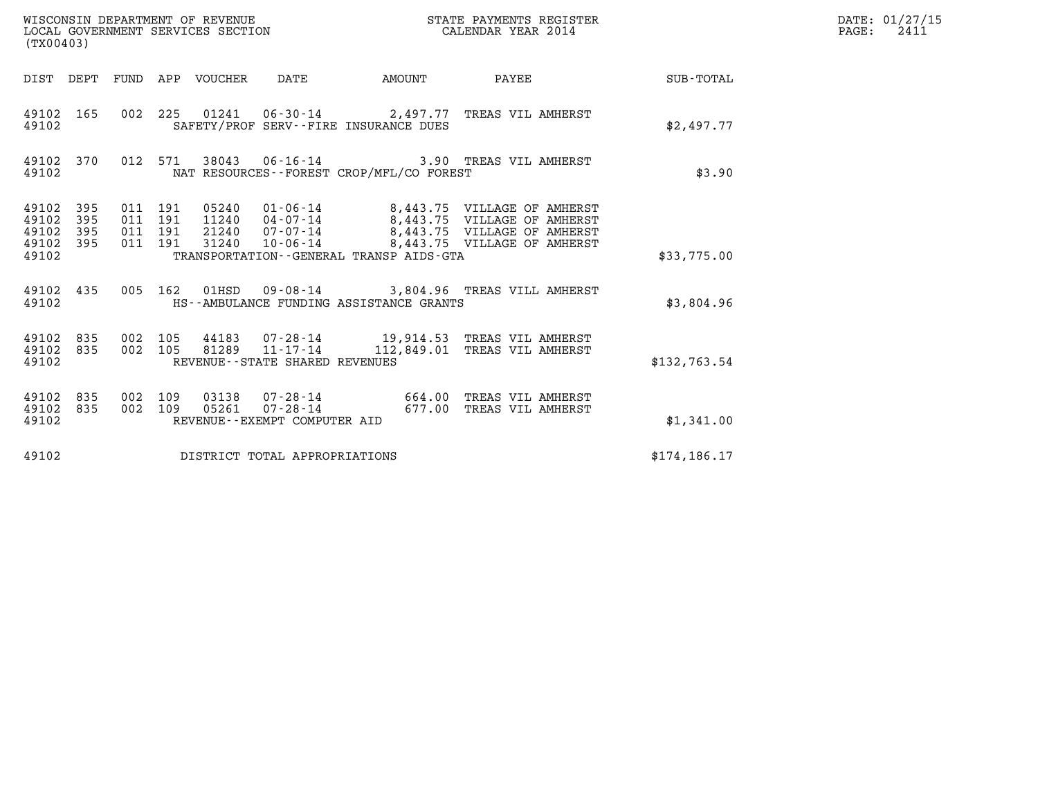| DIST | DEPT | FUND | APP | VOUCHER | DATE | AMOUNT | PAYEE | SUB-TOTAL |
|---|---|---|---|---|---|---|---|---|
| 49102 | 165 | 002 | 225 | 01241 | 06-30-14 | 2,497.77 | TREAS VIL AMHERST | |
| 49102 | | | | | SAFETY/PROF SERV--FIRE INSURANCE DUES | | | $2,497.77 |
| 49102 | 370 | 012 | 571 | 38043 | 06-16-14 | 3.90 | TREAS VIL AMHERST | |
| 49102 | | | | | NAT RESOURCES--FOREST CROP/MFL/CO FOREST | | | $3.90 |
| 49102 | 395 | 011 | 191 | 05240 | 01-06-14 | 8,443.75 | VILLAGE OF AMHERST | |
| 49102 | 395 | 011 | 191 | 11240 | 04-07-14 | 8,443.75 | VILLAGE OF AMHERST | |
| 49102 | 395 | 011 | 191 | 21240 | 07-07-14 | 8,443.75 | VILLAGE OF AMHERST | |
| 49102 | 395 | 011 | 191 | 31240 | 10-06-14 | 8,443.75 | VILLAGE OF AMHERST | |
| 49102 | | | | | TRANSPORTATION--GENERAL TRANSP AIDS-GTA | | | $33,775.00 |
| 49102 | 435 | 005 | 162 | 01HSD | 09-08-14 | 3,804.96 | TREAS VILL AMHERST | |
| 49102 | | | | | HS--AMBULANCE FUNDING ASSISTANCE GRANTS | | | $3,804.96 |
| 49102 | 835 | 002 | 105 | 44183 | 07-28-14 | 19,914.53 | TREAS VIL AMHERST | |
| 49102 | 835 | 002 | 105 | 81289 | 11-17-14 | 112,849.01 | TREAS VIL AMHERST | |
| 49102 | | | | | REVENUE--STATE SHARED REVENUES | | | $132,763.54 |
| 49102 | 835 | 002 | 109 | 03138 | 07-28-14 | 664.00 | TREAS VIL AMHERST | |
| 49102 | 835 | 002 | 109 | 05261 | 07-28-14 | 677.00 | TREAS VIL AMHERST | |
| 49102 | | | | | REVENUE--EXEMPT COMPUTER AID | | | $1,341.00 |
| 49102 | | | | | DISTRICT TOTAL APPROPRIATIONS | | | $174,186.17 |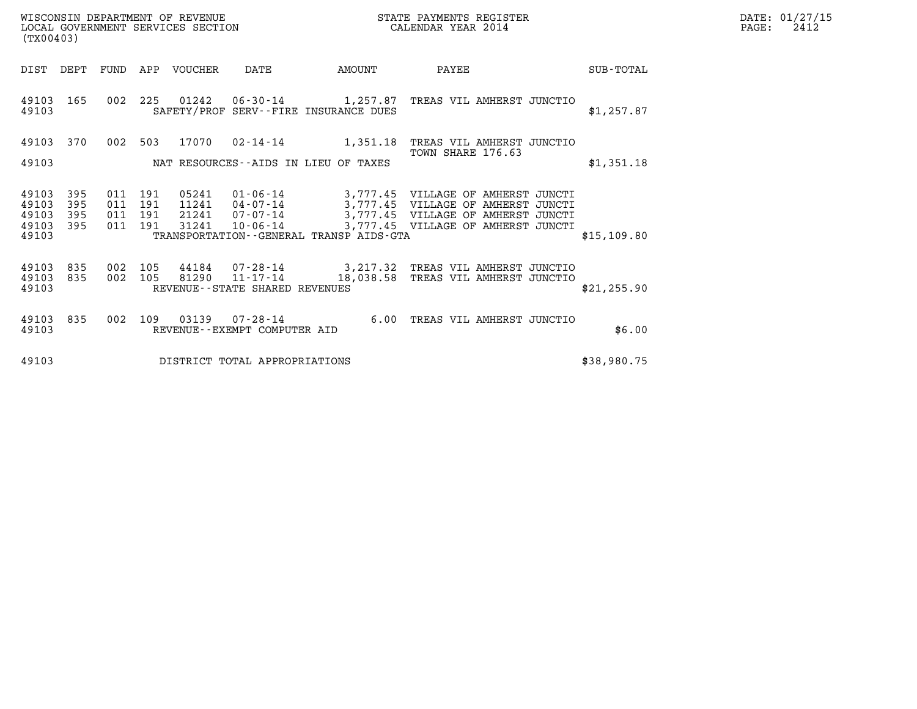WISCONSIN DEPARTMENT OF REVENUE
LOCAL GOVERNMENT SERVICES SECTION
(TX00403)

STATE PAYMENTS REGISTER
CALENDAR YEAR 2014

DATE: 01/27/15

| DIST | DEPT | FUND | APP | VOUCHER | DATE | AMOUNT | PAYEE | SUB-TOTAL |
|---|---|---|---|---|---|---|---|---|
| 49103 | 165 | 002 | 225 | 01242 | 06-30-14 | 1,257.87 | TREAS VIL AMHERST JUNCTIO | |
| 49103 | | | | | SAFETY/PROF SERV--FIRE INSURANCE DUES | | | $1,257.87 |
| 49103 | 370 | 002 | 503 | 17070 | 02-14-14 | 1,351.18 | TREAS VIL AMHERST JUNCTIO TOWN SHARE 176.63 | |
| 49103 | | | | | NAT RESOURCES--AIDS IN LIEU OF TAXES | | | $1,351.18 |
| 49103 | 395 | 011 | 191 | 05241 | 01-06-14 | 3,777.45 | VILLAGE OF AMHERST JUNCTI | |
| 49103 | 395 | 011 | 191 | 11241 | 04-07-14 | 3,777.45 | VILLAGE OF AMHERST JUNCTI | |
| 49103 | 395 | 011 | 191 | 21241 | 07-07-14 | 3,777.45 | VILLAGE OF AMHERST JUNCTI | |
| 49103 | 395 | 011 | 191 | 31241 | 10-06-14 | 3,777.45 | VILLAGE OF AMHERST JUNCTI | |
| 49103 | | | | | TRANSPORTATION--GENERAL TRANSP AIDS-GTA | | | $15,109.80 |
| 49103 | 835 | 002 | 105 | 44184 | 07-28-14 | 3,217.32 | TREAS VIL AMHERST JUNCTIO | |
| 49103 | 835 | 002 | 105 | 81290 | 11-17-14 | 18,038.58 | TREAS VIL AMHERST JUNCTIO | |
| 49103 | | | | | REVENUE--STATE SHARED REVENUES | | | $21,255.90 |
| 49103 | 835 | 002 | 109 | 03139 | 07-28-14 | 6.00 | TREAS VIL AMHERST JUNCTIO | |
| 49103 | | | | | REVENUE--EXEMPT COMPUTER AID | | | $6.00 |
| 49103 | | | | | DISTRICT TOTAL APPROPRIATIONS | | | $38,980.75 |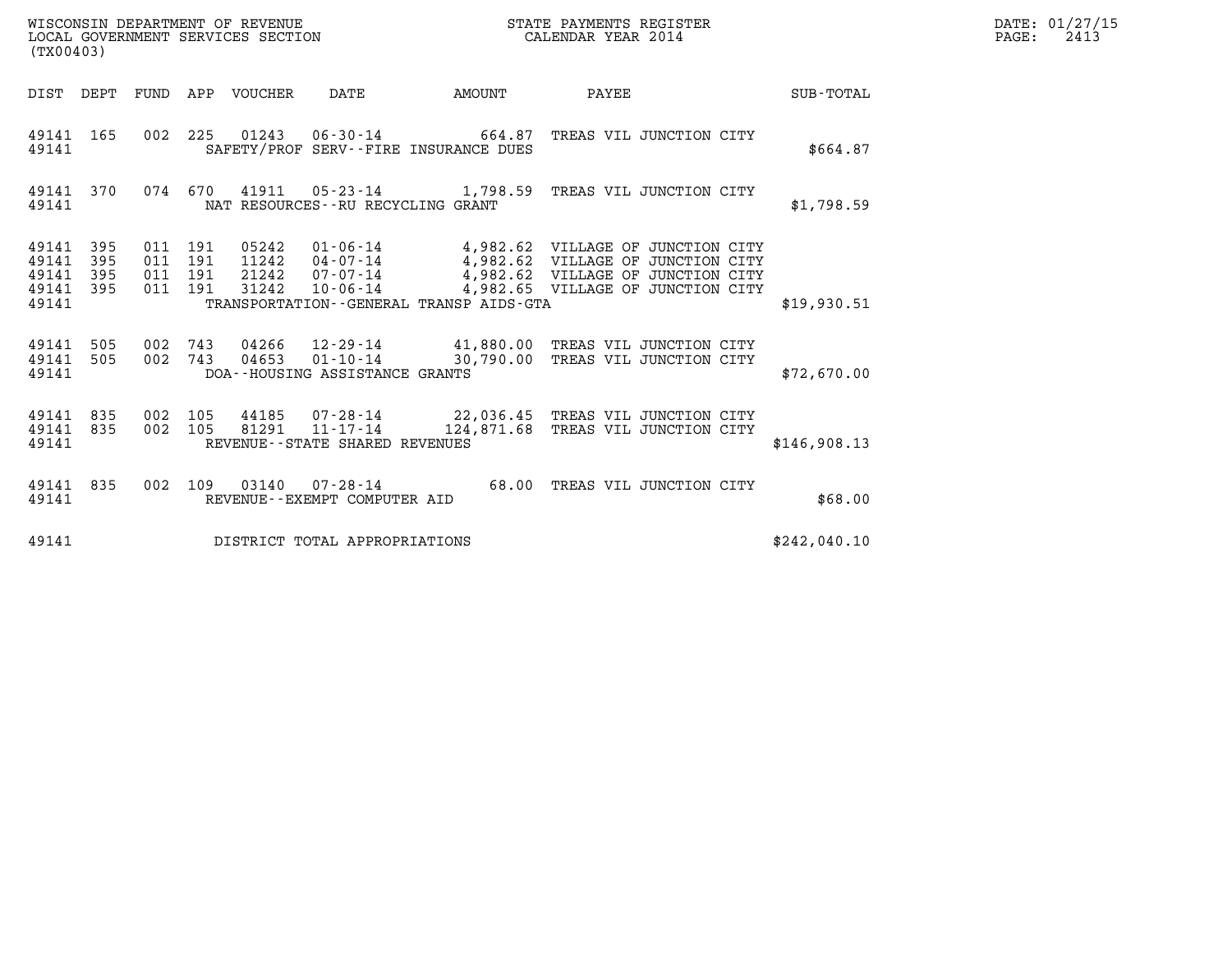WISCONSIN DEPARTMENT OF REVENUE
LOCAL GOVERNMENT SERVICES SECTION
(TX00403)

STATE PAYMENTS REGISTER
CALENDAR YEAR 2014

DATE: 01/27/15
PAGE: 2413

| DIST | DEPT | FUND | APP | VOUCHER | DATE | AMOUNT | PAYEE | SUB-TOTAL |
|---|---|---|---|---|---|---|---|---|
| 49141 | 165 | 002 | 225 | 01243 | 06-30-14 | 664.87 | TREAS VIL JUNCTION CITY | |
| 49141 | | | | | SAFETY/PROF SERV--FIRE INSURANCE DUES | | | $664.87 |
| 49141 | 370 | 074 | 670 | 41911 | 05-23-14 | 1,798.59 | TREAS VIL JUNCTION CITY | |
| 49141 | | | | | NAT RESOURCES--RU RECYCLING GRANT | | | $1,798.59 |
| 49141 | 395 | 011 | 191 | 05242 | 01-06-14 | 4,982.62 | VILLAGE OF JUNCTION CITY | |
| 49141 | 395 | 011 | 191 | 11242 | 04-07-14 | 4,982.62 | VILLAGE OF JUNCTION CITY | |
| 49141 | 395 | 011 | 191 | 21242 | 07-07-14 | 4,982.62 | VILLAGE OF JUNCTION CITY | |
| 49141 | 395 | 011 | 191 | 31242 | 10-06-14 | 4,982.65 | VILLAGE OF JUNCTION CITY | |
| 49141 | | | | | TRANSPORTATION--GENERAL TRANSP AIDS-GTA | | | $19,930.51 |
| 49141 | 505 | 002 | 743 | 04266 | 12-29-14 | 41,880.00 | TREAS VIL JUNCTION CITY | |
| 49141 | 505 | 002 | 743 | 04653 | 01-10-14 | 30,790.00 | TREAS VIL JUNCTION CITY | |
| 49141 | | | | | DOA--HOUSING ASSISTANCE GRANTS | | | $72,670.00 |
| 49141 | 835 | 002 | 105 | 44185 | 07-28-14 | 22,036.45 | TREAS VIL JUNCTION CITY | |
| 49141 | 835 | 002 | 105 | 81291 | 11-17-14 | 124,871.68 | TREAS VIL JUNCTION CITY | |
| 49141 | | | | | REVENUE--STATE SHARED REVENUES | | | $146,908.13 |
| 49141 | 835 | 002 | 109 | 03140 | 07-28-14 | 68.00 | TREAS VIL JUNCTION CITY | |
| 49141 | | | | | REVENUE--EXEMPT COMPUTER AID | | | $68.00 |
| 49141 | | | | | DISTRICT TOTAL APPROPRIATIONS | | | $242,040.10 |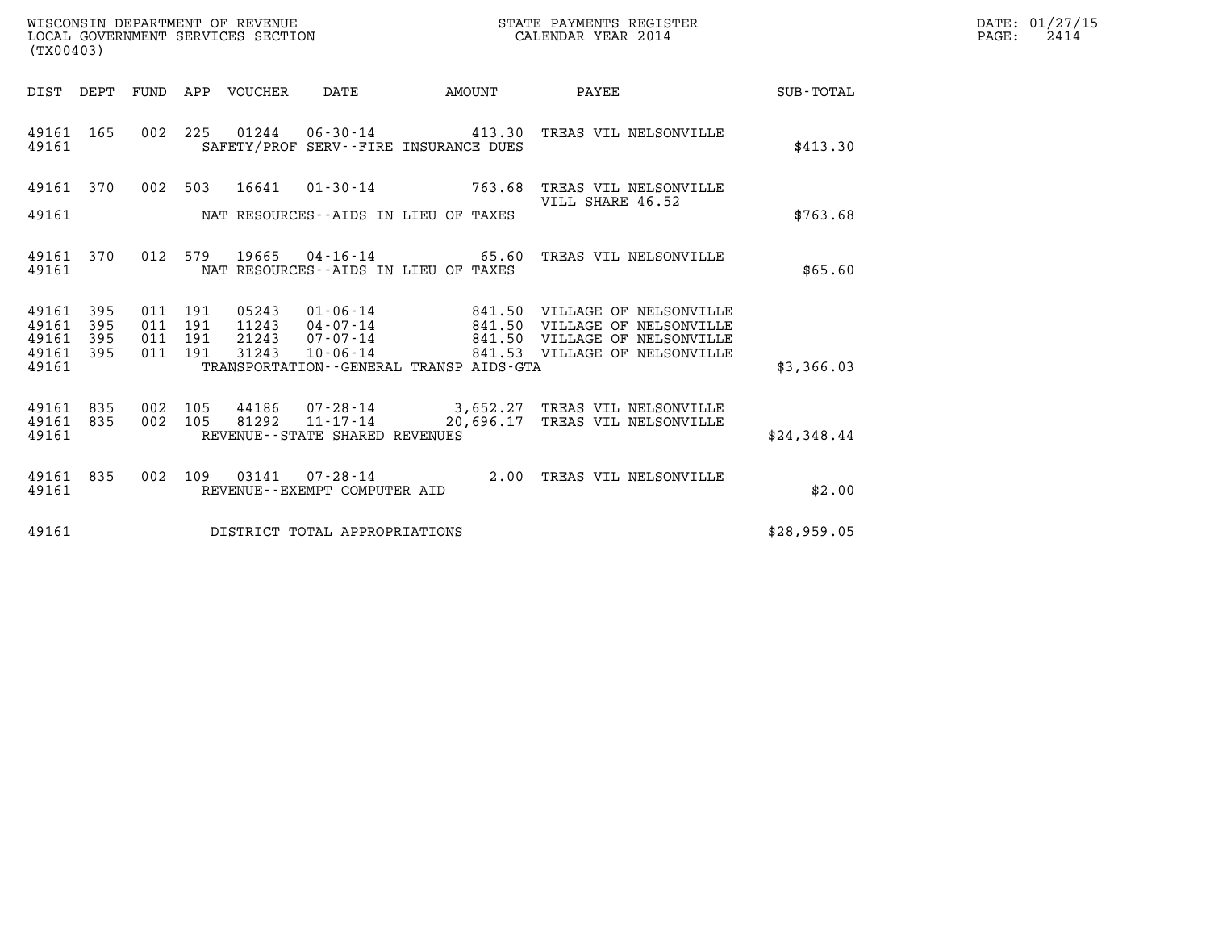WISCONSIN DEPARTMENT OF REVENUE
LOCAL GOVERNMENT SERVICES SECTION
(TX00403)

STATE PAYMENTS REGISTER
CALENDAR YEAR 2014

| DIST | DEPT | FUND | APP | VOUCHER | DATE | AMOUNT | PAYEE | SUB-TOTAL |
|---|---|---|---|---|---|---|---|---|
| 49161 | 165 | 002 | 225 | 01244 | 06-30-14 | 413.30 | TREAS VIL NELSONVILLE | |
| 49161 | | | | | SAFETY/PROF SERV--FIRE INSURANCE DUES | | | $413.30 |
| 49161 | 370 | 002 | 503 | 16641 | 01-30-14 | 763.68 | TREAS VIL NELSONVILLE VILL SHARE 46.52 | |
| 49161 | | | | | NAT RESOURCES--AIDS IN LIEU OF TAXES | | | $763.68 |
| 49161 | 370 | 012 | 579 | 19665 | 04-16-14 | 65.60 | TREAS VIL NELSONVILLE | |
| 49161 | | | | | NAT RESOURCES--AIDS IN LIEU OF TAXES | | | $65.60 |
| 49161 | 395 | 011 | 191 | 05243 | 01-06-14 | 841.50 | VILLAGE OF NELSONVILLE | |
| 49161 | 395 | 011 | 191 | 11243 | 04-07-14 | 841.50 | VILLAGE OF NELSONVILLE | |
| 49161 | 395 | 011 | 191 | 21243 | 07-07-14 | 841.50 | VILLAGE OF NELSONVILLE | |
| 49161 | 395 | 011 | 191 | 31243 | 10-06-14 | 841.53 | VILLAGE OF NELSONVILLE | |
| 49161 | | | | | TRANSPORTATION--GENERAL TRANSP AIDS-GTA | | | $3,366.03 |
| 49161 | 835 | 002 | 105 | 44186 | 07-28-14 | 3,652.27 | TREAS VIL NELSONVILLE | |
| 49161 | 835 | 002 | 105 | 81292 | 11-17-14 | 20,696.17 | TREAS VIL NELSONVILLE | |
| 49161 | | | | | REVENUE--STATE SHARED REVENUES | | | $24,348.44 |
| 49161 | 835 | 002 | 109 | 03141 | 07-28-14 | 2.00 | TREAS VIL NELSONVILLE | |
| 49161 | | | | | REVENUE--EXEMPT COMPUTER AID | | | $2.00 |
| 49161 | | | | | DISTRICT TOTAL APPROPRIATIONS | | | $28,959.05 |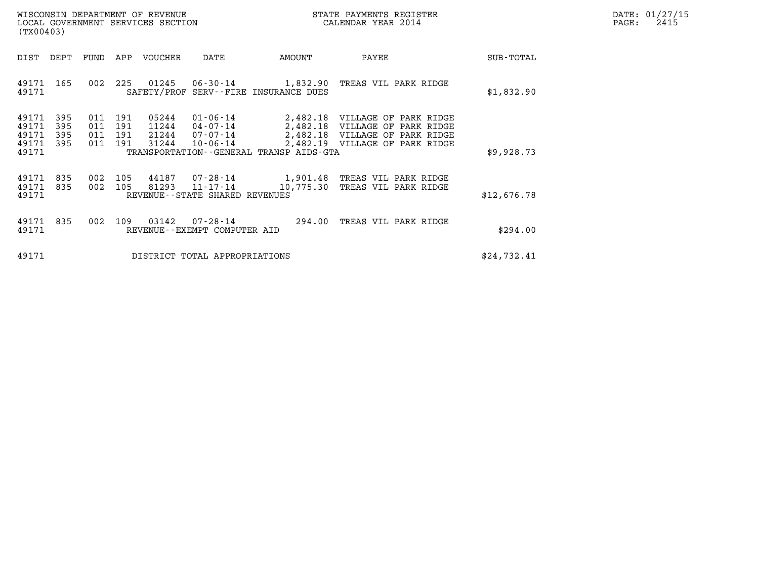WISCONSIN DEPARTMENT OF REVENUE
LOCAL GOVERNMENT SERVICES SECTION
(TX00403)

STATE PAYMENTS REGISTER
CALENDAR YEAR 2014

DATE: 01/27/15
PAGE: 2415

| DIST | DEPT | FUND | APP | VOUCHER | DATE | AMOUNT | PAYEE | SUB-TOTAL |
|---|---|---|---|---|---|---|---|---|
| 49171 | 165 | 002 | 225 | 01245 | 06-30-14 | 1,832.90 | TREAS VIL PARK RIDGE | |
| 49171 | | | | SAFETY/PROF SERV--FIRE INSURANCE DUES | | | | $1,832.90 |
| 49171 | 395 | 011 | 191 | 05244 | 01-06-14 | 2,482.18 | VILLAGE OF PARK RIDGE | |
| 49171 | 395 | 011 | 191 | 11244 | 04-07-14 | 2,482.18 | VILLAGE OF PARK RIDGE | |
| 49171 | 395 | 011 | 191 | 21244 | 07-07-14 | 2,482.18 | VILLAGE OF PARK RIDGE | |
| 49171 | 395 | 011 | 191 | 31244 | 10-06-14 | 2,482.19 | VILLAGE OF PARK RIDGE | |
| 49171 | | | | TRANSPORTATION--GENERAL TRANSP AIDS-GTA | | | | $9,928.73 |
| 49171 | 835 | 002 | 105 | 44187 | 07-28-14 | 1,901.48 | TREAS VIL PARK RIDGE | |
| 49171 | 835 | 002 | 105 | 81293 | 11-17-14 | 10,775.30 | TREAS VIL PARK RIDGE | |
| 49171 | | | | REVENUE--STATE SHARED REVENUES | | | | $12,676.78 |
| 49171 | 835 | 002 | 109 | 03142 | 07-28-14 | 294.00 | TREAS VIL PARK RIDGE | |
| 49171 | | | | REVENUE--EXEMPT COMPUTER AID | | | | $294.00 |
| 49171 | | | | DISTRICT TOTAL APPROPRIATIONS | | | | $24,732.41 |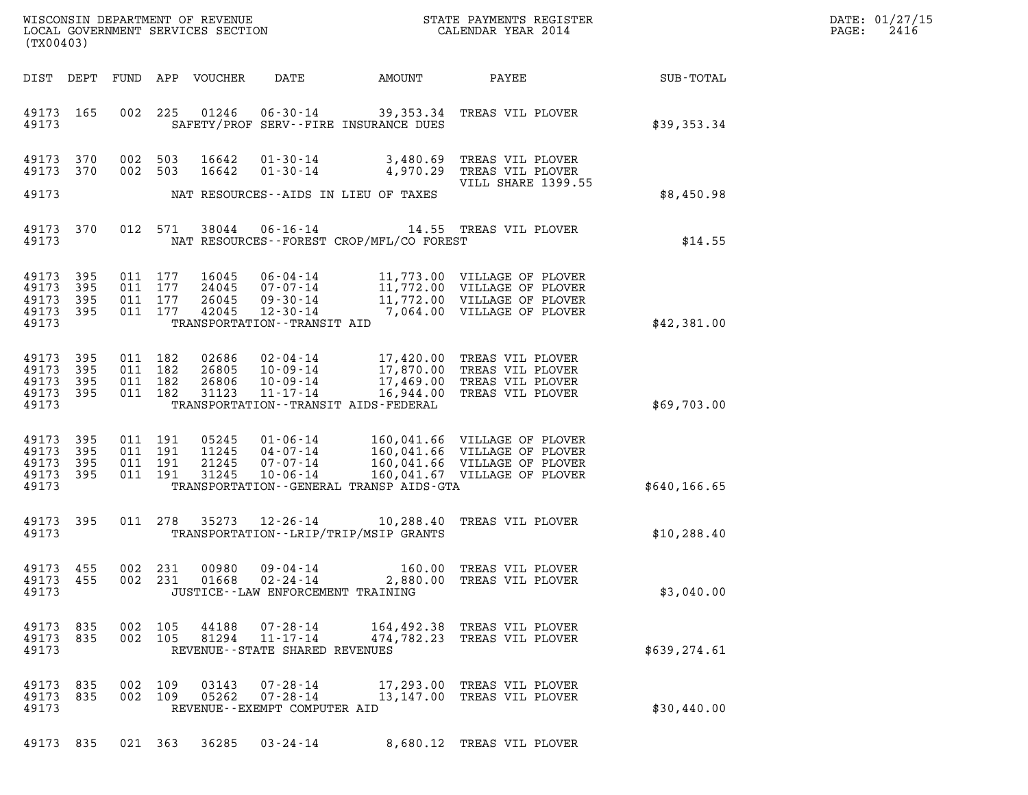WISCONSIN DEPARTMENT OF REVENUE
LOCAL GOVERNMENT SERVICES SECTION
(TX00403)

STATE PAYMENTS REGISTER
CALENDAR YEAR 2014

DATE: 01/27/15
PAGE: 2416

| DIST | DEPT | FUND | APP | VOUCHER | DATE | AMOUNT | PAYEE | SUB-TOTAL |
|---|---|---|---|---|---|---|---|---|
| 49173 | 165 | 002 | 225 | 01246 | 06-30-14 | 39,353.34 | TREAS VIL PLOVER | |
| 49173 | | | | | SAFETY/PROF SERV--FIRE INSURANCE DUES | | | $39,353.34 |
| 49173 | 370 | 002 | 503 | 16642 | 01-30-14 | 3,480.69 | TREAS VIL PLOVER | |
| 49173 | 370 | 002 | 503 | 16642 | 01-30-14 | 4,970.29 | TREAS VIL PLOVER VILL SHARE 1399.55 | |
| 49173 | | | | | NAT RESOURCES--AIDS IN LIEU OF TAXES | | | $8,450.98 |
| 49173 | 370 | 012 | 571 | 38044 | 06-16-14 | 14.55 | TREAS VIL PLOVER | |
| 49173 | | | | | NAT RESOURCES--FOREST CROP/MFL/CO FOREST | | | $14.55 |
| 49173 | 395 | 011 | 177 | 16045 | 06-04-14 | 11,773.00 | VILLAGE OF PLOVER | |
| 49173 | 395 | 011 | 177 | 24045 | 07-07-14 | 11,772.00 | VILLAGE OF PLOVER | |
| 49173 | 395 | 011 | 177 | 26045 | 09-30-14 | 11,772.00 | VILLAGE OF PLOVER | |
| 49173 | 395 | 011 | 177 | 42045 | 12-30-14 | 7,064.00 | VILLAGE OF PLOVER | |
| 49173 | | | | | TRANSPORTATION--TRANSIT AID | | | $42,381.00 |
| 49173 | 395 | 011 | 182 | 02686 | 02-04-14 | 17,420.00 | TREAS VIL PLOVER | |
| 49173 | 395 | 011 | 182 | 26805 | 10-09-14 | 17,870.00 | TREAS VIL PLOVER | |
| 49173 | 395 | 011 | 182 | 26806 | 10-09-14 | 17,469.00 | TREAS VIL PLOVER | |
| 49173 | 395 | 011 | 182 | 31123 | 11-17-14 | 16,944.00 | TREAS VIL PLOVER | |
| 49173 | | | | | TRANSPORTATION--TRANSIT AIDS-FEDERAL | | | $69,703.00 |
| 49173 | 395 | 011 | 191 | 05245 | 01-06-14 | 160,041.66 | VILLAGE OF PLOVER | |
| 49173 | 395 | 011 | 191 | 11245 | 04-07-14 | 160,041.66 | VILLAGE OF PLOVER | |
| 49173 | 395 | 011 | 191 | 21245 | 07-07-14 | 160,041.66 | VILLAGE OF PLOVER | |
| 49173 | 395 | 011 | 191 | 31245 | 10-06-14 | 160,041.67 | VILLAGE OF PLOVER | |
| 49173 | | | | | TRANSPORTATION--GENERAL TRANSP AIDS-GTA | | | $640,166.65 |
| 49173 | 395 | 011 | 278 | 35273 | 12-26-14 | 10,288.40 | TREAS VIL PLOVER | |
| 49173 | | | | | TRANSPORTATION--LRIP/TRIP/MSIP GRANTS | | | $10,288.40 |
| 49173 | 455 | 002 | 231 | 00980 | 09-04-14 | 160.00 | TREAS VIL PLOVER | |
| 49173 | 455 | 002 | 231 | 01668 | 02-24-14 | 2,880.00 | TREAS VIL PLOVER | |
| 49173 | | | | | JUSTICE--LAW ENFORCEMENT TRAINING | | | $3,040.00 |
| 49173 | 835 | 002 | 105 | 44188 | 07-28-14 | 164,492.38 | TREAS VIL PLOVER | |
| 49173 | 835 | 002 | 105 | 81294 | 11-17-14 | 474,782.23 | TREAS VIL PLOVER | |
| 49173 | | | | | REVENUE--STATE SHARED REVENUES | | | $639,274.61 |
| 49173 | 835 | 002 | 109 | 03143 | 07-28-14 | 17,293.00 | TREAS VIL PLOVER | |
| 49173 | 835 | 002 | 109 | 05262 | 07-28-14 | 13,147.00 | TREAS VIL PLOVER | |
| 49173 | | | | | REVENUE--EXEMPT COMPUTER AID | | | $30,440.00 |
| 49173 | 835 | 021 | 363 | 36285 | 03-24-14 | 8,680.12 | TREAS VIL PLOVER | |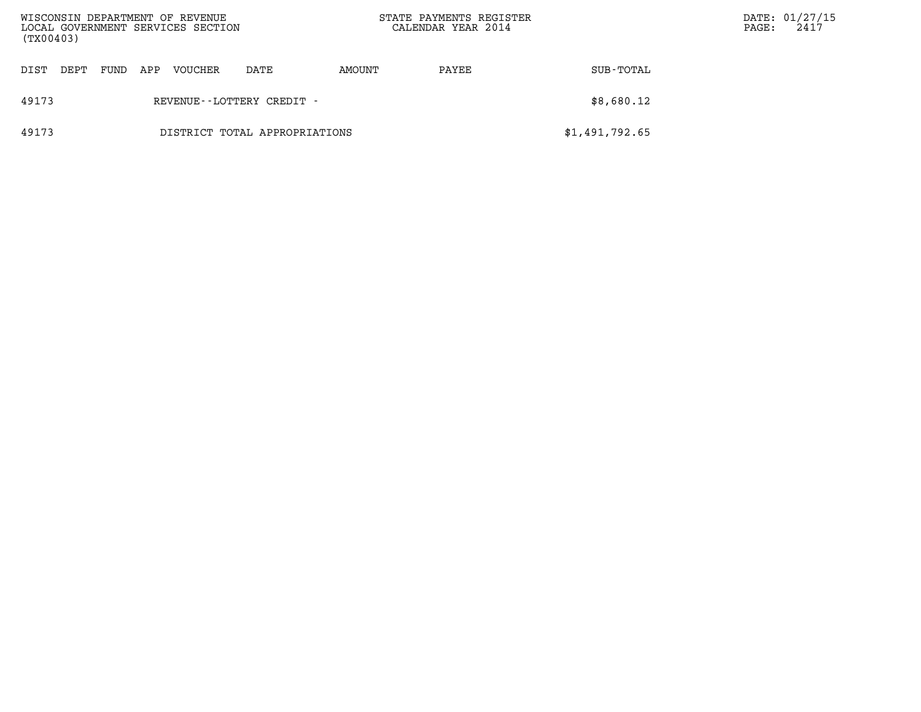| DIST | DEPT | FUND | APP | VOUCHER | DATE | AMOUNT | PAYEE | SUB-TOTAL |
|---|---|---|---|---|---|---|---|---|
| 49173 | | | | REVENUE--LOTTERY CREDIT - | | | | $8,680.12 |
| 49173 | | | | DISTRICT TOTAL APPROPRIATIONS | | | | $1,491,792.65 |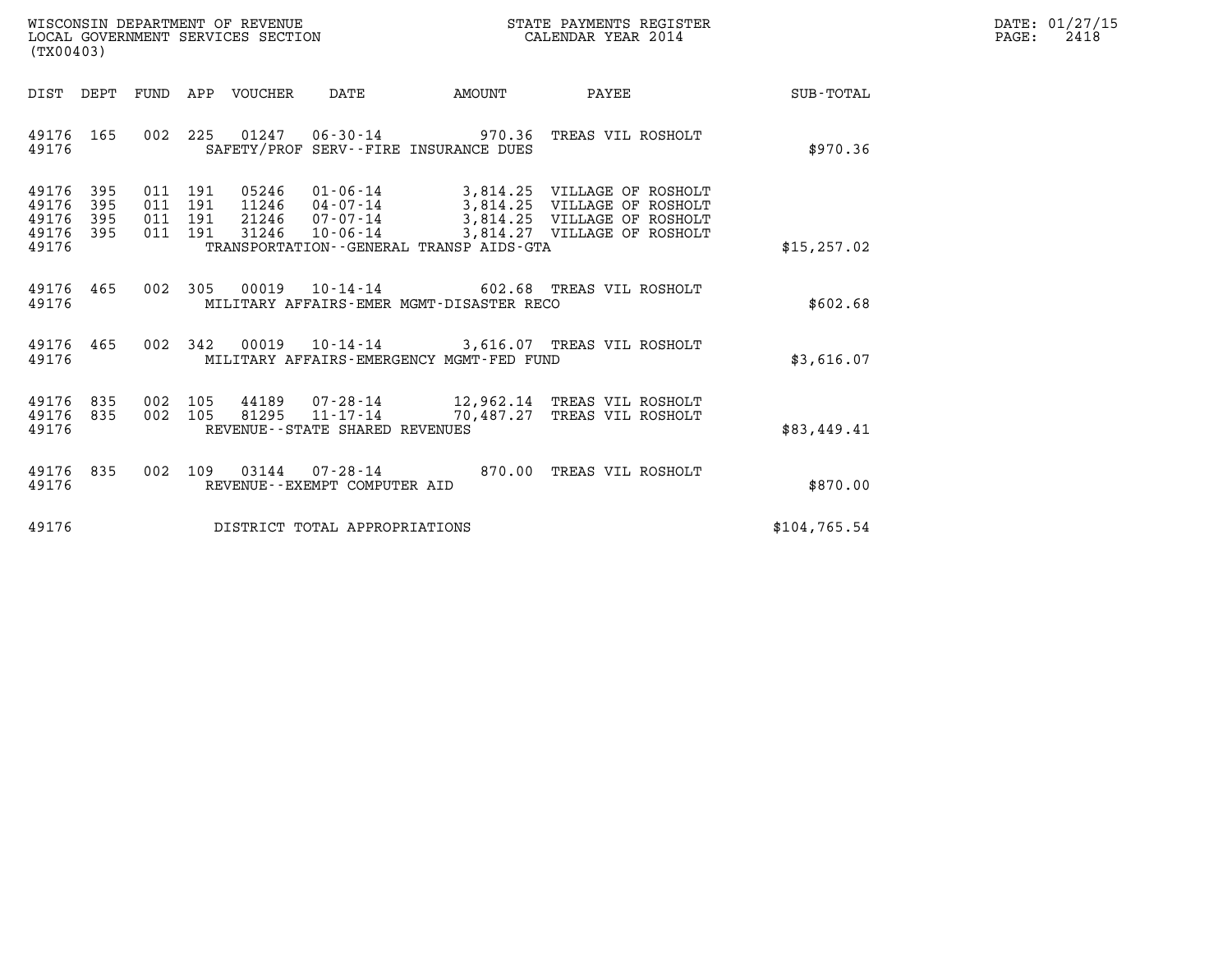WISCONSIN DEPARTMENT OF REVENUE
LOCAL GOVERNMENT SERVICES SECTION
(TX00403)

STATE PAYMENTS REGISTER
CALENDAR YEAR 2014

DATE: 01/27/15
PAGE: 2418

| DIST | DEPT | FUND | APP | VOUCHER | DATE | AMOUNT | PAYEE | SUB-TOTAL |
|---|---|---|---|---|---|---|---|---|
| 49176 | 165 | 002 | 225 | 01247 | 06-30-14 | 970.36 | TREAS VIL ROSHOLT | |
| 49176 | | | | | SAFETY/PROF SERV--FIRE INSURANCE DUES | | | $970.36 |
| 49176 | 395 | 011 | 191 | 05246 | 01-06-14 | 3,814.25 | VILLAGE OF ROSHOLT | |
| 49176 | 395 | 011 | 191 | 11246 | 04-07-14 | 3,814.25 | VILLAGE OF ROSHOLT | |
| 49176 | 395 | 011 | 191 | 21246 | 07-07-14 | 3,814.25 | VILLAGE OF ROSHOLT | |
| 49176 | 395 | 011 | 191 | 31246 | 10-06-14 | 3,814.27 | VILLAGE OF ROSHOLT | |
| 49176 | | | | | TRANSPORTATION--GENERAL TRANSP AIDS-GTA | | | $15,257.02 |
| 49176 | 465 | 002 | 305 | 00019 | 10-14-14 | 602.68 | TREAS VIL ROSHOLT | |
| 49176 | | | | | MILITARY AFFAIRS-EMER MGMT-DISASTER RECO | | | $602.68 |
| 49176 | 465 | 002 | 342 | 00019 | 10-14-14 | 3,616.07 | TREAS VIL ROSHOLT | |
| 49176 | | | | | MILITARY AFFAIRS-EMERGENCY MGMT-FED FUND | | | $3,616.07 |
| 49176 | 835 | 002 | 105 | 44189 | 07-28-14 | 12,962.14 | TREAS VIL ROSHOLT | |
| 49176 | 835 | 002 | 105 | 81295 | 11-17-14 | 70,487.27 | TREAS VIL ROSHOLT | |
| 49176 | | | | | REVENUE--STATE SHARED REVENUES | | | $83,449.41 |
| 49176 | 835 | 002 | 109 | 03144 | 07-28-14 | 870.00 | TREAS VIL ROSHOLT | |
| 49176 | | | | | REVENUE--EXEMPT COMPUTER AID | | | $870.00 |
| 49176 | | | | | DISTRICT TOTAL APPROPRIATIONS | | | $104,765.54 |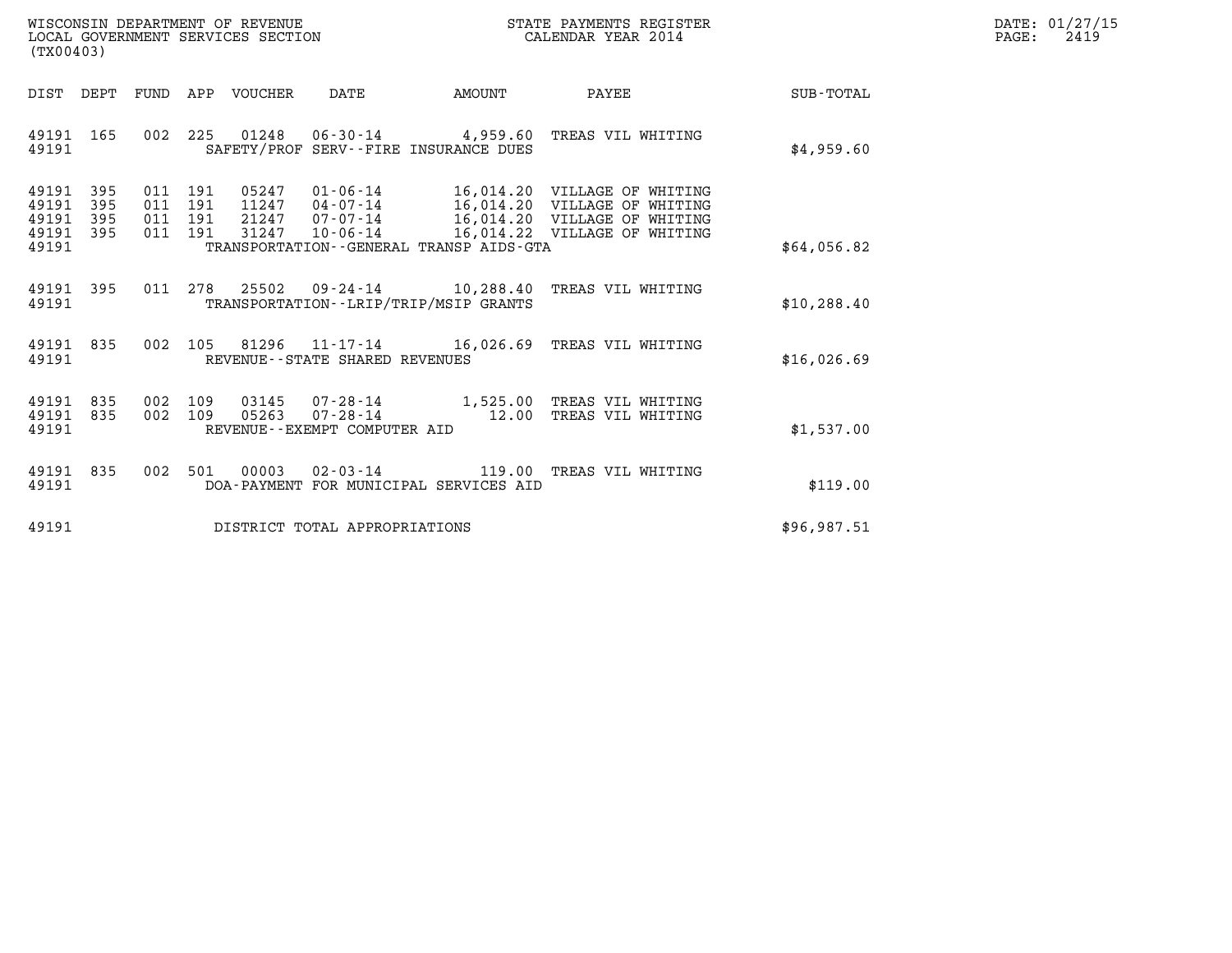WISCONSIN DEPARTMENT OF REVENUE
LOCAL GOVERNMENT SERVICES SECTION
(TX00403)

STATE PAYMENTS REGISTER
CALENDAR YEAR 2014

DATE: 01/27/15
PAGE: 2419

| DIST | DEPT | FUND | APP | VOUCHER | DATE | AMOUNT | PAYEE | SUB-TOTAL |
|---|---|---|---|---|---|---|---|---|
| 49191 | 165 | 002 | 225 | 01248 | 06-30-14 | 4,959.60 | TREAS VIL WHITING | |
| 49191 | | | | SAFETY/PROF SERV--FIRE INSURANCE DUES | | | | $4,959.60 |
| 49191 | 395 | 011 | 191 | 05247 | 01-06-14 | 16,014.20 | VILLAGE OF WHITING | |
| 49191 | 395 | 011 | 191 | 11247 | 04-07-14 | 16,014.20 | VILLAGE OF WHITING | |
| 49191 | 395 | 011 | 191 | 21247 | 07-07-14 | 16,014.20 | VILLAGE OF WHITING | |
| 49191 | 395 | 011 | 191 | 31247 | 10-06-14 | 16,014.22 | VILLAGE OF WHITING | |
| 49191 | | | | TRANSPORTATION--GENERAL TRANSP AIDS-GTA | | | | $64,056.82 |
| 49191 | 395 | 011 | 278 | 25502 | 09-24-14 | 10,288.40 | TREAS VIL WHITING | |
| 49191 | | | | TRANSPORTATION--LRIP/TRIP/MSIP GRANTS | | | | $10,288.40 |
| 49191 | 835 | 002 | 105 | 81296 | 11-17-14 | 16,026.69 | TREAS VIL WHITING | |
| 49191 | | | | REVENUE--STATE SHARED REVENUES | | | | $16,026.69 |
| 49191 | 835 | 002 | 109 | 03145 | 07-28-14 | 1,525.00 | TREAS VIL WHITING | |
| 49191 | 835 | 002 | 109 | 05263 | 07-28-14 | 12.00 | TREAS VIL WHITING | |
| 49191 | | | | REVENUE--EXEMPT COMPUTER AID | | | | $1,537.00 |
| 49191 | 835 | 002 | 501 | 00003 | 02-03-14 | 119.00 | TREAS VIL WHITING | |
| 49191 | | | | DOA-PAYMENT FOR MUNICIPAL SERVICES AID | | | | $119.00 |
| 49191 | | | | DISTRICT TOTAL APPROPRIATIONS | | | | $96,987.51 |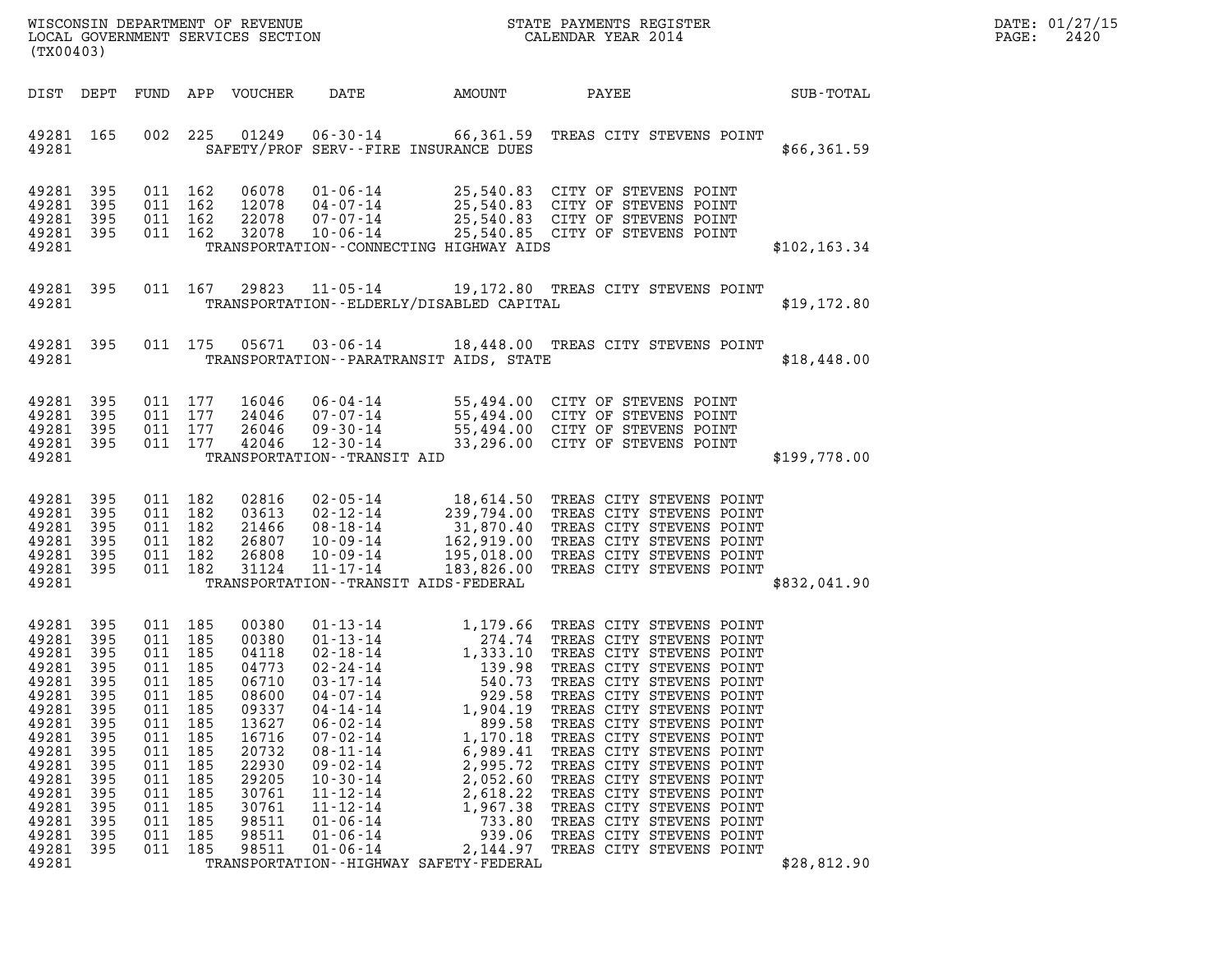WISCONSIN DEPARTMENT OF REVENUE
LOCAL GOVERNMENT SERVICES SECTION
(TX00403)

STATE PAYMENTS REGISTER
CALENDAR YEAR 2014

DATE: 01/27/15
PAGE: 2420

| DIST | DEPT | FUND | APP | VOUCHER | DATE | AMOUNT | PAYEE | SUB-TOTAL |
|---|---|---|---|---|---|---|---|---|
| 49281 | 165 | 002 | 225 | 01249 | 06-30-14 | 66,361.59 | TREAS CITY STEVENS POINT | |
| 49281 | | | | | SAFETY/PROF SERV--FIRE INSURANCE DUES | | | $66,361.59 |
| 49281 | 395 | 011 | 162 | 06078 | 01-06-14 | 25,540.83 | CITY OF STEVENS POINT | |
| 49281 | 395 | 011 | 162 | 12078 | 04-07-14 | 25,540.83 | CITY OF STEVENS POINT | |
| 49281 | 395 | 011 | 162 | 22078 | 07-07-14 | 25,540.83 | CITY OF STEVENS POINT | |
| 49281 | 395 | 011 | 162 | 32078 | 10-06-14 | 25,540.85 | CITY OF STEVENS POINT | |
| 49281 | | | | | TRANSPORTATION--CONNECTING HIGHWAY AIDS | | | $102,163.34 |
| 49281 | 395 | 011 | 167 | 29823 | 11-05-14 | 19,172.80 | TREAS CITY STEVENS POINT | |
| 49281 | | | | | TRANSPORTATION--ELDERLY/DISABLED CAPITAL | | | $19,172.80 |
| 49281 | 395 | 011 | 175 | 05671 | 03-06-14 | 18,448.00 | TREAS CITY STEVENS POINT | |
| 49281 | | | | | TRANSPORTATION--PARATRANSIT AIDS, STATE | | | $18,448.00 |
| 49281 | 395 | 011 | 177 | 16046 | 06-04-14 | 55,494.00 | CITY OF STEVENS POINT | |
| 49281 | 395 | 011 | 177 | 24046 | 07-07-14 | 55,494.00 | CITY OF STEVENS POINT | |
| 49281 | 395 | 011 | 177 | 26046 | 09-30-14 | 55,494.00 | CITY OF STEVENS POINT | |
| 49281 | 395 | 011 | 177 | 42046 | 12-30-14 | 33,296.00 | CITY OF STEVENS POINT | |
| 49281 | | | | | TRANSPORTATION--TRANSIT AID | | | $199,778.00 |
| 49281 | 395 | 011 | 182 | 02816 | 02-05-14 | 18,614.50 | TREAS CITY STEVENS POINT | |
| 49281 | 395 | 011 | 182 | 03613 | 02-12-14 | 239,794.00 | TREAS CITY STEVENS POINT | |
| 49281 | 395 | 011 | 182 | 21466 | 08-18-14 | 31,870.40 | TREAS CITY STEVENS POINT | |
| 49281 | 395 | 011 | 182 | 26807 | 10-09-14 | 162,919.00 | TREAS CITY STEVENS POINT | |
| 49281 | 395 | 011 | 182 | 26808 | 10-09-14 | 195,018.00 | TREAS CITY STEVENS POINT | |
| 49281 | 395 | 011 | 182 | 31124 | 11-17-14 | 183,826.00 | TREAS CITY STEVENS POINT | |
| 49281 | | | | | TRANSPORTATION--TRANSIT AIDS-FEDERAL | | | $832,041.90 |
| 49281 | 395 | 011 | 185 | 00380 | 01-13-14 | 1,179.66 | TREAS CITY STEVENS POINT | |
| 49281 | 395 | 011 | 185 | 00380 | 01-13-14 | 274.74 | TREAS CITY STEVENS POINT | |
| 49281 | 395 | 011 | 185 | 04118 | 02-18-14 | 1,333.10 | TREAS CITY STEVENS POINT | |
| 49281 | 395 | 011 | 185 | 04773 | 02-24-14 | 139.98 | TREAS CITY STEVENS POINT | |
| 49281 | 395 | 011 | 185 | 06710 | 03-17-14 | 540.73 | TREAS CITY STEVENS POINT | |
| 49281 | 395 | 011 | 185 | 08600 | 04-07-14 | 929.58 | TREAS CITY STEVENS POINT | |
| 49281 | 395 | 011 | 185 | 09337 | 04-14-14 | 1,904.19 | TREAS CITY STEVENS POINT | |
| 49281 | 395 | 011 | 185 | 13627 | 06-02-14 | 899.58 | TREAS CITY STEVENS POINT | |
| 49281 | 395 | 011 | 185 | 16716 | 07-02-14 | 1,170.18 | TREAS CITY STEVENS POINT | |
| 49281 | 395 | 011 | 185 | 20732 | 08-11-14 | 6,989.41 | TREAS CITY STEVENS POINT | |
| 49281 | 395 | 011 | 185 | 22930 | 09-02-14 | 2,995.72 | TREAS CITY STEVENS POINT | |
| 49281 | 395 | 011 | 185 | 29205 | 10-30-14 | 2,052.60 | TREAS CITY STEVENS POINT | |
| 49281 | 395 | 011 | 185 | 30761 | 11-12-14 | 2,618.22 | TREAS CITY STEVENS POINT | |
| 49281 | 395 | 011 | 185 | 30761 | 11-12-14 | 1,967.38 | TREAS CITY STEVENS POINT | |
| 49281 | 395 | 011 | 185 | 98511 | 01-06-14 | 733.80 | TREAS CITY STEVENS POINT | |
| 49281 | 395 | 011 | 185 | 98511 | 01-06-14 | 939.06 | TREAS CITY STEVENS POINT | |
| 49281 | 395 | 011 | 185 | 98511 | 01-06-14 | 2,144.97 | TREAS CITY STEVENS POINT | |
| 49281 | | | | | TRANSPORTATION--HIGHWAY SAFETY-FEDERAL | | | $28,812.90 |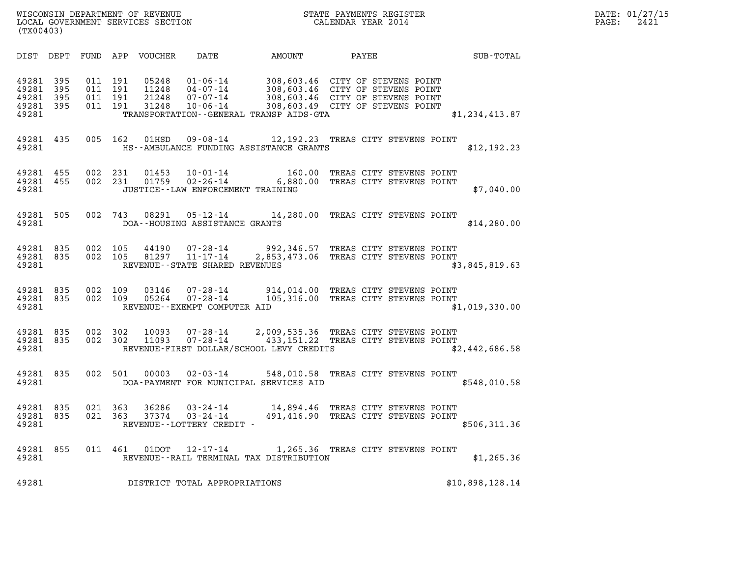WISCONSIN DEPARTMENT OF REVENUE
LOCAL GOVERNMENT SERVICES SECTION
(TX00403)

STATE PAYMENTS REGISTER
CALENDAR YEAR 2014

DATE: 01/27/15
PAGE: 2421

| DIST | DEPT | FUND | APP | VOUCHER | DATE | AMOUNT | PAYEE | SUB-TOTAL |
|---|---|---|---|---|---|---|---|---|
| 49281 | 395 | 011 | 191 | 05248 | 01-06-14 | 308,603.46 | CITY OF STEVENS POINT | |
| 49281 | 395 | 011 | 191 | 11248 | 04-07-14 | 308,603.46 | CITY OF STEVENS POINT | |
| 49281 | 395 | 011 | 191 | 21248 | 07-07-14 | 308,603.46 | CITY OF STEVENS POINT | |
| 49281 | 395 | 011 | 191 | 31248 | 10-06-14 | 308,603.49 | CITY OF STEVENS POINT | |
| 49281 | | | | | TRANSPORTATION--GENERAL TRANSP AIDS-GTA | | | $1,234,413.87 |
| 49281 | 435 | 005 | 162 | 01HSD | 09-08-14 | 12,192.23 | TREAS CITY STEVENS POINT | |
| 49281 | | | | | HS--AMBULANCE FUNDING ASSISTANCE GRANTS | | | $12,192.23 |
| 49281 | 455 | 002 | 231 | 01453 | 10-01-14 | 160.00 | TREAS CITY STEVENS POINT | |
| 49281 | 455 | 002 | 231 | 01759 | 02-26-14 | 6,880.00 | TREAS CITY STEVENS POINT | |
| 49281 | | | | | JUSTICE--LAW ENFORCEMENT TRAINING | | | $7,040.00 |
| 49281 | 505 | 002 | 743 | 08291 | 05-12-14 | 14,280.00 | TREAS CITY STEVENS POINT | |
| 49281 | | | | | DOA--HOUSING ASSISTANCE GRANTS | | | $14,280.00 |
| 49281 | 835 | 002 | 105 | 44190 | 07-28-14 | 992,346.57 | TREAS CITY STEVENS POINT | |
| 49281 | 835 | 002 | 105 | 81297 | 11-17-14 | 2,853,473.06 | TREAS CITY STEVENS POINT | |
| 49281 | | | | | REVENUE--STATE SHARED REVENUES | | | $3,845,819.63 |
| 49281 | 835 | 002 | 109 | 03146 | 07-28-14 | 914,014.00 | TREAS CITY STEVENS POINT | |
| 49281 | 835 | 002 | 109 | 05264 | 07-28-14 | 105,316.00 | TREAS CITY STEVENS POINT | |
| 49281 | | | | | REVENUE--EXEMPT COMPUTER AID | | | $1,019,330.00 |
| 49281 | 835 | 002 | 302 | 10093 | 07-28-14 | 2,009,535.36 | TREAS CITY STEVENS POINT | |
| 49281 | 835 | 002 | 302 | 11093 | 07-28-14 | 433,151.22 | TREAS CITY STEVENS POINT | |
| 49281 | | | | | REVENUE-FIRST DOLLAR/SCHOOL LEVY CREDITS | | | $2,442,686.58 |
| 49281 | 835 | 002 | 501 | 00003 | 02-03-14 | 548,010.58 | TREAS CITY STEVENS POINT | |
| 49281 | | | | | DOA-PAYMENT FOR MUNICIPAL SERVICES AID | | | $548,010.58 |
| 49281 | 835 | 021 | 363 | 36286 | 03-24-14 | 14,894.46 | TREAS CITY STEVENS POINT | |
| 49281 | 835 | 021 | 363 | 37374 | 03-24-14 | 491,416.90 | TREAS CITY STEVENS POINT | |
| 49281 | | | | | REVENUE--LOTTERY CREDIT - | | | $506,311.36 |
| 49281 | 855 | 011 | 461 | 01DOT | 12-17-14 | 1,265.36 | TREAS CITY STEVENS POINT | |
| 49281 | | | | | REVENUE--RAIL TERMINAL TAX DISTRIBUTION | | | $1,265.36 |
| 49281 | | | | | DISTRICT TOTAL APPROPRIATIONS | | | $10,898,128.14 |